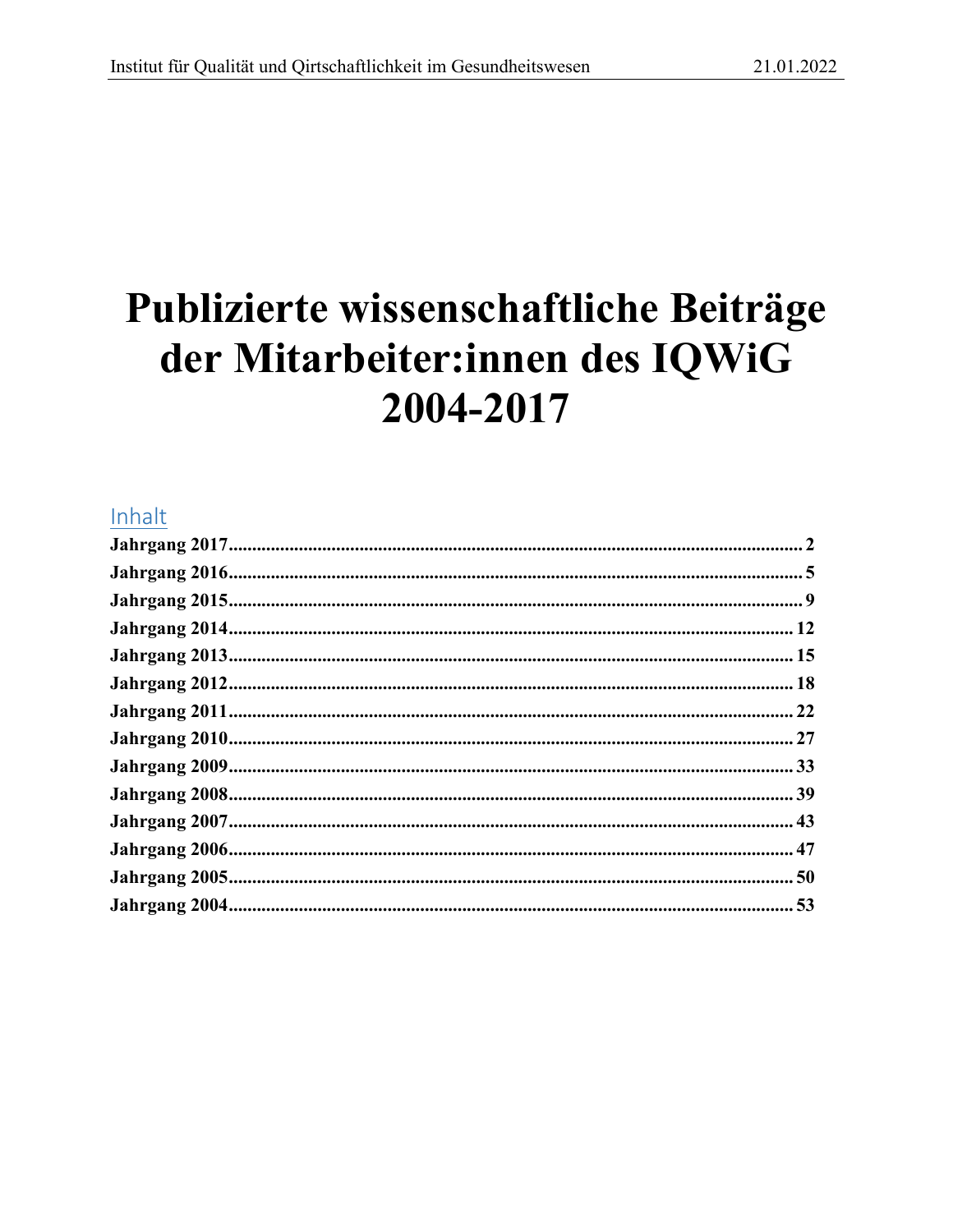# Publizierte wissenschaftliche Beiträge der Mitarbeiter:innen des IQWiG 2004-2017

## Inhalt

**Jahrgang 2017**........................................................ 2
**Jahrgang 2016**........................................................ 5
**Jahrgang 2015**........................................................ 9
**Jahrgang 2014**........................................................ 12
**Jahrgang 2013**........................................................ 15
**Jahrgang 2012**........................................................ 18
**Jahrgang 2011**........................................................ 22
**Jahrgang 2010**........................................................ 27
**Jahrgang 2009**........................................................ 33
**Jahrgang 2008**........................................................ 39
**Jahrgang 2007**........................................................ 43
**Jahrgang 2006**........................................................ 47
**Jahrgang 2005**........................................................ 50
**Jahrgang 2004**........................................................ 53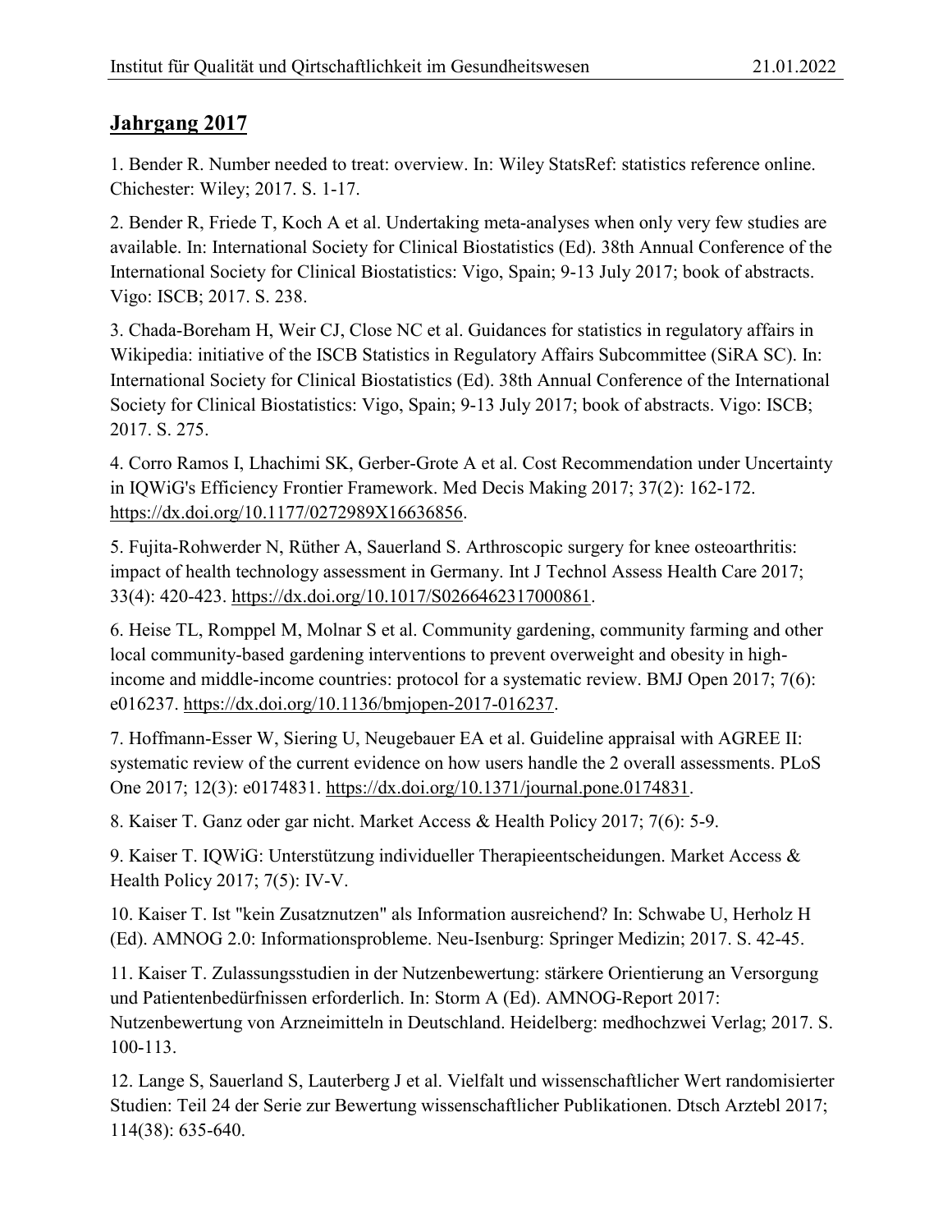## Jahrgang 2017

1. Bender R. Number needed to treat: overview. In: Wiley StatsRef: statistics reference online. Chichester: Wiley; 2017. S. 1-17.

2. Bender R, Friede T, Koch A et al. Undertaking meta-analyses when only very few studies are available. In: International Society for Clinical Biostatistics (Ed). 38th Annual Conference of the International Society for Clinical Biostatistics: Vigo, Spain; 9-13 July 2017; book of abstracts. Vigo: ISCB; 2017. S. 238.

3. Chada-Boreham H, Weir CJ, Close NC et al. Guidances for statistics in regulatory affairs in Wikipedia: initiative of the ISCB Statistics in Regulatory Affairs Subcommittee (SiRA SC). In: International Society for Clinical Biostatistics (Ed). 38th Annual Conference of the International Society for Clinical Biostatistics: Vigo, Spain; 9-13 July 2017; book of abstracts. Vigo: ISCB; 2017. S. 275.

4. Corro Ramos I, Lhachimi SK, Gerber-Grote A et al. Cost Recommendation under Uncertainty in IQWiG's Efficiency Frontier Framework. Med Decis Making 2017; 37(2): 162-172. https://dx.doi.org/10.1177/0272989X16636856.

5. Fujita-Rohwerder N, Rüther A, Sauerland S. Arthroscopic surgery for knee osteoarthritis: impact of health technology assessment in Germany. Int J Technol Assess Health Care 2017; 33(4): 420-423. https://dx.doi.org/10.1017/S0266462317000861.

6. Heise TL, Romppel M, Molnar S et al. Community gardening, community farming and other local community-based gardening interventions to prevent overweight and obesity in high-income and middle-income countries: protocol for a systematic review. BMJ Open 2017; 7(6): e016237. https://dx.doi.org/10.1136/bmjopen-2017-016237.

7. Hoffmann-Esser W, Siering U, Neugebauer EA et al. Guideline appraisal with AGREE II: systematic review of the current evidence on how users handle the 2 overall assessments. PLoS One 2017; 12(3): e0174831. https://dx.doi.org/10.1371/journal.pone.0174831.

8. Kaiser T. Ganz oder gar nicht. Market Access & Health Policy 2017; 7(6): 5-9.

9. Kaiser T. IQWiG: Unterstützung individueller Therapieentscheidungen. Market Access & Health Policy 2017; 7(5): IV-V.

10. Kaiser T. Ist "kein Zusatznutzen" als Information ausreichend? In: Schwabe U, Herholz H (Ed). AMNOG 2.0: Informationsprobleme. Neu-Isenburg: Springer Medizin; 2017. S. 42-45.

11. Kaiser T. Zulassungsstudien in der Nutzenbewertung: stärkere Orientierung an Versorgung und Patientenbedürfnissen erforderlich. In: Storm A (Ed). AMNOG-Report 2017: Nutzenbewertung von Arzneimitteln in Deutschland. Heidelberg: medhochzwei Verlag; 2017. S. 100-113.

12. Lange S, Sauerland S, Lauterberg J et al. Vielfalt und wissenschaftlicher Wert randomisierter Studien: Teil 24 der Serie zur Bewertung wissenschaftlicher Publikationen. Dtsch Arztebl 2017; 114(38): 635-640.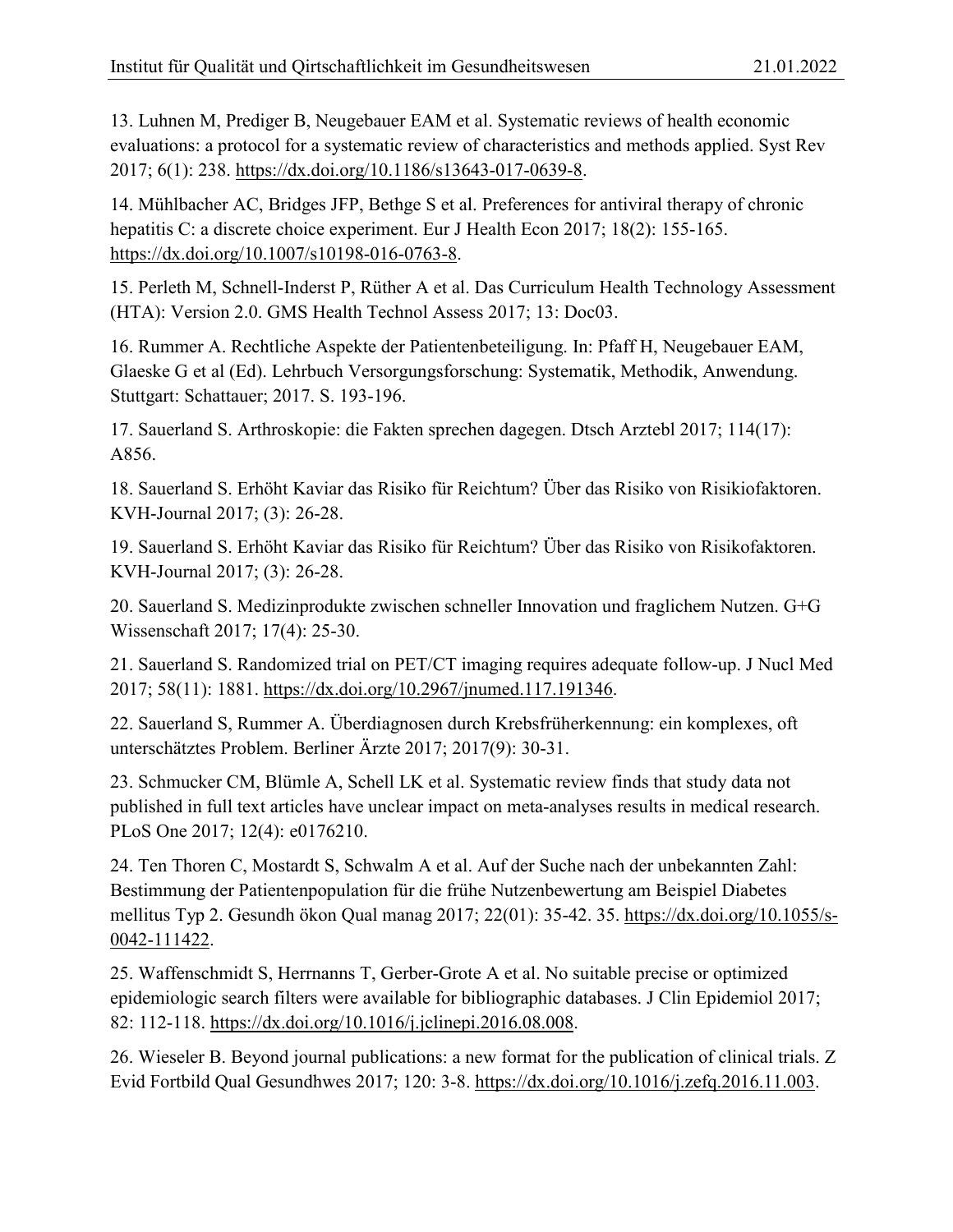13. Luhnen M, Prediger B, Neugebauer EAM et al. Systematic reviews of health economic evaluations: a protocol for a systematic review of characteristics and methods applied. Syst Rev 2017; 6(1): 238. https://dx.doi.org/10.1186/s13643-017-0639-8.

14. Mühlbacher AC, Bridges JFP, Bethge S et al. Preferences for antiviral therapy of chronic hepatitis C: a discrete choice experiment. Eur J Health Econ 2017; 18(2): 155-165. https://dx.doi.org/10.1007/s10198-016-0763-8.

15. Perleth M, Schnell-Inderst P, Rüther A et al. Das Curriculum Health Technology Assessment (HTA): Version 2.0. GMS Health Technol Assess 2017; 13: Doc03.

16. Rummer A. Rechtliche Aspekte der Patientenbeteiligung. In: Pfaff H, Neugebauer EAM, Glaeske G et al (Ed). Lehrbuch Versorgungsforschung: Systematik, Methodik, Anwendung. Stuttgart: Schattauer; 2017. S. 193-196.

17. Sauerland S. Arthroskopie: die Fakten sprechen dagegen. Dtsch Arztebl 2017; 114(17): A856.

18. Sauerland S. Erhöht Kaviar das Risiko für Reichtum? Über das Risiko von Risikiofaktoren. KVH-Journal 2017; (3): 26-28.

19. Sauerland S. Erhöht Kaviar das Risiko für Reichtum? Über das Risiko von Risikofaktoren. KVH-Journal 2017; (3): 26-28.

20. Sauerland S. Medizinprodukte zwischen schneller Innovation und fraglichem Nutzen. G+G Wissenschaft 2017; 17(4): 25-30.

21. Sauerland S. Randomized trial on PET/CT imaging requires adequate follow-up. J Nucl Med 2017; 58(11): 1881. https://dx.doi.org/10.2967/jnumed.117.191346.

22. Sauerland S, Rummer A. Überdiagnosen durch Krebsfrüherkennung: ein komplexes, oft unterschätztes Problem. Berliner Ärzte 2017; 2017(9): 30-31.

23. Schmucker CM, Blümle A, Schell LK et al. Systematic review finds that study data not published in full text articles have unclear impact on meta-analyses results in medical research. PLoS One 2017; 12(4): e0176210.

24. Ten Thoren C, Mostardt S, Schwalm A et al. Auf der Suche nach der unbekannten Zahl: Bestimmung der Patientenpopulation für die frühe Nutzenbewertung am Beispiel Diabetes mellitus Typ 2. Gesundh ökon Qual manag 2017; 22(01): 35-42. 35. https://dx.doi.org/10.1055/s-0042-111422.

25. Waffenschmidt S, Herrnanns T, Gerber-Grote A et al. No suitable precise or optimized epidemiologic search filters were available for bibliographic databases. J Clin Epidemiol 2017; 82: 112-118. https://dx.doi.org/10.1016/j.jclinepi.2016.08.008.

26. Wieseler B. Beyond journal publications: a new format for the publication of clinical trials. Z Evid Fortbild Qual Gesundhwes 2017; 120: 3-8. https://dx.doi.org/10.1016/j.zefq.2016.11.003.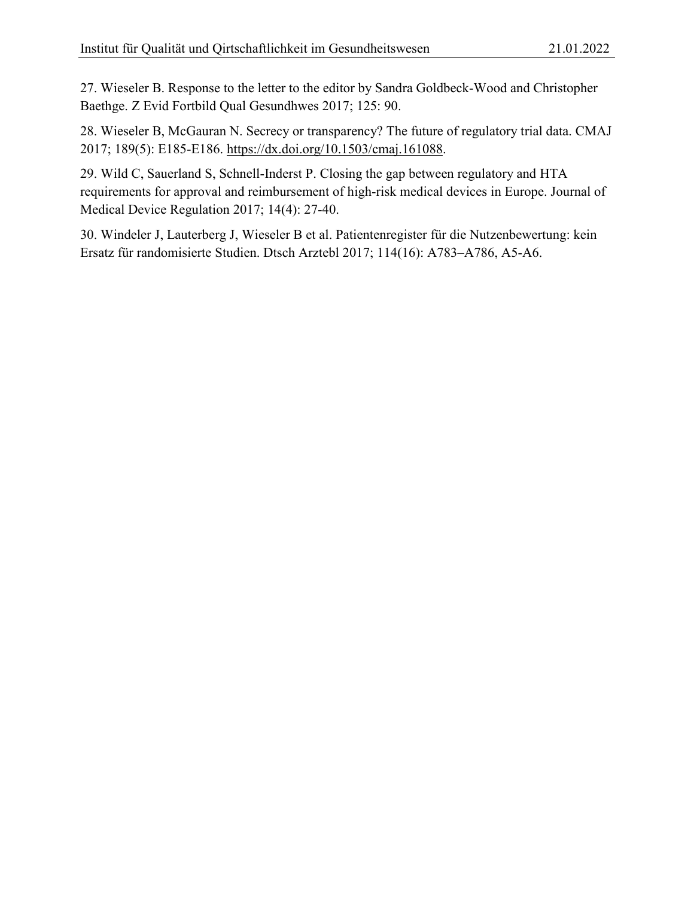27. Wieseler B. Response to the letter to the editor by Sandra Goldbeck-Wood and Christopher Baethge. Z Evid Fortbild Qual Gesundhwes 2017; 125: 90.

28. Wieseler B, McGauran N. Secrecy or transparency? The future of regulatory trial data. CMAJ 2017; 189(5): E185-E186. https://dx.doi.org/10.1503/cmaj.161088.

29. Wild C, Sauerland S, Schnell-Inderst P. Closing the gap between regulatory and HTA requirements for approval and reimbursement of high-risk medical devices in Europe. Journal of Medical Device Regulation 2017; 14(4): 27-40.

30. Windeler J, Lauterberg J, Wieseler B et al. Patientenregister für die Nutzenbewertung: kein Ersatz für randomisierte Studien. Dtsch Arztebl 2017; 114(16): A783–A786, A5-A6.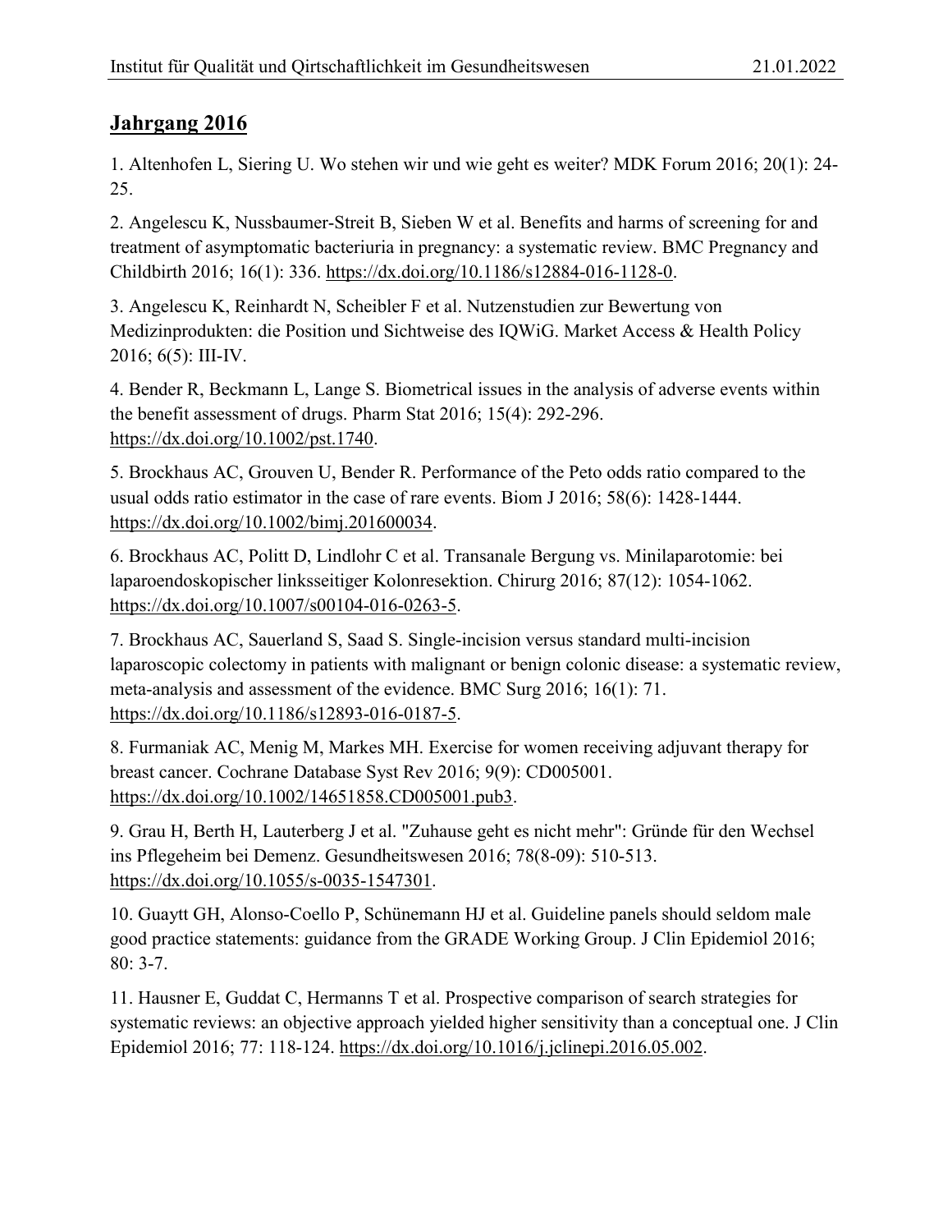## Jahrgang 2016

1. Altenhofen L, Siering U. Wo stehen wir und wie geht es weiter? MDK Forum 2016; 20(1): 24-25.

2. Angelescu K, Nussbaumer-Streit B, Sieben W et al. Benefits and harms of screening for and treatment of asymptomatic bacteriuria in pregnancy: a systematic review. BMC Pregnancy and Childbirth 2016; 16(1): 336. https://dx.doi.org/10.1186/s12884-016-1128-0.

3. Angelescu K, Reinhardt N, Scheibler F et al. Nutzenstudien zur Bewertung von Medizinprodukten: die Position und Sichtweise des IQWiG. Market Access & Health Policy 2016; 6(5): III-IV.

4. Bender R, Beckmann L, Lange S. Biometrical issues in the analysis of adverse events within the benefit assessment of drugs. Pharm Stat 2016; 15(4): 292-296. https://dx.doi.org/10.1002/pst.1740.

5. Brockhaus AC, Grouven U, Bender R. Performance of the Peto odds ratio compared to the usual odds ratio estimator in the case of rare events. Biom J 2016; 58(6): 1428-1444. https://dx.doi.org/10.1002/bimj.201600034.

6. Brockhaus AC, Politt D, Lindlohr C et al. Transanale Bergung vs. Minilaparotomie: bei laparoendoskopischer linksseitiger Kolonresektion. Chirurg 2016; 87(12): 1054-1062. https://dx.doi.org/10.1007/s00104-016-0263-5.

7. Brockhaus AC, Sauerland S, Saad S. Single-incision versus standard multi-incision laparoscopic colectomy in patients with malignant or benign colonic disease: a systematic review, meta-analysis and assessment of the evidence. BMC Surg 2016; 16(1): 71. https://dx.doi.org/10.1186/s12893-016-0187-5.

8. Furmaniak AC, Menig M, Markes MH. Exercise for women receiving adjuvant therapy for breast cancer. Cochrane Database Syst Rev 2016; 9(9): CD005001. https://dx.doi.org/10.1002/14651858.CD005001.pub3.

9. Grau H, Berth H, Lauterberg J et al. "Zuhause geht es nicht mehr": Gründe für den Wechsel ins Pflegeheim bei Demenz. Gesundheitswesen 2016; 78(8-09): 510-513. https://dx.doi.org/10.1055/s-0035-1547301.

10. Guaytt GH, Alonso-Coello P, Schünemann HJ et al. Guideline panels should seldom male good practice statements: guidance from the GRADE Working Group. J Clin Epidemiol 2016; 80: 3-7.

11. Hausner E, Guddat C, Hermanns T et al. Prospective comparison of search strategies for systematic reviews: an objective approach yielded higher sensitivity than a conceptual one. J Clin Epidemiol 2016; 77: 118-124. https://dx.doi.org/10.1016/j.jclinepi.2016.05.002.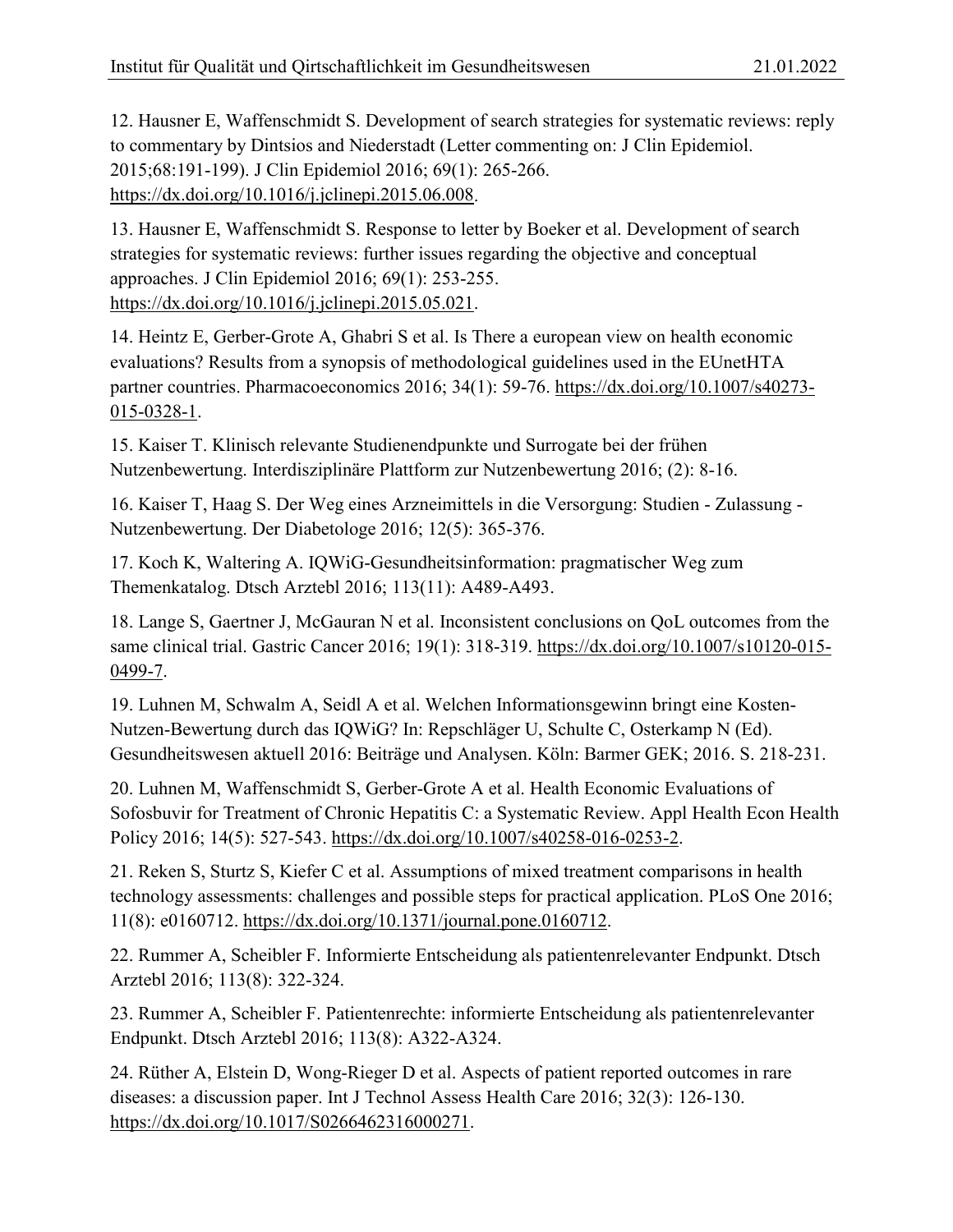12. Hausner E, Waffenschmidt S. Development of search strategies for systematic reviews: reply to commentary by Dintsios and Niederstadt (Letter commenting on: J Clin Epidemiol. 2015;68:191-199). J Clin Epidemiol 2016; 69(1): 265-266. https://dx.doi.org/10.1016/j.jclinepi.2015.06.008.

13. Hausner E, Waffenschmidt S. Response to letter by Boeker et al. Development of search strategies for systematic reviews: further issues regarding the objective and conceptual approaches. J Clin Epidemiol 2016; 69(1): 253-255. https://dx.doi.org/10.1016/j.jclinepi.2015.05.021.

14. Heintz E, Gerber-Grote A, Ghabri S et al. Is There a european view on health economic evaluations? Results from a synopsis of methodological guidelines used in the EUnetHTA partner countries. Pharmacoeconomics 2016; 34(1): 59-76. https://dx.doi.org/10.1007/s40273-015-0328-1.

15. Kaiser T. Klinisch relevante Studienendpunkte und Surrogate bei der frühen Nutzenbewertung. Interdisziplinäre Plattform zur Nutzenbewertung 2016; (2): 8-16.

16. Kaiser T, Haag S. Der Weg eines Arzneimittels in die Versorgung: Studien - Zulassung - Nutzenbewertung. Der Diabetologe 2016; 12(5): 365-376.

17. Koch K, Waltering A. IQWiG-Gesundheitsinformation: pragmatischer Weg zum Themenkatalog. Dtsch Arztebl 2016; 113(11): A489-A493.

18. Lange S, Gaertner J, McGauran N et al. Inconsistent conclusions on QoL outcomes from the same clinical trial. Gastric Cancer 2016; 19(1): 318-319. https://dx.doi.org/10.1007/s10120-015-0499-7.

19. Luhnen M, Schwalm A, Seidl A et al. Welchen Informationsgewinn bringt eine Kosten-Nutzen-Bewertung durch das IQWiG? In: Repschläger U, Schulte C, Osterkamp N (Ed). Gesundheitswesen aktuell 2016: Beiträge und Analysen. Köln: Barmer GEK; 2016. S. 218-231.

20. Luhnen M, Waffenschmidt S, Gerber-Grote A et al. Health Economic Evaluations of Sofosbuvir for Treatment of Chronic Hepatitis C: a Systematic Review. Appl Health Econ Health Policy 2016; 14(5): 527-543. https://dx.doi.org/10.1007/s40258-016-0253-2.

21. Reken S, Sturtz S, Kiefer C et al. Assumptions of mixed treatment comparisons in health technology assessments: challenges and possible steps for practical application. PLoS One 2016; 11(8): e0160712. https://dx.doi.org/10.1371/journal.pone.0160712.

22. Rummer A, Scheibler F. Informierte Entscheidung als patientenrelevanter Endpunkt. Dtsch Arztebl 2016; 113(8): 322-324.

23. Rummer A, Scheibler F. Patientenrechte: informierte Entscheidung als patientenrelevanter Endpunkt. Dtsch Arztebl 2016; 113(8): A322-A324.

24. Rüther A, Elstein D, Wong-Rieger D et al. Aspects of patient reported outcomes in rare diseases: a discussion paper. Int J Technol Assess Health Care 2016; 32(3): 126-130. https://dx.doi.org/10.1017/S0266462316000271.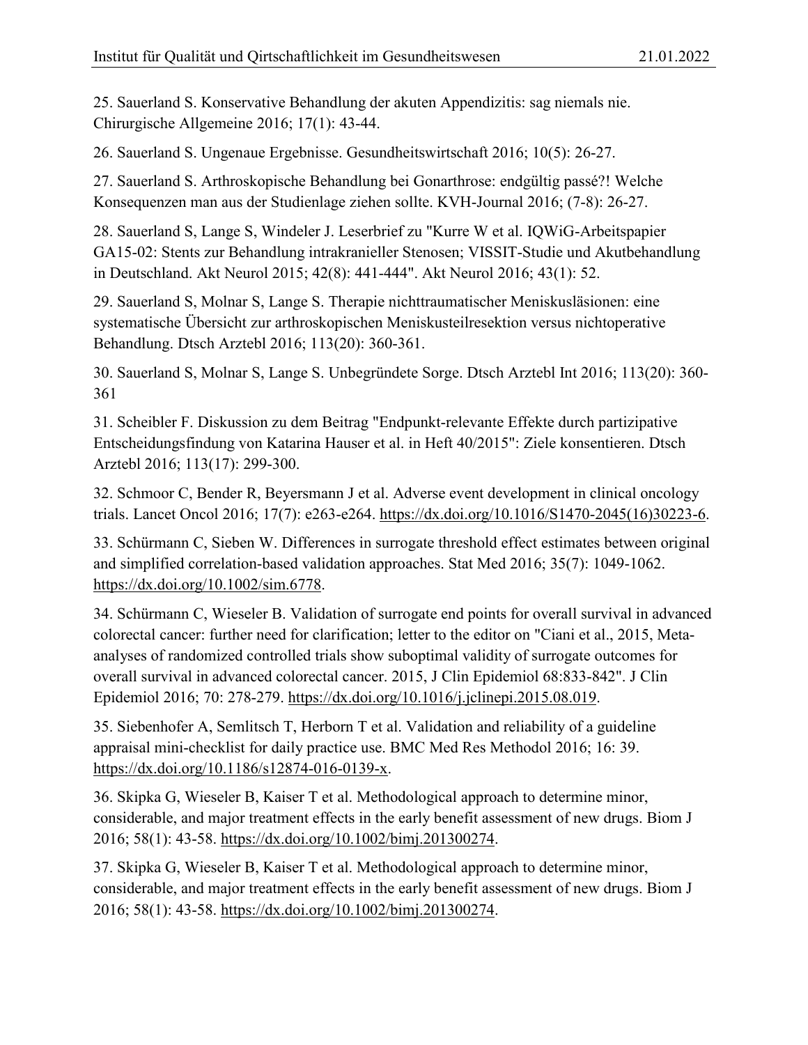25. Sauerland S. Konservative Behandlung der akuten Appendizitis: sag niemals nie. Chirurgische Allgemeine 2016; 17(1): 43-44.

26. Sauerland S. Ungenaue Ergebnisse. Gesundheitswirtschaft 2016; 10(5): 26-27.

27. Sauerland S. Arthroskopische Behandlung bei Gonarthrose: endgültig passé?! Welche Konsequenzen man aus der Studienlage ziehen sollte. KVH-Journal 2016; (7-8): 26-27.

28. Sauerland S, Lange S, Windeler J. Leserbrief zu "Kurre W et al. IQWiG-Arbeitspapier GA15-02: Stents zur Behandlung intrakranieller Stenosen; VISSIT-Studie und Akutbehandlung in Deutschland. Akt Neurol 2015; 42(8): 441-444". Akt Neurol 2016; 43(1): 52.

29. Sauerland S, Molnar S, Lange S. Therapie nichttraumatischer Meniskusläsionen: eine systematische Übersicht zur arthroskopischen Meniskusteilresektion versus nichtoperative Behandlung. Dtsch Arztebl 2016; 113(20): 360-361.

30. Sauerland S, Molnar S, Lange S. Unbegründete Sorge. Dtsch Arztebl Int 2016; 113(20): 360-361

31. Scheibler F. Diskussion zu dem Beitrag "Endpunkt-relevante Effekte durch partizipative Entscheidungsfindung von Katarina Hauser et al. in Heft 40/2015": Ziele konsentieren. Dtsch Arztebl 2016; 113(17): 299-300.

32. Schmoor C, Bender R, Beyersmann J et al. Adverse event development in clinical oncology trials. Lancet Oncol 2016; 17(7): e263-e264. https://dx.doi.org/10.1016/S1470-2045(16)30223-6.

33. Schürmann C, Sieben W. Differences in surrogate threshold effect estimates between original and simplified correlation-based validation approaches. Stat Med 2016; 35(7): 1049-1062. https://dx.doi.org/10.1002/sim.6778.

34. Schürmann C, Wieseler B. Validation of surrogate end points for overall survival in advanced colorectal cancer: further need for clarification; letter to the editor on "Ciani et al., 2015, Meta-analyses of randomized controlled trials show suboptimal validity of surrogate outcomes for overall survival in advanced colorectal cancer. 2015, J Clin Epidemiol 68:833-842". J Clin Epidemiol 2016; 70: 278-279. https://dx.doi.org/10.1016/j.jclinepi.2015.08.019.

35. Siebenhofer A, Semlitsch T, Herborn T et al. Validation and reliability of a guideline appraisal mini-checklist for daily practice use. BMC Med Res Methodol 2016; 16: 39. https://dx.doi.org/10.1186/s12874-016-0139-x.

36. Skipka G, Wieseler B, Kaiser T et al. Methodological approach to determine minor, considerable, and major treatment effects in the early benefit assessment of new drugs. Biom J 2016; 58(1): 43-58. https://dx.doi.org/10.1002/bimj.201300274.

37. Skipka G, Wieseler B, Kaiser T et al. Methodological approach to determine minor, considerable, and major treatment effects in the early benefit assessment of new drugs. Biom J 2016; 58(1): 43-58. https://dx.doi.org/10.1002/bimj.201300274.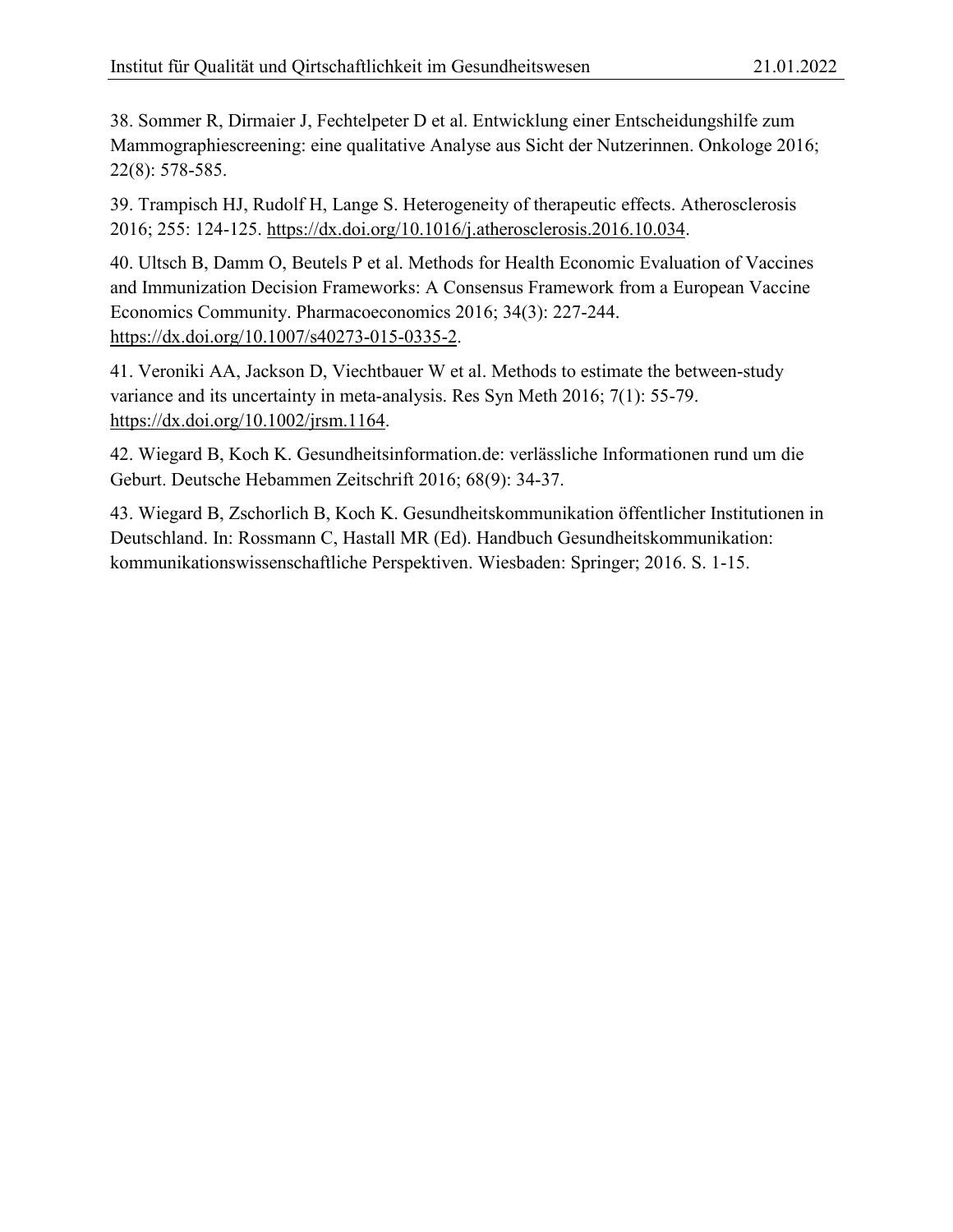38. Sommer R, Dirmaier J, Fechtelpeter D et al. Entwicklung einer Entscheidungshilfe zum Mammographiescreening: eine qualitative Analyse aus Sicht der Nutzerinnen. Onkologe 2016; 22(8): 578-585.

39. Trampisch HJ, Rudolf H, Lange S. Heterogeneity of therapeutic effects. Atherosclerosis 2016; 255: 124-125. https://dx.doi.org/10.1016/j.atherosclerosis.2016.10.034.

40. Ultsch B, Damm O, Beutels P et al. Methods for Health Economic Evaluation of Vaccines and Immunization Decision Frameworks: A Consensus Framework from a European Vaccine Economics Community. Pharmacoeconomics 2016; 34(3): 227-244. https://dx.doi.org/10.1007/s40273-015-0335-2.

41. Veroniki AA, Jackson D, Viechtbauer W et al. Methods to estimate the between-study variance and its uncertainty in meta-analysis. Res Syn Meth 2016; 7(1): 55-79. https://dx.doi.org/10.1002/jrsm.1164.

42. Wiegard B, Koch K. Gesundheitsinformation.de: verlässliche Informationen rund um die Geburt. Deutsche Hebammen Zeitschrift 2016; 68(9): 34-37.

43. Wiegard B, Zschorlich B, Koch K. Gesundheitskommunikation öffentlicher Institutionen in Deutschland. In: Rossmann C, Hastall MR (Ed). Handbuch Gesundheitskommunikation: kommunikationswissenschaftliche Perspektiven. Wiesbaden: Springer; 2016. S. 1-15.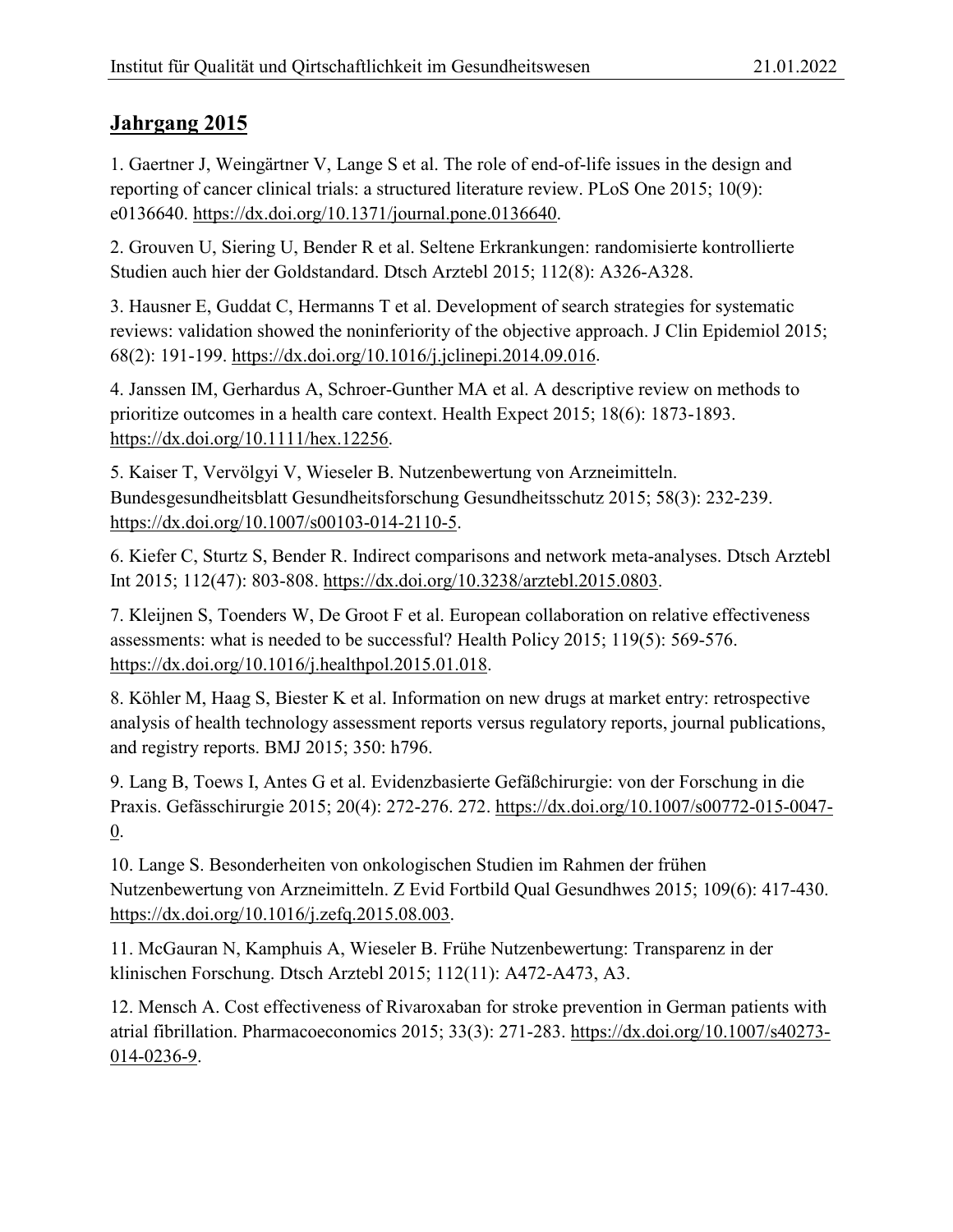## Jahrgang 2015

1. Gaertner J, Weingärtner V, Lange S et al. The role of end-of-life issues in the design and reporting of cancer clinical trials: a structured literature review. PLoS One 2015; 10(9): e0136640. https://dx.doi.org/10.1371/journal.pone.0136640.

2. Grouven U, Siering U, Bender R et al. Seltene Erkrankungen: randomisierte kontrollierte Studien auch hier der Goldstandard. Dtsch Arztebl 2015; 112(8): A326-A328.

3. Hausner E, Guddat C, Hermanns T et al. Development of search strategies for systematic reviews: validation showed the noninferiority of the objective approach. J Clin Epidemiol 2015; 68(2): 191-199. https://dx.doi.org/10.1016/j.jclinepi.2014.09.016.

4. Janssen IM, Gerhardus A, Schroer-Gunther MA et al. A descriptive review on methods to prioritize outcomes in a health care context. Health Expect 2015; 18(6): 1873-1893. https://dx.doi.org/10.1111/hex.12256.

5. Kaiser T, Vervölgyi V, Wieseler B. Nutzenbewertung von Arzneimitteln. Bundesgesundheitsblatt Gesundheitsforschung Gesundheitsschutz 2015; 58(3): 232-239. https://dx.doi.org/10.1007/s00103-014-2110-5.

6. Kiefer C, Sturtz S, Bender R. Indirect comparisons and network meta-analyses. Dtsch Arztebl Int 2015; 112(47): 803-808. https://dx.doi.org/10.3238/arztebl.2015.0803.

7. Kleijnen S, Toenders W, De Groot F et al. European collaboration on relative effectiveness assessments: what is needed to be successful? Health Policy 2015; 119(5): 569-576. https://dx.doi.org/10.1016/j.healthpol.2015.01.018.

8. Köhler M, Haag S, Biester K et al. Information on new drugs at market entry: retrospective analysis of health technology assessment reports versus regulatory reports, journal publications, and registry reports. BMJ 2015; 350: h796.

9. Lang B, Toews I, Antes G et al. Evidenzbasierte Gefäßchirurgie: von der Forschung in die Praxis. Gefässchirurgie 2015; 20(4): 272-276. 272. https://dx.doi.org/10.1007/s00772-015-0047-0.

10. Lange S. Besonderheiten von onkologischen Studien im Rahmen der frühen Nutzenbewertung von Arzneimitteln. Z Evid Fortbild Qual Gesundhwes 2015; 109(6): 417-430. https://dx.doi.org/10.1016/j.zefq.2015.08.003.

11. McGauran N, Kamphuis A, Wieseler B. Frühe Nutzenbewertung: Transparenz in der klinischen Forschung. Dtsch Arztebl 2015; 112(11): A472-A473, A3.

12. Mensch A. Cost effectiveness of Rivaroxaban for stroke prevention in German patients with atrial fibrillation. Pharmacoeconomics 2015; 33(3): 271-283. https://dx.doi.org/10.1007/s40273-014-0236-9.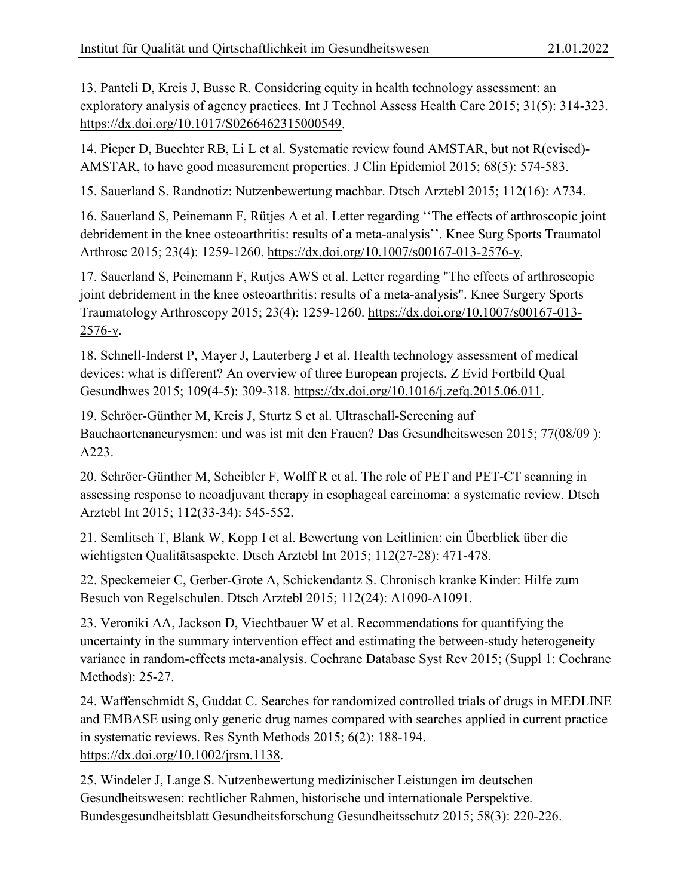13. Panteli D, Kreis J, Busse R. Considering equity in health technology assessment: an exploratory analysis of agency practices. Int J Technol Assess Health Care 2015; 31(5): 314-323. https://dx.doi.org/10.1017/S0266462315000549.

14. Pieper D, Buechter RB, Li L et al. Systematic review found AMSTAR, but not R(evised)-AMSTAR, to have good measurement properties. J Clin Epidemiol 2015; 68(5): 574-583.

15. Sauerland S. Randnotiz: Nutzenbewertung machbar. Dtsch Arztebl 2015; 112(16): A734.

16. Sauerland S, Peinemann F, Rütjes A et al. Letter regarding ''The effects of arthroscopic joint debridement in the knee osteoarthritis: results of a meta-analysis''. Knee Surg Sports Traumatol Arthrosc 2015; 23(4): 1259-1260. https://dx.doi.org/10.1007/s00167-013-2576-y.

17. Sauerland S, Peinemann F, Rutjes AWS et al. Letter regarding "The effects of arthroscopic joint debridement in the knee osteoarthritis: results of a meta-analysis". Knee Surgery Sports Traumatology Arthroscopy 2015; 23(4): 1259-1260. https://dx.doi.org/10.1007/s00167-013-2576-y.

18. Schnell-Inderst P, Mayer J, Lauterberg J et al. Health technology assessment of medical devices: what is different? An overview of three European projects. Z Evid Fortbild Qual Gesundhwes 2015; 109(4-5): 309-318. https://dx.doi.org/10.1016/j.zefq.2015.06.011.

19. Schröer-Günther M, Kreis J, Sturtz S et al. Ultraschall-Screening auf Bauchaortenaneurysmen: und was ist mit den Frauen? Das Gesundheitswesen 2015; 77(08/09 ): A223.

20. Schröer-Günther M, Scheibler F, Wolff R et al. The role of PET and PET-CT scanning in assessing response to neoadjuvant therapy in esophageal carcinoma: a systematic review. Dtsch Arztebl Int 2015; 112(33-34): 545-552.

21. Semlitsch T, Blank W, Kopp I et al. Bewertung von Leitlinien: ein Überblick über die wichtigsten Qualitätsaspekte. Dtsch Arztebl Int 2015; 112(27-28): 471-478.

22. Speckemeier C, Gerber-Grote A, Schickendantz S. Chronisch kranke Kinder: Hilfe zum Besuch von Regelschulen. Dtsch Arztebl 2015; 112(24): A1090-A1091.

23. Veroniki AA, Jackson D, Viechtbauer W et al. Recommendations for quantifying the uncertainty in the summary intervention effect and estimating the between-study heterogeneity variance in random-effects meta-analysis. Cochrane Database Syst Rev 2015; (Suppl 1: Cochrane Methods): 25-27.

24. Waffenschmidt S, Guddat C. Searches for randomized controlled trials of drugs in MEDLINE and EMBASE using only generic drug names compared with searches applied in current practice in systematic reviews. Res Synth Methods 2015; 6(2): 188-194. https://dx.doi.org/10.1002/jrsm.1138.

25. Windeler J, Lange S. Nutzenbewertung medizinischer Leistungen im deutschen Gesundheitswesen: rechtlicher Rahmen, historische und internationale Perspektive. Bundesgesundheitsblatt Gesundheitsforschung Gesundheitsschutz 2015; 58(3): 220-226.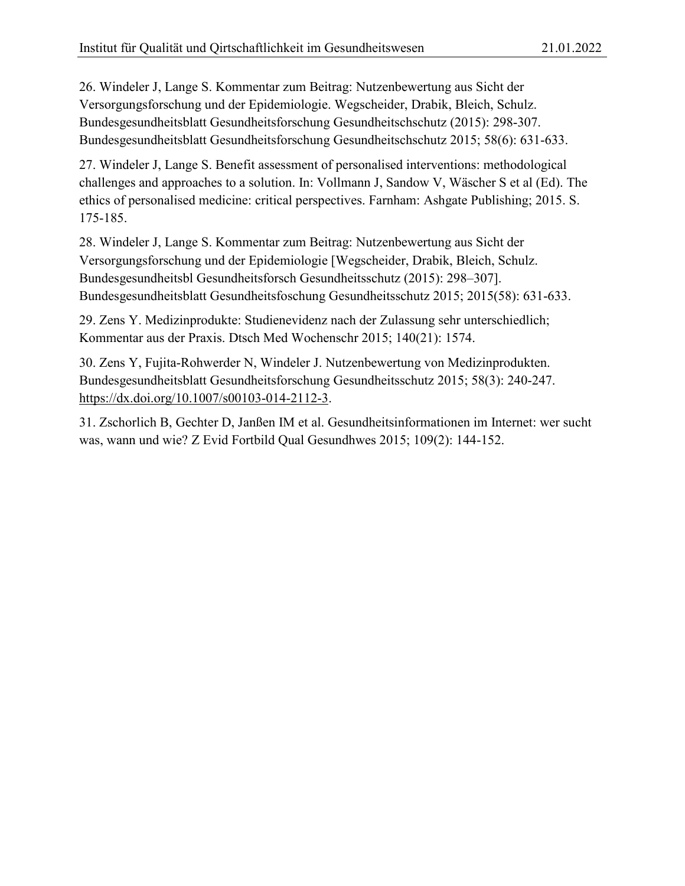26. Windeler J, Lange S. Kommentar zum Beitrag: Nutzenbewertung aus Sicht der Versorgungsforschung und der Epidemiologie. Wegscheider, Drabik, Bleich, Schulz. Bundesgesundheitsblatt Gesundheitsforschung Gesundheitschschutz (2015): 298-307. Bundesgesundheitsblatt Gesundheitsforschung Gesundheitschschutz 2015; 58(6): 631-633.

27. Windeler J, Lange S. Benefit assessment of personalised interventions: methodological challenges and approaches to a solution. In: Vollmann J, Sandow V, Wäscher S et al (Ed). The ethics of personalised medicine: critical perspectives. Farnham: Ashgate Publishing; 2015. S. 175-185.

28. Windeler J, Lange S. Kommentar zum Beitrag: Nutzenbewertung aus Sicht der Versorgungsforschung und der Epidemiologie [Wegscheider, Drabik, Bleich, Schulz. Bundesgesundheitsbl Gesundheitsforsch Gesundheitsschutz (2015): 298–307]. Bundesgesundheitsblatt Gesundheitsfoschung Gesundheitsschutz 2015; 2015(58): 631-633.

29. Zens Y. Medizinprodukte: Studienevidenz nach der Zulassung sehr unterschiedlich; Kommentar aus der Praxis. Dtsch Med Wochenschr 2015; 140(21): 1574.

30. Zens Y, Fujita-Rohwerder N, Windeler J. Nutzenbewertung von Medizinprodukten. Bundesgesundheitsblatt Gesundheitsforschung Gesundheitsschutz 2015; 58(3): 240-247. https://dx.doi.org/10.1007/s00103-014-2112-3.

31. Zschorlich B, Gechter D, Janßen IM et al. Gesundheitsinformationen im Internet: wer sucht was, wann und wie? Z Evid Fortbild Qual Gesundhwes 2015; 109(2): 144-152.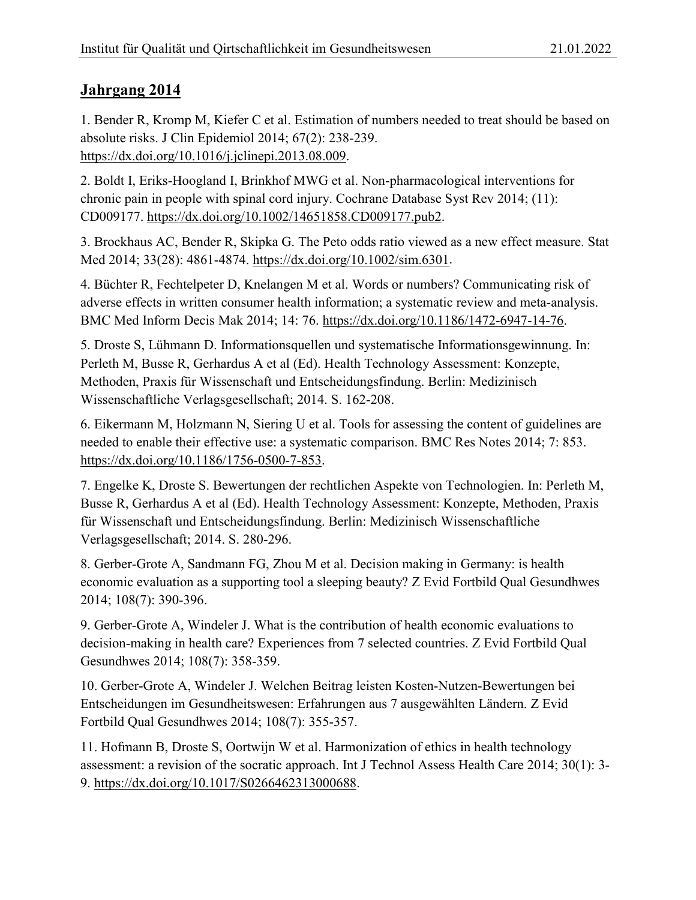## Jahrgang 2014

1. Bender R, Kromp M, Kiefer C et al. Estimation of numbers needed to treat should be based on absolute risks. J Clin Epidemiol 2014; 67(2): 238-239. https://dx.doi.org/10.1016/j.jclinepi.2013.08.009.

2. Boldt I, Eriks-Hoogland I, Brinkhof MWG et al. Non-pharmacological interventions for chronic pain in people with spinal cord injury. Cochrane Database Syst Rev 2014; (11): CD009177. https://dx.doi.org/10.1002/14651858.CD009177.pub2.

3. Brockhaus AC, Bender R, Skipka G. The Peto odds ratio viewed as a new effect measure. Stat Med 2014; 33(28): 4861-4874. https://dx.doi.org/10.1002/sim.6301.

4. Büchter R, Fechtelpeter D, Knelangen M et al. Words or numbers? Communicating risk of adverse effects in written consumer health information; a systematic review and meta-analysis. BMC Med Inform Decis Mak 2014; 14: 76. https://dx.doi.org/10.1186/1472-6947-14-76.

5. Droste S, Lühmann D. Informationsquellen und systematische Informationsgewinnung. In: Perleth M, Busse R, Gerhardus A et al (Ed). Health Technology Assessment: Konzepte, Methoden, Praxis für Wissenschaft und Entscheidungsfindung. Berlin: Medizinisch Wissenschaftliche Verlagsgesellschaft; 2014. S. 162-208.

6. Eikermann M, Holzmann N, Siering U et al. Tools for assessing the content of guidelines are needed to enable their effective use: a systematic comparison. BMC Res Notes 2014; 7: 853. https://dx.doi.org/10.1186/1756-0500-7-853.

7. Engelke K, Droste S. Bewertungen der rechtlichen Aspekte von Technologien. In: Perleth M, Busse R, Gerhardus A et al (Ed). Health Technology Assessment: Konzepte, Methoden, Praxis für Wissenschaft und Entscheidungsfindung. Berlin: Medizinisch Wissenschaftliche Verlagsgesellschaft; 2014. S. 280-296.

8. Gerber-Grote A, Sandmann FG, Zhou M et al. Decision making in Germany: is health economic evaluation as a supporting tool a sleeping beauty? Z Evid Fortbild Qual Gesundhwes 2014; 108(7): 390-396.

9. Gerber-Grote A, Windeler J. What is the contribution of health economic evaluations to decision-making in health care? Experiences from 7 selected countries. Z Evid Fortbild Qual Gesundhwes 2014; 108(7): 358-359.

10. Gerber-Grote A, Windeler J. Welchen Beitrag leisten Kosten-Nutzen-Bewertungen bei Entscheidungen im Gesundheitswesen: Erfahrungen aus 7 ausgewählten Ländern. Z Evid Fortbild Qual Gesundhwes 2014; 108(7): 355-357.

11. Hofmann B, Droste S, Oortwijn W et al. Harmonization of ethics in health technology assessment: a revision of the socratic approach. Int J Technol Assess Health Care 2014; 30(1): 3-9. https://dx.doi.org/10.1017/S0266462313000688.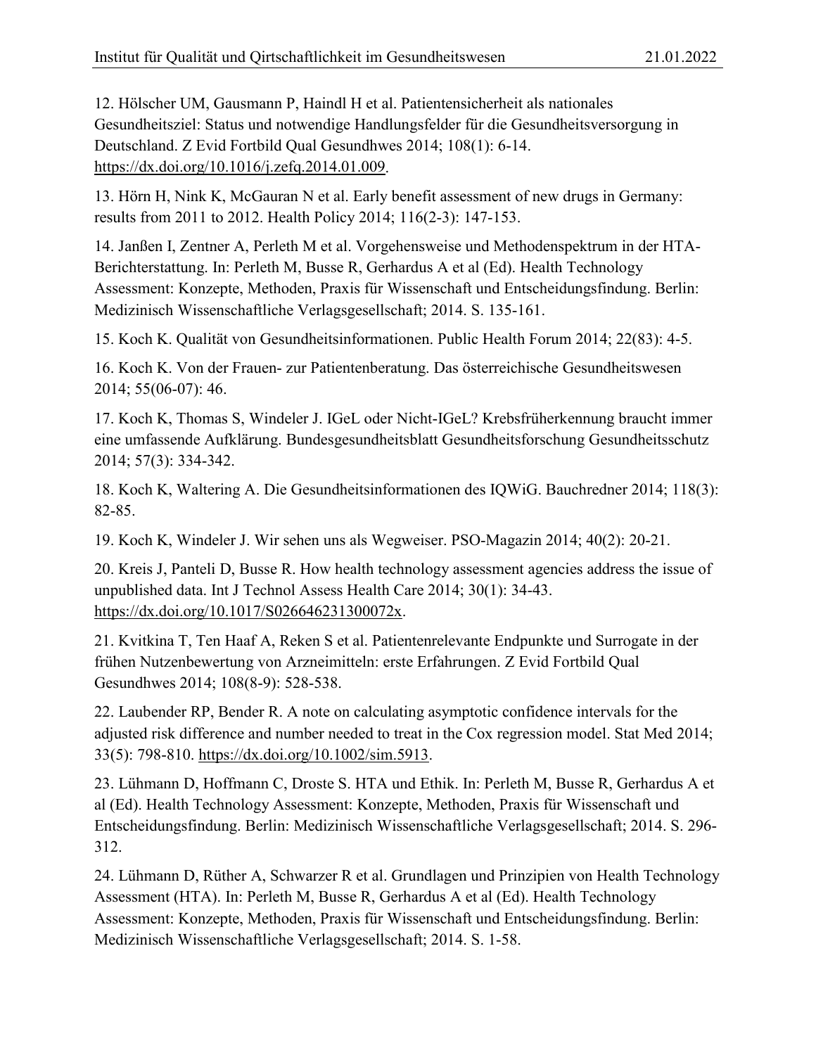12. Hölscher UM, Gausmann P, Haindl H et al. Patientensicherheit als nationales Gesundheitsziel: Status und notwendige Handlungsfelder für die Gesundheitsversorgung in Deutschland. Z Evid Fortbild Qual Gesundhwes 2014; 108(1): 6-14. https://dx.doi.org/10.1016/j.zefq.2014.01.009.

13. Hörn H, Nink K, McGauran N et al. Early benefit assessment of new drugs in Germany: results from 2011 to 2012. Health Policy 2014; 116(2-3): 147-153.

14. Janßen I, Zentner A, Perleth M et al. Vorgehensweise und Methodenspektrum in der HTA-Berichterstattung. In: Perleth M, Busse R, Gerhardus A et al (Ed). Health Technology Assessment: Konzepte, Methoden, Praxis für Wissenschaft und Entscheidungsfindung. Berlin: Medizinisch Wissenschaftliche Verlagsgesellschaft; 2014. S. 135-161.

15. Koch K. Qualität von Gesundheitsinformationen. Public Health Forum 2014; 22(83): 4-5.

16. Koch K. Von der Frauen- zur Patientenberatung. Das österreichische Gesundheitswesen 2014; 55(06-07): 46.

17. Koch K, Thomas S, Windeler J. IGeL oder Nicht-IGeL? Krebsfrüherkennung braucht immer eine umfassende Aufklärung. Bundesgesundheitsblatt Gesundheitsforschung Gesundheitsschutz 2014; 57(3): 334-342.

18. Koch K, Waltering A. Die Gesundheitsinformationen des IQWiG. Bauchredner 2014; 118(3): 82-85.

19. Koch K, Windeler J. Wir sehen uns als Wegweiser. PSO-Magazin 2014; 40(2): 20-21.

20. Kreis J, Panteli D, Busse R. How health technology assessment agencies address the issue of unpublished data. Int J Technol Assess Health Care 2014; 30(1): 34-43. https://dx.doi.org/10.1017/S026646231300072x.

21. Kvitkina T, Ten Haaf A, Reken S et al. Patientenrelevante Endpunkte und Surrogate in der frühen Nutzenbewertung von Arzneimitteln: erste Erfahrungen. Z Evid Fortbild Qual Gesundhwes 2014; 108(8-9): 528-538.

22. Laubender RP, Bender R. A note on calculating asymptotic confidence intervals for the adjusted risk difference and number needed to treat in the Cox regression model. Stat Med 2014; 33(5): 798-810. https://dx.doi.org/10.1002/sim.5913.

23. Lühmann D, Hoffmann C, Droste S. HTA und Ethik. In: Perleth M, Busse R, Gerhardus A et al (Ed). Health Technology Assessment: Konzepte, Methoden, Praxis für Wissenschaft und Entscheidungsfindung. Berlin: Medizinisch Wissenschaftliche Verlagsgesellschaft; 2014. S. 296-312.

24. Lühmann D, Rüther A, Schwarzer R et al. Grundlagen und Prinzipien von Health Technology Assessment (HTA). In: Perleth M, Busse R, Gerhardus A et al (Ed). Health Technology Assessment: Konzepte, Methoden, Praxis für Wissenschaft und Entscheidungsfindung. Berlin: Medizinisch Wissenschaftliche Verlagsgesellschaft; 2014. S. 1-58.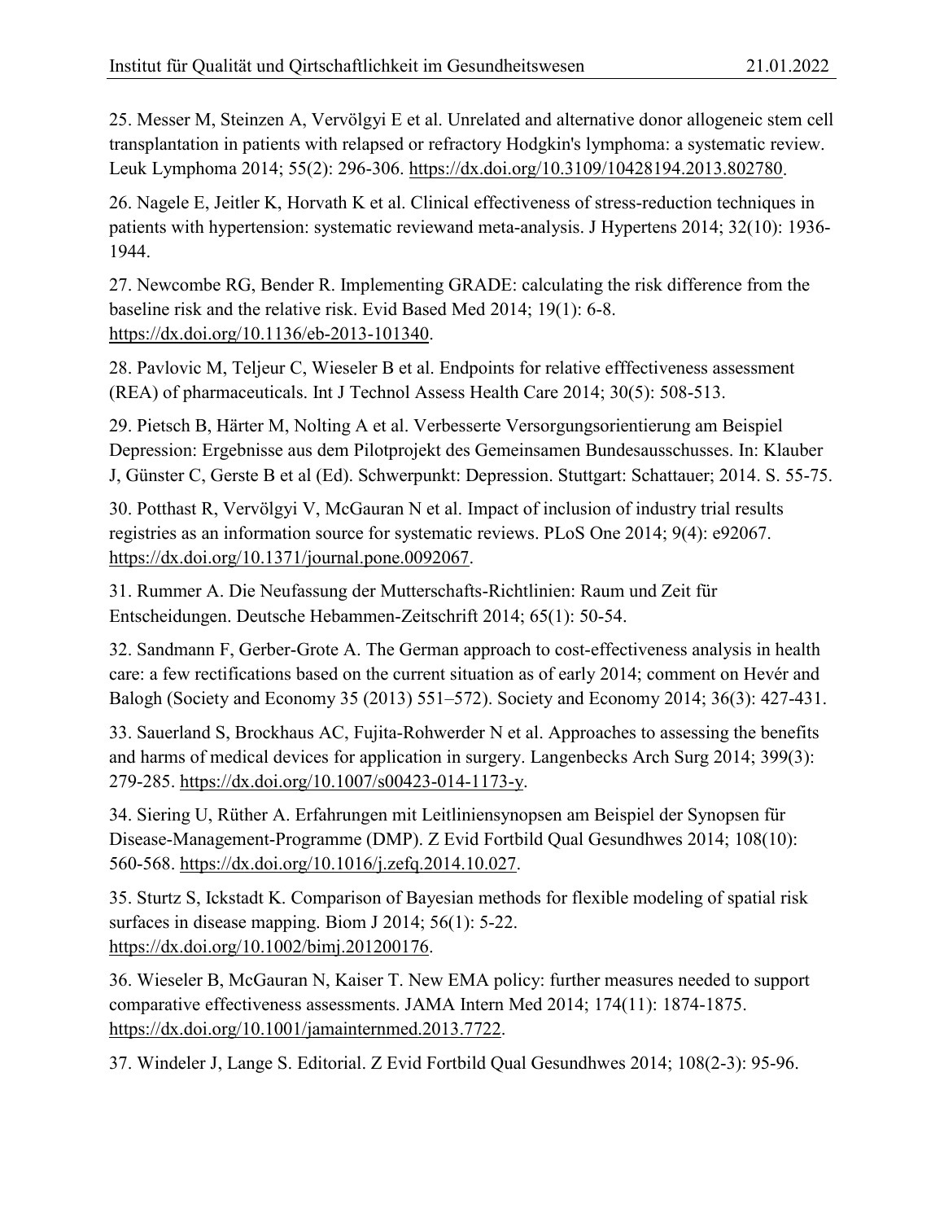25. Messer M, Steinzen A, Vervölgyi E et al. Unrelated and alternative donor allogeneic stem cell transplantation in patients with relapsed or refractory Hodgkin's lymphoma: a systematic review. Leuk Lymphoma 2014; 55(2): 296-306. https://dx.doi.org/10.3109/10428194.2013.802780.

26. Nagele E, Jeitler K, Horvath K et al. Clinical effectiveness of stress-reduction techniques in patients with hypertension: systematic reviewand meta-analysis. J Hypertens 2014; 32(10): 1936-1944.

27. Newcombe RG, Bender R. Implementing GRADE: calculating the risk difference from the baseline risk and the relative risk. Evid Based Med 2014; 19(1): 6-8. https://dx.doi.org/10.1136/eb-2013-101340.

28. Pavlovic M, Teljeur C, Wieseler B et al. Endpoints for relative efffectiveness assessment (REA) of pharmaceuticals. Int J Technol Assess Health Care 2014; 30(5): 508-513.

29. Pietsch B, Härter M, Nolting A et al. Verbesserte Versorgungsorientierung am Beispiel Depression: Ergebnisse aus dem Pilotprojekt des Gemeinsamen Bundesausschusses. In: Klauber J, Günster C, Gerste B et al (Ed). Schwerpunkt: Depression. Stuttgart: Schattauer; 2014. S. 55-75.

30. Potthast R, Vervölgyi V, McGauran N et al. Impact of inclusion of industry trial results registries as an information source for systematic reviews. PLoS One 2014; 9(4): e92067. https://dx.doi.org/10.1371/journal.pone.0092067.

31. Rummer A. Die Neufassung der Mutterschafts-Richtlinien: Raum und Zeit für Entscheidungen. Deutsche Hebammen-Zeitschrift 2014; 65(1): 50-54.

32. Sandmann F, Gerber-Grote A. The German approach to cost-effectiveness analysis in health care: a few rectifications based on the current situation as of early 2014; comment on Hevér and Balogh (Society and Economy 35 (2013) 551–572). Society and Economy 2014; 36(3): 427-431.

33. Sauerland S, Brockhaus AC, Fujita-Rohwerder N et al. Approaches to assessing the benefits and harms of medical devices for application in surgery. Langenbecks Arch Surg 2014; 399(3): 279-285. https://dx.doi.org/10.1007/s00423-014-1173-y.

34. Siering U, Rüther A. Erfahrungen mit Leitliniensynopsen am Beispiel der Synopsen für Disease-Management-Programme (DMP). Z Evid Fortbild Qual Gesundhwes 2014; 108(10): 560-568. https://dx.doi.org/10.1016/j.zefq.2014.10.027.

35. Sturtz S, Ickstadt K. Comparison of Bayesian methods for flexible modeling of spatial risk surfaces in disease mapping. Biom J 2014; 56(1): 5-22. https://dx.doi.org/10.1002/bimj.201200176.

36. Wieseler B, McGauran N, Kaiser T. New EMA policy: further measures needed to support comparative effectiveness assessments. JAMA Intern Med 2014; 174(11): 1874-1875. https://dx.doi.org/10.1001/jamainternmed.2013.7722.

37. Windeler J, Lange S. Editorial. Z Evid Fortbild Qual Gesundhwes 2014; 108(2-3): 95-96.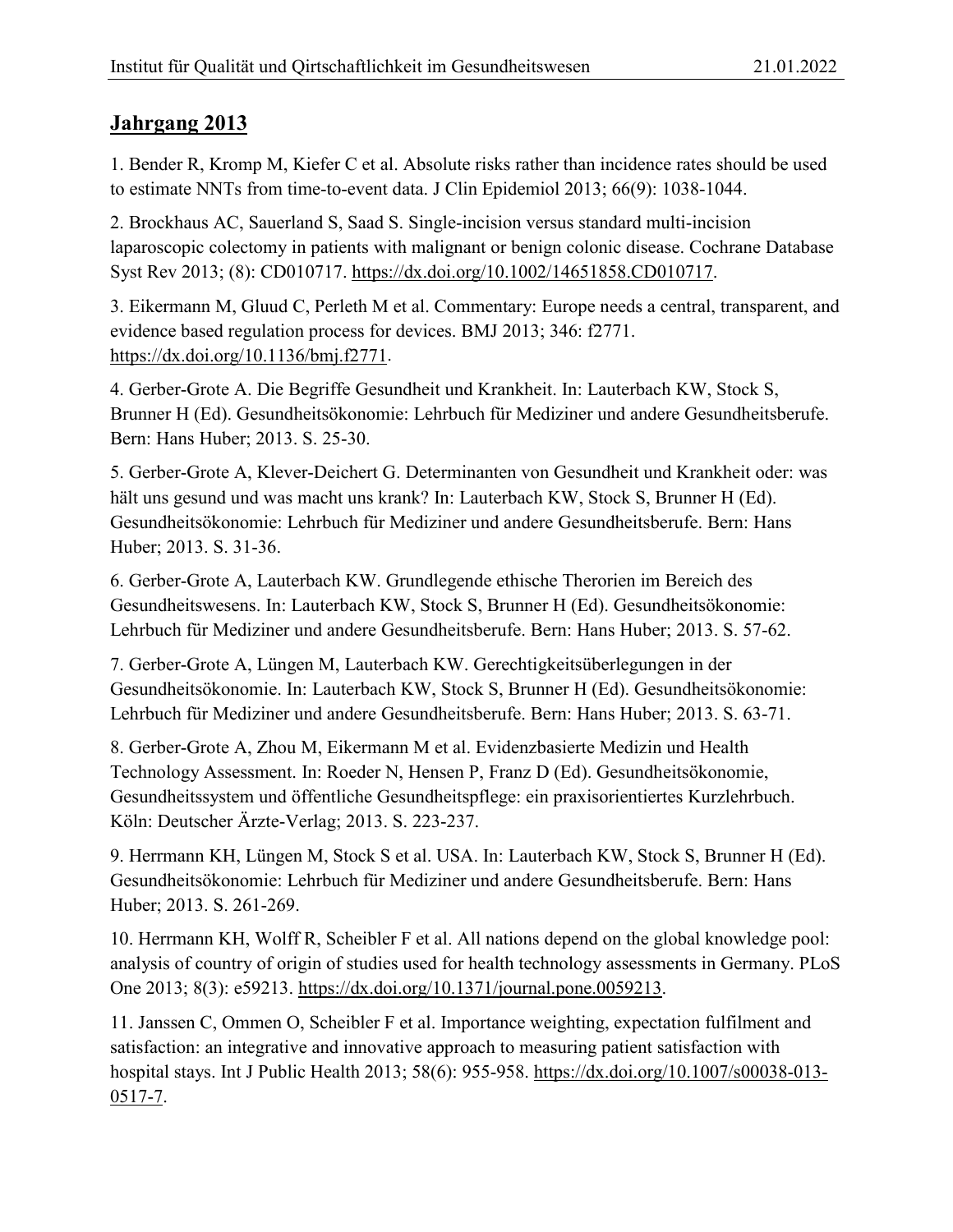## Jahrgang 2013

1. Bender R, Kromp M, Kiefer C et al. Absolute risks rather than incidence rates should be used to estimate NNTs from time-to-event data. J Clin Epidemiol 2013; 66(9): 1038-1044.

2. Brockhaus AC, Sauerland S, Saad S. Single-incision versus standard multi-incision laparoscopic colectomy in patients with malignant or benign colonic disease. Cochrane Database Syst Rev 2013; (8): CD010717. https://dx.doi.org/10.1002/14651858.CD010717.

3. Eikermann M, Gluud C, Perleth M et al. Commentary: Europe needs a central, transparent, and evidence based regulation process for devices. BMJ 2013; 346: f2771. https://dx.doi.org/10.1136/bmj.f2771.

4. Gerber-Grote A. Die Begriffe Gesundheit und Krankheit. In: Lauterbach KW, Stock S, Brunner H (Ed). Gesundheitsökonomie: Lehrbuch für Mediziner und andere Gesundheitsberufe. Bern: Hans Huber; 2013. S. 25-30.

5. Gerber-Grote A, Klever-Deichert G. Determinanten von Gesundheit und Krankheit oder: was hält uns gesund und was macht uns krank? In: Lauterbach KW, Stock S, Brunner H (Ed). Gesundheitsökonomie: Lehrbuch für Mediziner und andere Gesundheitsberufe. Bern: Hans Huber; 2013. S. 31-36.

6. Gerber-Grote A, Lauterbach KW. Grundlegende ethische Therorien im Bereich des Gesundheitswesens. In: Lauterbach KW, Stock S, Brunner H (Ed). Gesundheitsökonomie: Lehrbuch für Mediziner und andere Gesundheitsberufe. Bern: Hans Huber; 2013. S. 57-62.

7. Gerber-Grote A, Lüngen M, Lauterbach KW. Gerechtigkeitsüberlegungen in der Gesundheitsökonomie. In: Lauterbach KW, Stock S, Brunner H (Ed). Gesundheitsökonomie: Lehrbuch für Mediziner und andere Gesundheitsberufe. Bern: Hans Huber; 2013. S. 63-71.

8. Gerber-Grote A, Zhou M, Eikermann M et al. Evidenzbasierte Medizin und Health Technology Assessment. In: Roeder N, Hensen P, Franz D (Ed). Gesundheitsökonomie, Gesundheitssystem und öffentliche Gesundheitspflege: ein praxisorientiertes Kurzlehrbuch. Köln: Deutscher Ärzte-Verlag; 2013. S. 223-237.

9. Herrmann KH, Lüngen M, Stock S et al. USA. In: Lauterbach KW, Stock S, Brunner H (Ed). Gesundheitsökonomie: Lehrbuch für Mediziner und andere Gesundheitsberufe. Bern: Hans Huber; 2013. S. 261-269.

10. Herrmann KH, Wolff R, Scheibler F et al. All nations depend on the global knowledge pool: analysis of country of origin of studies used for health technology assessments in Germany. PLoS One 2013; 8(3): e59213. https://dx.doi.org/10.1371/journal.pone.0059213.

11. Janssen C, Ommen O, Scheibler F et al. Importance weighting, expectation fulfilment and satisfaction: an integrative and innovative approach to measuring patient satisfaction with hospital stays. Int J Public Health 2013; 58(6): 955-958. https://dx.doi.org/10.1007/s00038-013-0517-7.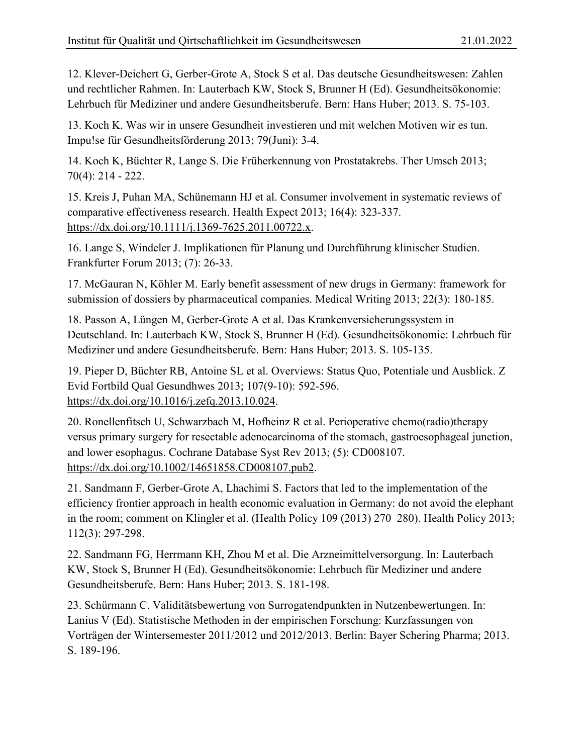12. Klever-Deichert G, Gerber-Grote A, Stock S et al. Das deutsche Gesundheitswesen: Zahlen und rechtlicher Rahmen. In: Lauterbach KW, Stock S, Brunner H (Ed). Gesundheitsökonomie: Lehrbuch für Mediziner und andere Gesundheitsberufe. Bern: Hans Huber; 2013. S. 75-103.

13. Koch K. Was wir in unsere Gesundheit investieren und mit welchen Motiven wir es tun. Impu!se für Gesundheitsförderung 2013; 79(Juni): 3-4.

14. Koch K, Büchter R, Lange S. Die Früherkennung von Prostatakrebs. Ther Umsch 2013; 70(4): 214 - 222.

15. Kreis J, Puhan MA, Schünemann HJ et al. Consumer involvement in systematic reviews of comparative effectiveness research. Health Expect 2013; 16(4): 323-337. https://dx.doi.org/10.1111/j.1369-7625.2011.00722.x.

16. Lange S, Windeler J. Implikationen für Planung und Durchführung klinischer Studien. Frankfurter Forum 2013; (7): 26-33.

17. McGauran N, Köhler M. Early benefit assessment of new drugs in Germany: framework for submission of dossiers by pharmaceutical companies. Medical Writing 2013; 22(3): 180-185.

18. Passon A, Lüngen M, Gerber-Grote A et al. Das Krankenversicherungssystem in Deutschland. In: Lauterbach KW, Stock S, Brunner H (Ed). Gesundheitsökonomie: Lehrbuch für Mediziner und andere Gesundheitsberufe. Bern: Hans Huber; 2013. S. 105-135.

19. Pieper D, Büchter RB, Antoine SL et al. Overviews: Status Quo, Potentiale und Ausblick. Z Evid Fortbild Qual Gesundhwes 2013; 107(9-10): 592-596. https://dx.doi.org/10.1016/j.zefq.2013.10.024.

20. Ronellenfitsch U, Schwarzbach M, Hofheinz R et al. Perioperative chemo(radio)therapy versus primary surgery for resectable adenocarcinoma of the stomach, gastroesophageal junction, and lower esophagus. Cochrane Database Syst Rev 2013; (5): CD008107. https://dx.doi.org/10.1002/14651858.CD008107.pub2.

21. Sandmann F, Gerber-Grote A, Lhachimi S. Factors that led to the implementation of the efficiency frontier approach in health economic evaluation in Germany: do not avoid the elephant in the room; comment on Klingler et al. (Health Policy 109 (2013) 270–280). Health Policy 2013; 112(3): 297-298.

22. Sandmann FG, Herrmann KH, Zhou M et al. Die Arzneimittelversorgung. In: Lauterbach KW, Stock S, Brunner H (Ed). Gesundheitsökonomie: Lehrbuch für Mediziner und andere Gesundheitsberufe. Bern: Hans Huber; 2013. S. 181-198.

23. Schürmann C. Validitätsbewertung von Surrogatendpunkten in Nutzenbewertungen. In: Lanius V (Ed). Statistische Methoden in der empirischen Forschung: Kurzfassungen von Vorträgen der Wintersemester 2011/2012 und 2012/2013. Berlin: Bayer Schering Pharma; 2013. S. 189-196.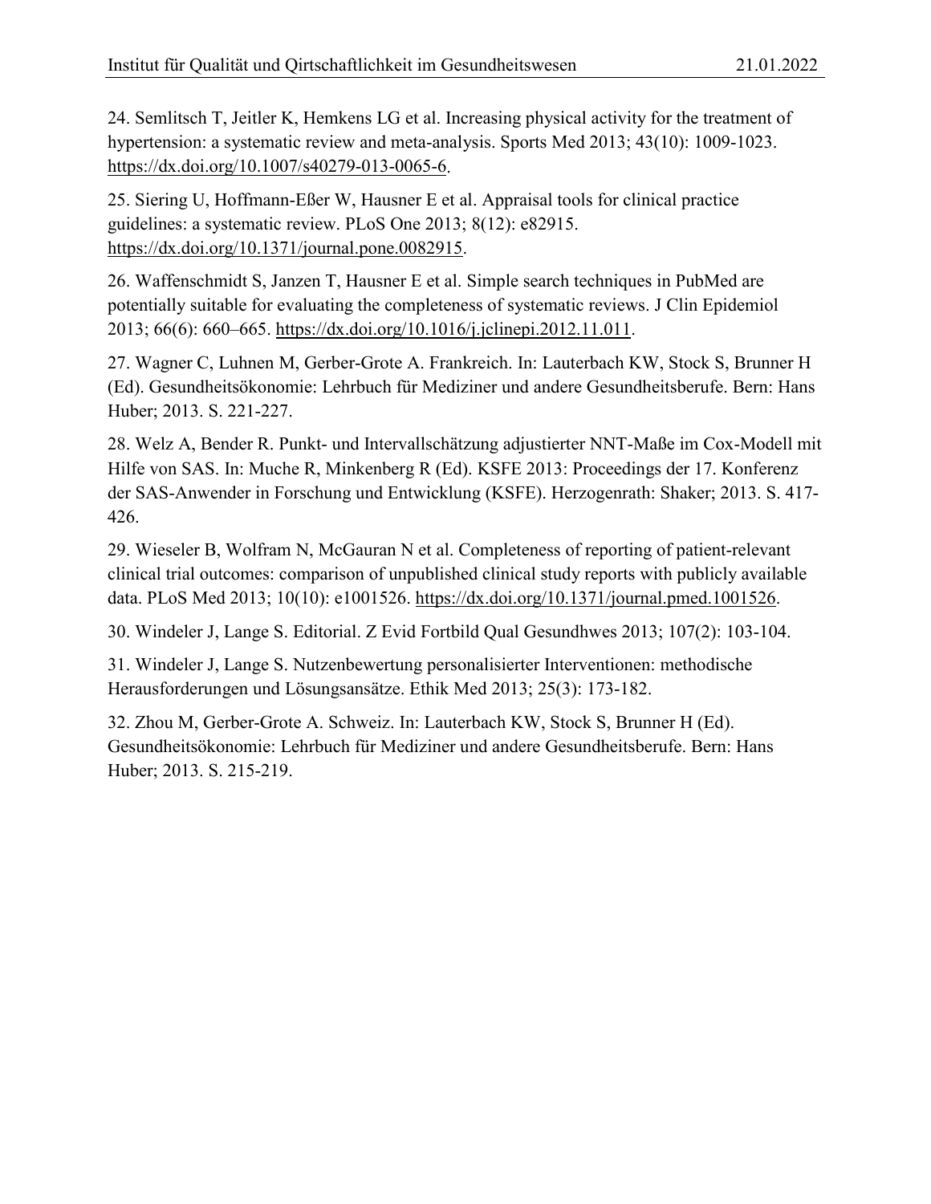24. Semlitsch T, Jeitler K, Hemkens LG et al. Increasing physical activity for the treatment of hypertension: a systematic review and meta-analysis. Sports Med 2013; 43(10): 1009-1023. https://dx.doi.org/10.1007/s40279-013-0065-6.

25. Siering U, Hoffmann-Eßer W, Hausner E et al. Appraisal tools for clinical practice guidelines: a systematic review. PLoS One 2013; 8(12): e82915. https://dx.doi.org/10.1371/journal.pone.0082915.

26. Waffenschmidt S, Janzen T, Hausner E et al. Simple search techniques in PubMed are potentially suitable for evaluating the completeness of systematic reviews. J Clin Epidemiol 2013; 66(6): 660–665. https://dx.doi.org/10.1016/j.jclinepi.2012.11.011.

27. Wagner C, Luhnen M, Gerber-Grote A. Frankreich. In: Lauterbach KW, Stock S, Brunner H (Ed). Gesundheitsökonomie: Lehrbuch für Mediziner und andere Gesundheitsberufe. Bern: Hans Huber; 2013. S. 221-227.

28. Welz A, Bender R. Punkt- und Intervallschätzung adjustierter NNT-Maße im Cox-Modell mit Hilfe von SAS. In: Muche R, Minkenberg R (Ed). KSFE 2013: Proceedings der 17. Konferenz der SAS-Anwender in Forschung und Entwicklung (KSFE). Herzogenrath: Shaker; 2013. S. 417-426.

29. Wieseler B, Wolfram N, McGauran N et al. Completeness of reporting of patient-relevant clinical trial outcomes: comparison of unpublished clinical study reports with publicly available data. PLoS Med 2013; 10(10): e1001526. https://dx.doi.org/10.1371/journal.pmed.1001526.

30. Windeler J, Lange S. Editorial. Z Evid Fortbild Qual Gesundhwes 2013; 107(2): 103-104.

31. Windeler J, Lange S. Nutzenbewertung personalisierter Interventionen: methodische Herausforderungen und Lösungsansätze. Ethik Med 2013; 25(3): 173-182.

32. Zhou M, Gerber-Grote A. Schweiz. In: Lauterbach KW, Stock S, Brunner H (Ed). Gesundheitsökonomie: Lehrbuch für Mediziner und andere Gesundheitsberufe. Bern: Hans Huber; 2013. S. 215-219.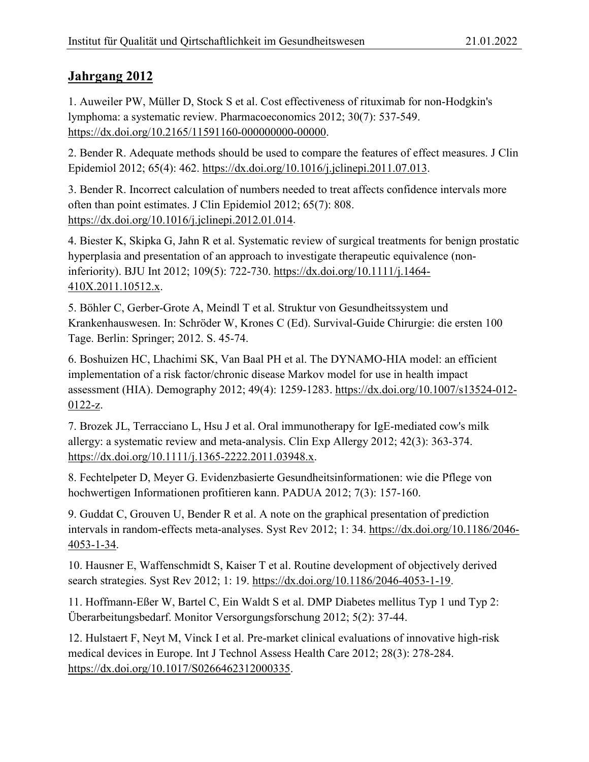## Jahrgang 2012

1. Auweiler PW, Müller D, Stock S et al. Cost effectiveness of rituximab for non-Hodgkin's lymphoma: a systematic review. Pharmacoeconomics 2012; 30(7): 537-549. https://dx.doi.org/10.2165/11591160-000000000-00000.

2. Bender R. Adequate methods should be used to compare the features of effect measures. J Clin Epidemiol 2012; 65(4): 462. https://dx.doi.org/10.1016/j.jclinepi.2011.07.013.

3. Bender R. Incorrect calculation of numbers needed to treat affects confidence intervals more often than point estimates. J Clin Epidemiol 2012; 65(7): 808. https://dx.doi.org/10.1016/j.jclinepi.2012.01.014.

4. Biester K, Skipka G, Jahn R et al. Systematic review of surgical treatments for benign prostatic hyperplasia and presentation of an approach to investigate therapeutic equivalence (non-inferiority). BJU Int 2012; 109(5): 722-730. https://dx.doi.org/10.1111/j.1464-410X.2011.10512.x.

5. Böhler C, Gerber-Grote A, Meindl T et al. Struktur von Gesundheitssystem und Krankenhauswesen. In: Schröder W, Krones C (Ed). Survival-Guide Chirurgie: die ersten 100 Tage. Berlin: Springer; 2012. S. 45-74.

6. Boshuizen HC, Lhachimi SK, Van Baal PH et al. The DYNAMO-HIA model: an efficient implementation of a risk factor/chronic disease Markov model for use in health impact assessment (HIA). Demography 2012; 49(4): 1259-1283. https://dx.doi.org/10.1007/s13524-012-0122-z.

7. Brozek JL, Terracciano L, Hsu J et al. Oral immunotherapy for IgE-mediated cow's milk allergy: a systematic review and meta-analysis. Clin Exp Allergy 2012; 42(3): 363-374. https://dx.doi.org/10.1111/j.1365-2222.2011.03948.x.

8. Fechtelpeter D, Meyer G. Evidenzbasierte Gesundheitsinformationen: wie die Pflege von hochwertigen Informationen profitieren kann. PADUA 2012; 7(3): 157-160.

9. Guddat C, Grouven U, Bender R et al. A note on the graphical presentation of prediction intervals in random-effects meta-analyses. Syst Rev 2012; 1: 34. https://dx.doi.org/10.1186/2046-4053-1-34.

10. Hausner E, Waffenschmidt S, Kaiser T et al. Routine development of objectively derived search strategies. Syst Rev 2012; 1: 19. https://dx.doi.org/10.1186/2046-4053-1-19.

11. Hoffmann-Eßer W, Bartel C, Ein Waldt S et al. DMP Diabetes mellitus Typ 1 und Typ 2: Überarbeitungsbedarf. Monitor Versorgungsforschung 2012; 5(2): 37-44.

12. Hulstaert F, Neyt M, Vinck I et al. Pre-market clinical evaluations of innovative high-risk medical devices in Europe. Int J Technol Assess Health Care 2012; 28(3): 278-284. https://dx.doi.org/10.1017/S0266462312000335.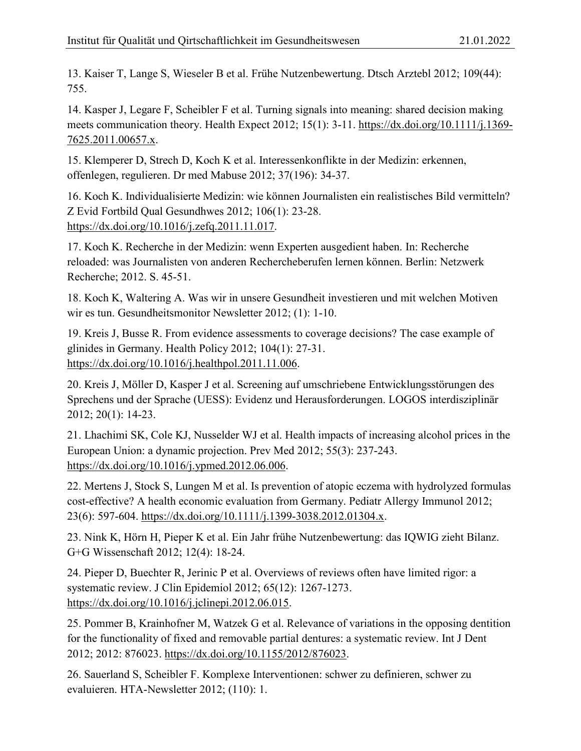13. Kaiser T, Lange S, Wieseler B et al. Frühe Nutzenbewertung. Dtsch Arztebl 2012; 109(44): 755.

14. Kasper J, Legare F, Scheibler F et al. Turning signals into meaning: shared decision making meets communication theory. Health Expect 2012; 15(1): 3-11. https://dx.doi.org/10.1111/j.1369-7625.2011.00657.x.

15. Klemperer D, Strech D, Koch K et al. Interessenkonflikte in der Medizin: erkennen, offenlegen, regulieren. Dr med Mabuse 2012; 37(196): 34-37.

16. Koch K. Individualisierte Medizin: wie können Journalisten ein realistisches Bild vermitteln? Z Evid Fortbild Qual Gesundhwes 2012; 106(1): 23-28. https://dx.doi.org/10.1016/j.zefq.2011.11.017.

17. Koch K. Recherche in der Medizin: wenn Experten ausgedient haben. In: Recherche reloaded: was Journalisten von anderen Rechercheberufen lernen können. Berlin: Netzwerk Recherche; 2012. S. 45-51.

18. Koch K, Waltering A. Was wir in unsere Gesundheit investieren und mit welchen Motiven wir es tun. Gesundheitsmonitor Newsletter 2012; (1): 1-10.

19. Kreis J, Busse R. From evidence assessments to coverage decisions? The case example of glinides in Germany. Health Policy 2012; 104(1): 27-31. https://dx.doi.org/10.1016/j.healthpol.2011.11.006.

20. Kreis J, Möller D, Kasper J et al. Screening auf umschriebene Entwicklungsstörungen des Sprechens und der Sprache (UESS): Evidenz und Herausforderungen. LOGOS interdisziplinär 2012; 20(1): 14-23.

21. Lhachimi SK, Cole KJ, Nusselder WJ et al. Health impacts of increasing alcohol prices in the European Union: a dynamic projection. Prev Med 2012; 55(3): 237-243. https://dx.doi.org/10.1016/j.ypmed.2012.06.006.

22. Mertens J, Stock S, Lungen M et al. Is prevention of atopic eczema with hydrolyzed formulas cost-effective? A health economic evaluation from Germany. Pediatr Allergy Immunol 2012; 23(6): 597-604. https://dx.doi.org/10.1111/j.1399-3038.2012.01304.x.

23. Nink K, Hörn H, Pieper K et al. Ein Jahr frühe Nutzenbewertung: das IQWIG zieht Bilanz. G+G Wissenschaft 2012; 12(4): 18-24.

24. Pieper D, Buechter R, Jerinic P et al. Overviews of reviews often have limited rigor: a systematic review. J Clin Epidemiol 2012; 65(12): 1267-1273. https://dx.doi.org/10.1016/j.jclinepi.2012.06.015.

25. Pommer B, Krainhofner M, Watzek G et al. Relevance of variations in the opposing dentition for the functionality of fixed and removable partial dentures: a systematic review. Int J Dent 2012; 2012: 876023. https://dx.doi.org/10.1155/2012/876023.

26. Sauerland S, Scheibler F. Komplexe Interventionen: schwer zu definieren, schwer zu evaluieren. HTA-Newsletter 2012; (110): 1.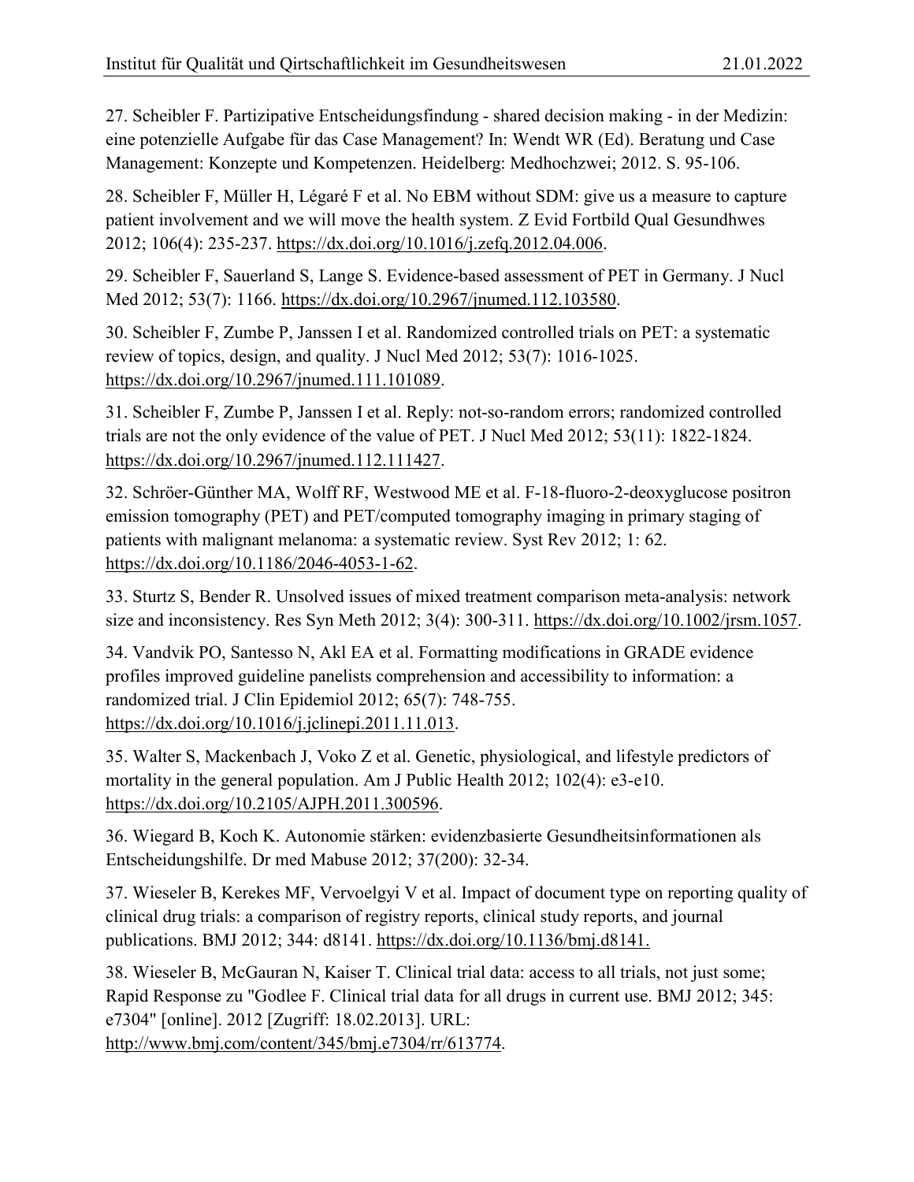27. Scheibler F. Partizipative Entscheidungsfindung - shared decision making - in der Medizin: eine potenzielle Aufgabe für das Case Management? In: Wendt WR (Ed). Beratung und Case Management: Konzepte und Kompetenzen. Heidelberg: Medhochzwei; 2012. S. 95-106.

28. Scheibler F, Müller H, Légaré F et al. No EBM without SDM: give us a measure to capture patient involvement and we will move the health system. Z Evid Fortbild Qual Gesundhwes 2012; 106(4): 235-237. https://dx.doi.org/10.1016/j.zefq.2012.04.006.

29. Scheibler F, Sauerland S, Lange S. Evidence-based assessment of PET in Germany. J Nucl Med 2012; 53(7): 1166. https://dx.doi.org/10.2967/jnumed.112.103580.

30. Scheibler F, Zumbe P, Janssen I et al. Randomized controlled trials on PET: a systematic review of topics, design, and quality. J Nucl Med 2012; 53(7): 1016-1025. https://dx.doi.org/10.2967/jnumed.111.101089.

31. Scheibler F, Zumbe P, Janssen I et al. Reply: not-so-random errors; randomized controlled trials are not the only evidence of the value of PET. J Nucl Med 2012; 53(11): 1822-1824. https://dx.doi.org/10.2967/jnumed.112.111427.

32. Schröer-Günther MA, Wolff RF, Westwood ME et al. F-18-fluoro-2-deoxyglucose positron emission tomography (PET) and PET/computed tomography imaging in primary staging of patients with malignant melanoma: a systematic review. Syst Rev 2012; 1: 62. https://dx.doi.org/10.1186/2046-4053-1-62.

33. Sturtz S, Bender R. Unsolved issues of mixed treatment comparison meta-analysis: network size and inconsistency. Res Syn Meth 2012; 3(4): 300-311. https://dx.doi.org/10.1002/jrsm.1057.

34. Vandvik PO, Santesso N, Akl EA et al. Formatting modifications in GRADE evidence profiles improved guideline panelists comprehension and accessibility to information: a randomized trial. J Clin Epidemiol 2012; 65(7): 748-755. https://dx.doi.org/10.1016/j.jclinepi.2011.11.013.

35. Walter S, Mackenbach J, Voko Z et al. Genetic, physiological, and lifestyle predictors of mortality in the general population. Am J Public Health 2012; 102(4): e3-e10. https://dx.doi.org/10.2105/AJPH.2011.300596.

36. Wiegard B, Koch K. Autonomie stärken: evidenzbasierte Gesundheitsinformationen als Entscheidungshilfe. Dr med Mabuse 2012; 37(200): 32-34.

37. Wieseler B, Kerekes MF, Vervoelgyi V et al. Impact of document type on reporting quality of clinical drug trials: a comparison of registry reports, clinical study reports, and journal publications. BMJ 2012; 344: d8141. https://dx.doi.org/10.1136/bmj.d8141.

38. Wieseler B, McGauran N, Kaiser T. Clinical trial data: access to all trials, not just some; Rapid Response zu "Godlee F. Clinical trial data for all drugs in current use. BMJ 2012; 345: e7304" [online]. 2012 [Zugriff: 18.02.2013]. URL: http://www.bmj.com/content/345/bmj.e7304/rr/613774.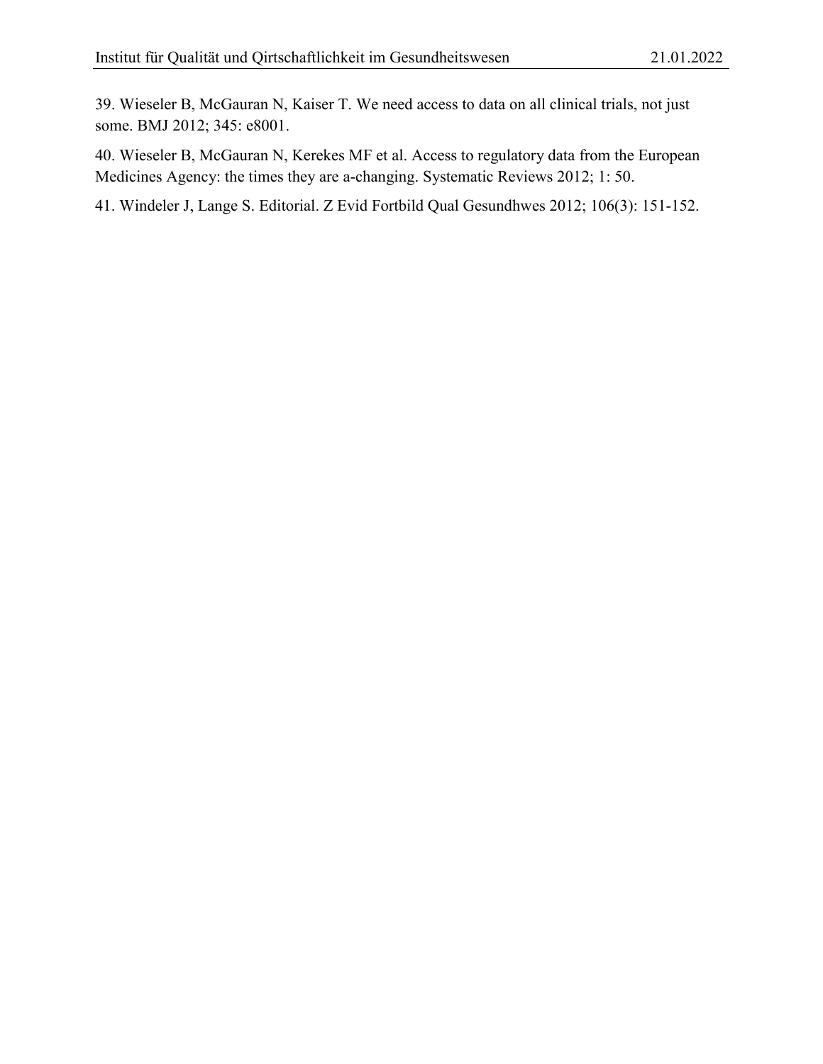39. Wieseler B, McGauran N, Kaiser T. We need access to data on all clinical trials, not just some. BMJ 2012; 345: e8001.

40. Wieseler B, McGauran N, Kerekes MF et al. Access to regulatory data from the European Medicines Agency: the times they are a-changing. Systematic Reviews 2012; 1: 50.

41. Windeler J, Lange S. Editorial. Z Evid Fortbild Qual Gesundhwes 2012; 106(3): 151-152.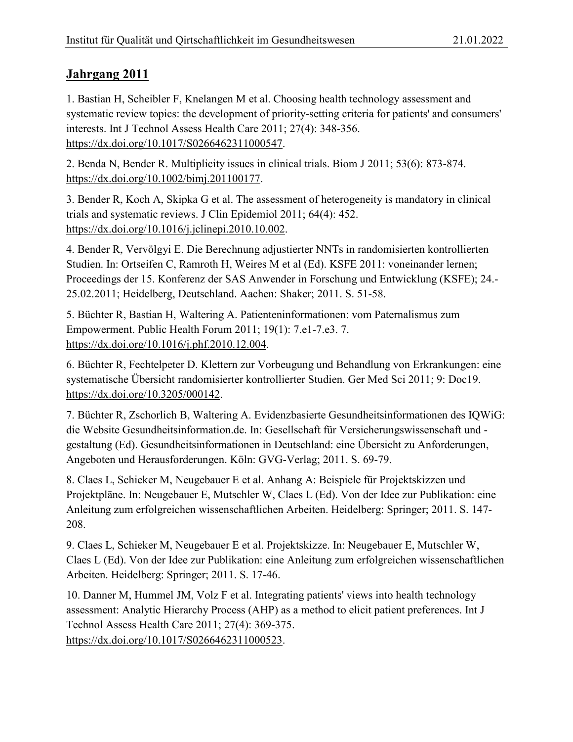## Jahrgang 2011

1. Bastian H, Scheibler F, Knelangen M et al. Choosing health technology assessment and systematic review topics: the development of priority-setting criteria for patients' and consumers' interests. Int J Technol Assess Health Care 2011; 27(4): 348-356. https://dx.doi.org/10.1017/S0266462311000547.

2. Benda N, Bender R. Multiplicity issues in clinical trials. Biom J 2011; 53(6): 873-874. https://dx.doi.org/10.1002/bimj.201100177.

3. Bender R, Koch A, Skipka G et al. The assessment of heterogeneity is mandatory in clinical trials and systematic reviews. J Clin Epidemiol 2011; 64(4): 452. https://dx.doi.org/10.1016/j.jclinepi.2010.10.002.

4. Bender R, Vervölgyi E. Die Berechnung adjustierter NNTs in randomisierten kontrollierten Studien. In: Ortseifen C, Ramroth H, Weires M et al (Ed). KSFE 2011: voneinander lernen; Proceedings der 15. Konferenz der SAS Anwender in Forschung und Entwicklung (KSFE); 24.-25.02.2011; Heidelberg, Deutschland. Aachen: Shaker; 2011. S. 51-58.

5. Büchter R, Bastian H, Waltering A. Patienteninformationen: vom Paternalismus zum Empowerment. Public Health Forum 2011; 19(1): 7.e1-7.e3. 7. https://dx.doi.org/10.1016/j.phf.2010.12.004.

6. Büchter R, Fechtelpeter D. Klettern zur Vorbeugung und Behandlung von Erkrankungen: eine systematische Übersicht randomisierter kontrollierter Studien. Ger Med Sci 2011; 9: Doc19. https://dx.doi.org/10.3205/000142.

7. Büchter R, Zschorlich B, Waltering A. Evidenzbasierte Gesundheitsinformationen des IQWiG: die Website Gesundheitsinformation.de. In: Gesellschaft für Versicherungswissenschaft und -gestaltung (Ed). Gesundheitsinformationen in Deutschland: eine Übersicht zu Anforderungen, Angeboten und Herausforderungen. Köln: GVG-Verlag; 2011. S. 69-79.

8. Claes L, Schieker M, Neugebauer E et al. Anhang A: Beispiele für Projektskizzen und Projektpläne. In: Neugebauer E, Mutschler W, Claes L (Ed). Von der Idee zur Publikation: eine Anleitung zum erfolgreichen wissenschaftlichen Arbeiten. Heidelberg: Springer; 2011. S. 147-208.

9. Claes L, Schieker M, Neugebauer E et al. Projektskizze. In: Neugebauer E, Mutschler W, Claes L (Ed). Von der Idee zur Publikation: eine Anleitung zum erfolgreichen wissenschaftlichen Arbeiten. Heidelberg: Springer; 2011. S. 17-46.

10. Danner M, Hummel JM, Volz F et al. Integrating patients' views into health technology assessment: Analytic Hierarchy Process (AHP) as a method to elicit patient preferences. Int J Technol Assess Health Care 2011; 27(4): 369-375. https://dx.doi.org/10.1017/S0266462311000523.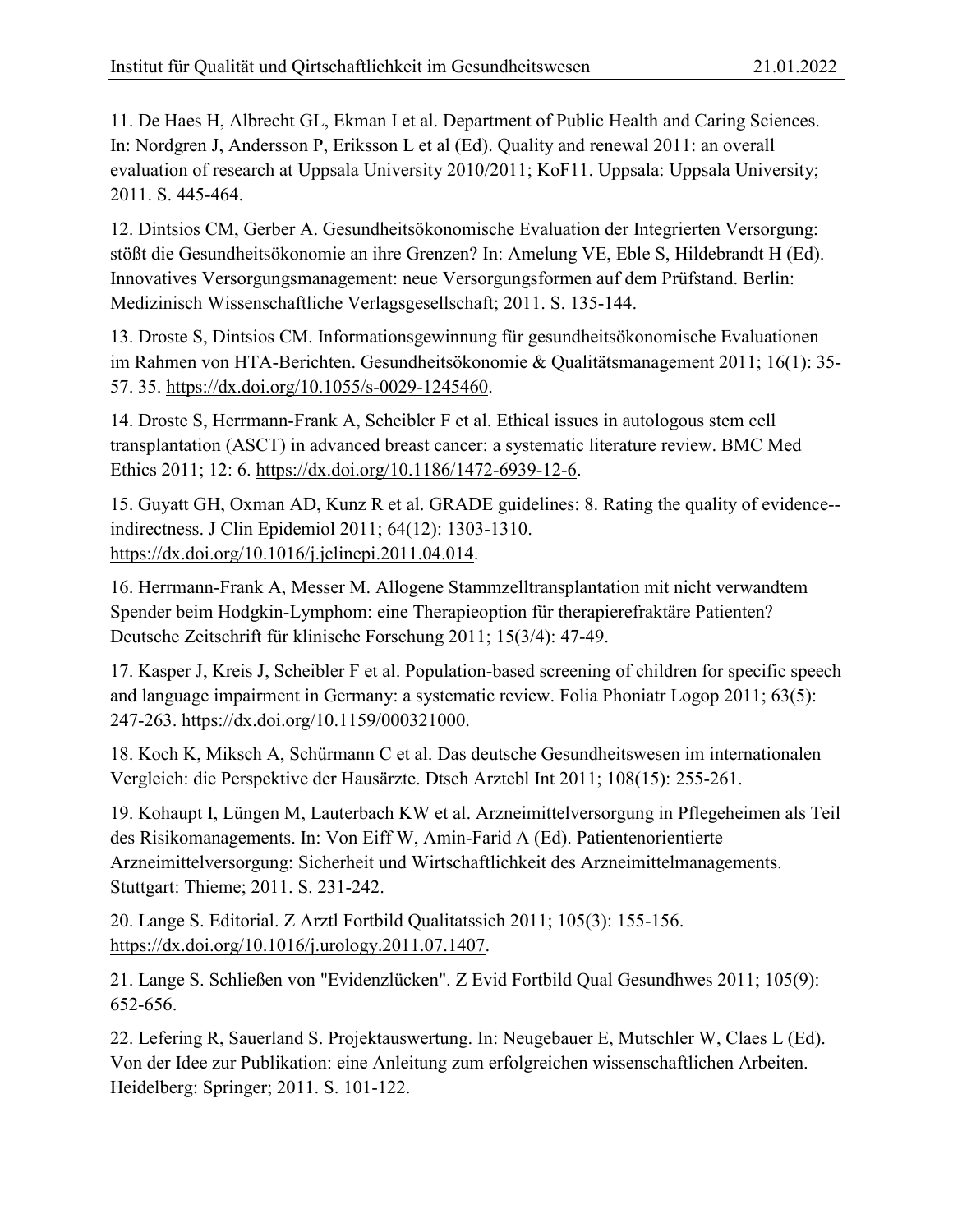11. De Haes H, Albrecht GL, Ekman I et al. Department of Public Health and Caring Sciences. In: Nordgren J, Andersson P, Eriksson L et al (Ed). Quality and renewal 2011: an overall evaluation of research at Uppsala University 2010/2011; KoF11. Uppsala: Uppsala University; 2011. S. 445-464.

12. Dintsios CM, Gerber A. Gesundheitsökonomische Evaluation der Integrierten Versorgung: stößt die Gesundheitsökonomie an ihre Grenzen? In: Amelung VE, Eble S, Hildebrandt H (Ed). Innovatives Versorgungsmanagement: neue Versorgungsformen auf dem Prüfstand. Berlin: Medizinisch Wissenschaftliche Verlagsgesellschaft; 2011. S. 135-144.

13. Droste S, Dintsios CM. Informationsgewinnung für gesundheitsökonomische Evaluationen im Rahmen von HTA-Berichten. Gesundheitsökonomie & Qualitätsmanagement 2011; 16(1): 35-57. 35. https://dx.doi.org/10.1055/s-0029-1245460.

14. Droste S, Herrmann-Frank A, Scheibler F et al. Ethical issues in autologous stem cell transplantation (ASCT) in advanced breast cancer: a systematic literature review. BMC Med Ethics 2011; 12: 6. https://dx.doi.org/10.1186/1472-6939-12-6.

15. Guyatt GH, Oxman AD, Kunz R et al. GRADE guidelines: 8. Rating the quality of evidence--indirectness. J Clin Epidemiol 2011; 64(12): 1303-1310. https://dx.doi.org/10.1016/j.jclinepi.2011.04.014.

16. Herrmann-Frank A, Messer M. Allogene Stammzelltransplantation mit nicht verwandtem Spender beim Hodgkin-Lymphom: eine Therapieoption für therapierefraktäre Patienten? Deutsche Zeitschrift für klinische Forschung 2011; 15(3/4): 47-49.

17. Kasper J, Kreis J, Scheibler F et al. Population-based screening of children for specific speech and language impairment in Germany: a systematic review. Folia Phoniatr Logop 2011; 63(5): 247-263. https://dx.doi.org/10.1159/000321000.

18. Koch K, Miksch A, Schürmann C et al. Das deutsche Gesundheitswesen im internationalen Vergleich: die Perspektive der Hausärzte. Dtsch Arztebl Int 2011; 108(15): 255-261.

19. Kohaupt I, Lüngen M, Lauterbach KW et al. Arzneimittelversorgung in Pflegeheimen als Teil des Risikomanagements. In: Von Eiff W, Amin-Farid A (Ed). Patientenorientierte Arzneimittelversorgung: Sicherheit und Wirtschaftlichkeit des Arzneimittelmanagements. Stuttgart: Thieme; 2011. S. 231-242.

20. Lange S. Editorial. Z Arztl Fortbild Qualitatssich 2011; 105(3): 155-156. https://dx.doi.org/10.1016/j.urology.2011.07.1407.

21. Lange S. Schließen von "Evidenzlücken". Z Evid Fortbild Qual Gesundhwes 2011; 105(9): 652-656.

22. Lefering R, Sauerland S. Projektauswertung. In: Neugebauer E, Mutschler W, Claes L (Ed). Von der Idee zur Publikation: eine Anleitung zum erfolgreichen wissenschaftlichen Arbeiten. Heidelberg: Springer; 2011. S. 101-122.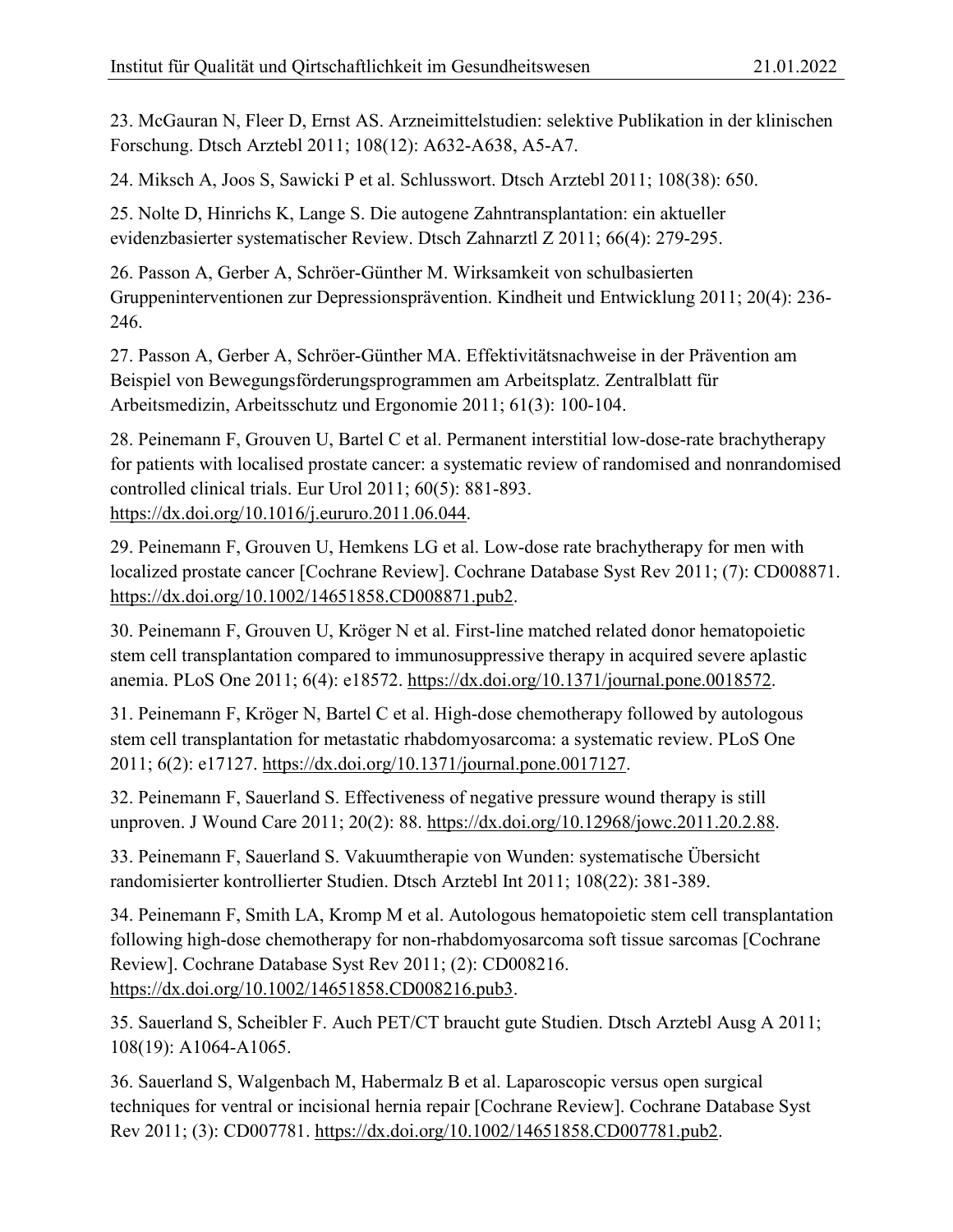23. McGauran N, Fleer D, Ernst AS. Arzneimittelstudien: selektive Publikation in der klinischen Forschung. Dtsch Arztebl 2011; 108(12): A632-A638, A5-A7.

24. Miksch A, Joos S, Sawicki P et al. Schlusswort. Dtsch Arztebl 2011; 108(38): 650.

25. Nolte D, Hinrichs K, Lange S. Die autogene Zahntransplantation: ein aktueller evidenzbasierter systematischer Review. Dtsch Zahnarztl Z 2011; 66(4): 279-295.

26. Passon A, Gerber A, Schröer-Günther M. Wirksamkeit von schulbasierten Gruppeninterventionen zur Depressionsprävention. Kindheit und Entwicklung 2011; 20(4): 236-246.

27. Passon A, Gerber A, Schröer-Günther MA. Effektivitätsnachweise in der Prävention am Beispiel von Bewegungsförderungsprogrammen am Arbeitsplatz. Zentralblatt für Arbeitsmedizin, Arbeitsschutz und Ergonomie 2011; 61(3): 100-104.

28. Peinemann F, Grouven U, Bartel C et al. Permanent interstitial low-dose-rate brachytherapy for patients with localised prostate cancer: a systematic review of randomised and nonrandomised controlled clinical trials. Eur Urol 2011; 60(5): 881-893. https://dx.doi.org/10.1016/j.eururo.2011.06.044.

29. Peinemann F, Grouven U, Hemkens LG et al. Low-dose rate brachytherapy for men with localized prostate cancer [Cochrane Review]. Cochrane Database Syst Rev 2011; (7): CD008871. https://dx.doi.org/10.1002/14651858.CD008871.pub2.

30. Peinemann F, Grouven U, Kröger N et al. First-line matched related donor hematopoietic stem cell transplantation compared to immunosuppressive therapy in acquired severe aplastic anemia. PLoS One 2011; 6(4): e18572. https://dx.doi.org/10.1371/journal.pone.0018572.

31. Peinemann F, Kröger N, Bartel C et al. High-dose chemotherapy followed by autologous stem cell transplantation for metastatic rhabdomyosarcoma: a systematic review. PLoS One 2011; 6(2): e17127. https://dx.doi.org/10.1371/journal.pone.0017127.

32. Peinemann F, Sauerland S. Effectiveness of negative pressure wound therapy is still unproven. J Wound Care 2011; 20(2): 88. https://dx.doi.org/10.12968/jowc.2011.20.2.88.

33. Peinemann F, Sauerland S. Vakuumtherapie von Wunden: systematische Übersicht randomisierter kontrollierter Studien. Dtsch Arztebl Int 2011; 108(22): 381-389.

34. Peinemann F, Smith LA, Kromp M et al. Autologous hematopoietic stem cell transplantation following high-dose chemotherapy for non-rhabdomyosarcoma soft tissue sarcomas [Cochrane Review]. Cochrane Database Syst Rev 2011; (2): CD008216. https://dx.doi.org/10.1002/14651858.CD008216.pub3.

35. Sauerland S, Scheibler F. Auch PET/CT braucht gute Studien. Dtsch Arztebl Ausg A 2011; 108(19): A1064-A1065.

36. Sauerland S, Walgenbach M, Habermalz B et al. Laparoscopic versus open surgical techniques for ventral or incisional hernia repair [Cochrane Review]. Cochrane Database Syst Rev 2011; (3): CD007781. https://dx.doi.org/10.1002/14651858.CD007781.pub2.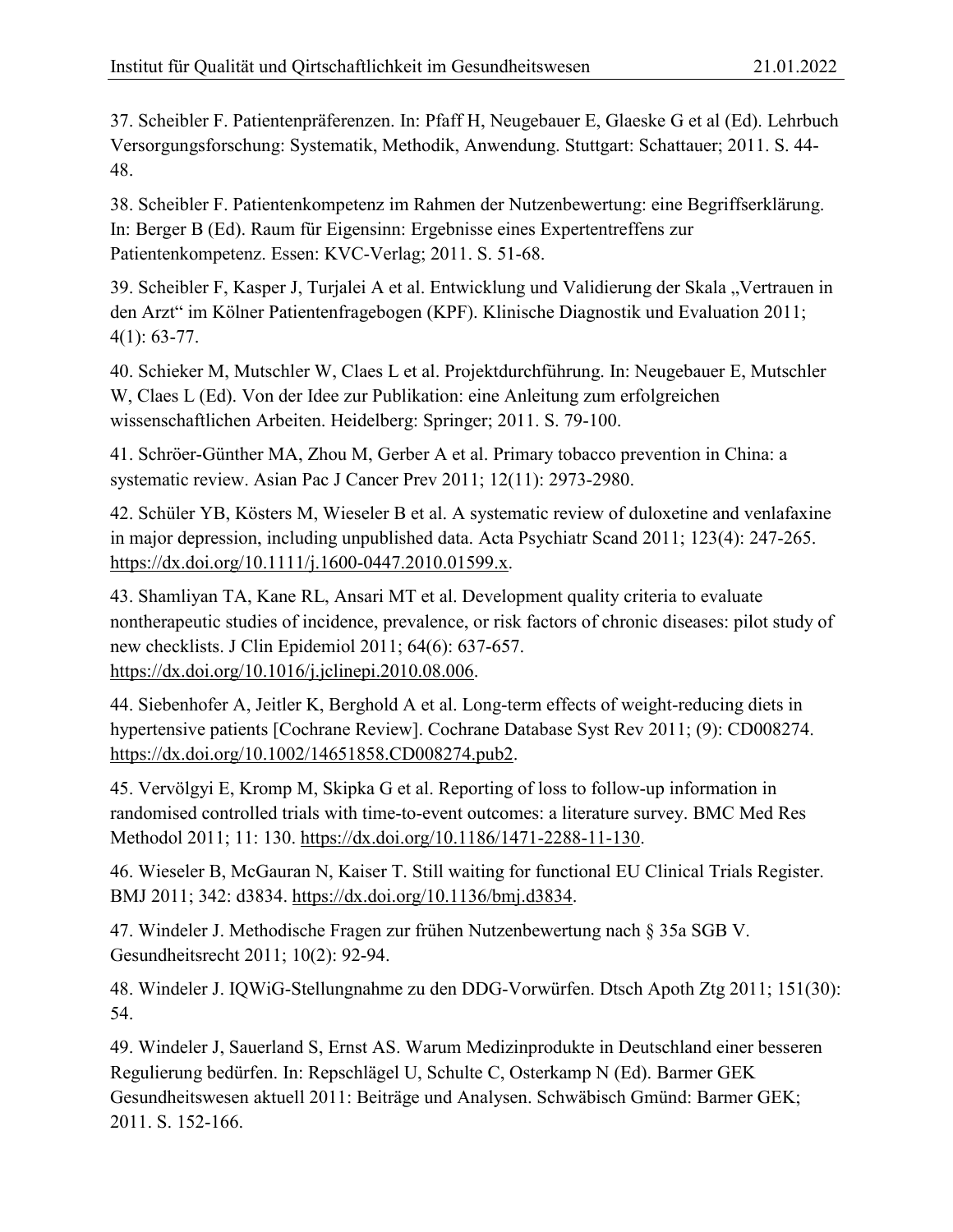37. Scheibler F. Patientenpräferenzen. In: Pfaff H, Neugebauer E, Glaeske G et al (Ed). Lehrbuch Versorgungsforschung: Systematik, Methodik, Anwendung. Stuttgart: Schattauer; 2011. S. 44-48.

38. Scheibler F. Patientenkompetenz im Rahmen der Nutzenbewertung: eine Begriffserklärung. In: Berger B (Ed). Raum für Eigensinn: Ergebnisse eines Expertentreffens zur Patientenkompetenz. Essen: KVC-Verlag; 2011. S. 51-68.

39. Scheibler F, Kasper J, Turjalei A et al. Entwicklung und Validierung der Skala „Vertrauen in den Arzt" im Kölner Patientenfragebogen (KPF). Klinische Diagnostik und Evaluation 2011; 4(1): 63-77.

40. Schieker M, Mutschler W, Claes L et al. Projektdurchführung. In: Neugebauer E, Mutschler W, Claes L (Ed). Von der Idee zur Publikation: eine Anleitung zum erfolgreichen wissenschaftlichen Arbeiten. Heidelberg: Springer; 2011. S. 79-100.

41. Schröer-Günther MA, Zhou M, Gerber A et al. Primary tobacco prevention in China: a systematic review. Asian Pac J Cancer Prev 2011; 12(11): 2973-2980.

42. Schüler YB, Kösters M, Wieseler B et al. A systematic review of duloxetine and venlafaxine in major depression, including unpublished data. Acta Psychiatr Scand 2011; 123(4): 247-265. https://dx.doi.org/10.1111/j.1600-0447.2010.01599.x.

43. Shamliyan TA, Kane RL, Ansari MT et al. Development quality criteria to evaluate nontherapeutic studies of incidence, prevalence, or risk factors of chronic diseases: pilot study of new checklists. J Clin Epidemiol 2011; 64(6): 637-657. https://dx.doi.org/10.1016/j.jclinepi.2010.08.006.

44. Siebenhofer A, Jeitler K, Berghold A et al. Long-term effects of weight-reducing diets in hypertensive patients [Cochrane Review]. Cochrane Database Syst Rev 2011; (9): CD008274. https://dx.doi.org/10.1002/14651858.CD008274.pub2.

45. Vervölgyi E, Kromp M, Skipka G et al. Reporting of loss to follow-up information in randomised controlled trials with time-to-event outcomes: a literature survey. BMC Med Res Methodol 2011; 11: 130. https://dx.doi.org/10.1186/1471-2288-11-130.

46. Wieseler B, McGauran N, Kaiser T. Still waiting for functional EU Clinical Trials Register. BMJ 2011; 342: d3834. https://dx.doi.org/10.1136/bmj.d3834.

47. Windeler J. Methodische Fragen zur frühen Nutzenbewertung nach § 35a SGB V. Gesundheitsrecht 2011; 10(2): 92-94.

48. Windeler J. IQWiG-Stellungnahme zu den DDG-Vorwürfen. Dtsch Apoth Ztg 2011; 151(30): 54.

49. Windeler J, Sauerland S, Ernst AS. Warum Medizinprodukte in Deutschland einer besseren Regulierung bedürfen. In: Repschlägel U, Schulte C, Osterkamp N (Ed). Barmer GEK Gesundheitswesen aktuell 2011: Beiträge und Analysen. Schwäbisch Gmünd: Barmer GEK; 2011. S. 152-166.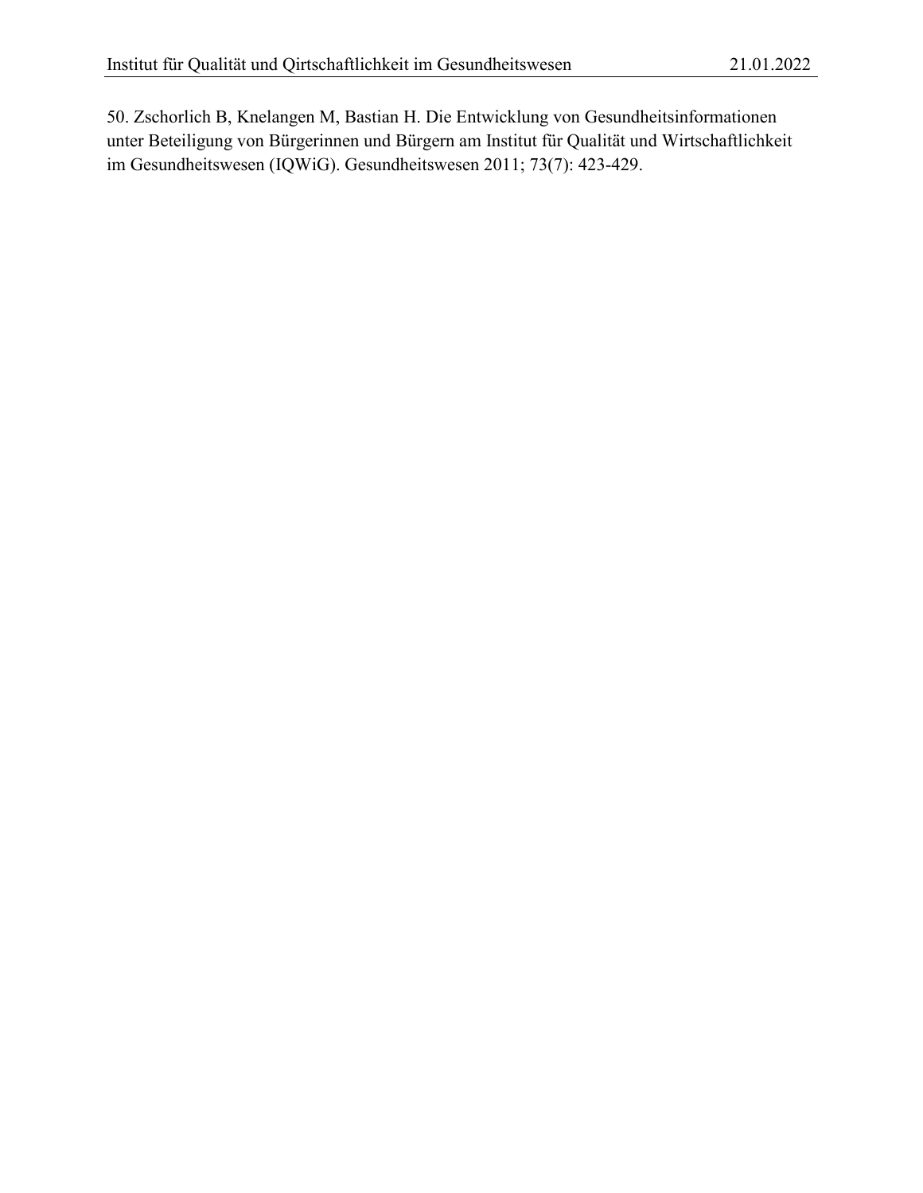50. Zschorlich B, Knelangen M, Bastian H. Die Entwicklung von Gesundheitsinformationen unter Beteiligung von Bürgerinnen und Bürgern am Institut für Qualität und Wirtschaftlichkeit im Gesundheitswesen (IQWiG). Gesundheitswesen 2011; 73(7): 423-429.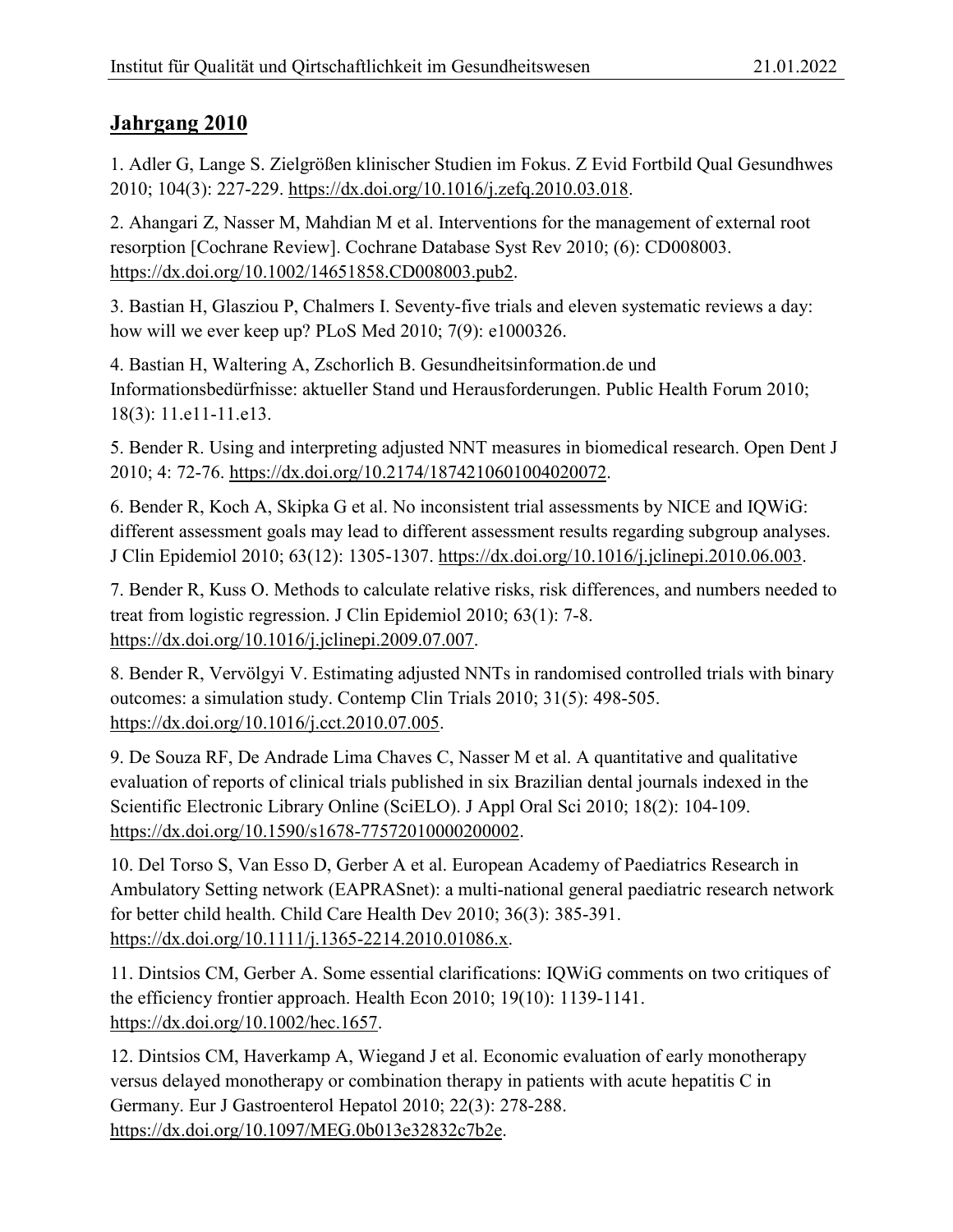## Jahrgang 2010

1. Adler G, Lange S. Zielgrößen klinischer Studien im Fokus. Z Evid Fortbild Qual Gesundhwes 2010; 104(3): 227-229. https://dx.doi.org/10.1016/j.zefq.2010.03.018.

2. Ahangari Z, Nasser M, Mahdian M et al. Interventions for the management of external root resorption [Cochrane Review]. Cochrane Database Syst Rev 2010; (6): CD008003. https://dx.doi.org/10.1002/14651858.CD008003.pub2.

3. Bastian H, Glasziou P, Chalmers I. Seventy-five trials and eleven systematic reviews a day: how will we ever keep up? PLoS Med 2010; 7(9): e1000326.

4. Bastian H, Waltering A, Zschorlich B. Gesundheitsinformation.de und Informationsbedürfnisse: aktueller Stand und Herausforderungen. Public Health Forum 2010; 18(3): 11.e11-11.e13.

5. Bender R. Using and interpreting adjusted NNT measures in biomedical research. Open Dent J 2010; 4: 72-76. https://dx.doi.org/10.2174/1874210601004020072.

6. Bender R, Koch A, Skipka G et al. No inconsistent trial assessments by NICE and IQWiG: different assessment goals may lead to different assessment results regarding subgroup analyses. J Clin Epidemiol 2010; 63(12): 1305-1307. https://dx.doi.org/10.1016/j.jclinepi.2010.06.003.

7. Bender R, Kuss O. Methods to calculate relative risks, risk differences, and numbers needed to treat from logistic regression. J Clin Epidemiol 2010; 63(1): 7-8. https://dx.doi.org/10.1016/j.jclinepi.2009.07.007.

8. Bender R, Vervölgyi V. Estimating adjusted NNTs in randomised controlled trials with binary outcomes: a simulation study. Contemp Clin Trials 2010; 31(5): 498-505. https://dx.doi.org/10.1016/j.cct.2010.07.005.

9. De Souza RF, De Andrade Lima Chaves C, Nasser M et al. A quantitative and qualitative evaluation of reports of clinical trials published in six Brazilian dental journals indexed in the Scientific Electronic Library Online (SciELO). J Appl Oral Sci 2010; 18(2): 104-109. https://dx.doi.org/10.1590/s1678-77572010000200002.

10. Del Torso S, Van Esso D, Gerber A et al. European Academy of Paediatrics Research in Ambulatory Setting network (EAPRASnet): a multi-national general paediatric research network for better child health. Child Care Health Dev 2010; 36(3): 385-391. https://dx.doi.org/10.1111/j.1365-2214.2010.01086.x.

11. Dintsios CM, Gerber A. Some essential clarifications: IQWiG comments on two critiques of the efficiency frontier approach. Health Econ 2010; 19(10): 1139-1141. https://dx.doi.org/10.1002/hec.1657.

12. Dintsios CM, Haverkamp A, Wiegand J et al. Economic evaluation of early monotherapy versus delayed monotherapy or combination therapy in patients with acute hepatitis C in Germany. Eur J Gastroenterol Hepatol 2010; 22(3): 278-288. https://dx.doi.org/10.1097/MEG.0b013e32832c7b2e.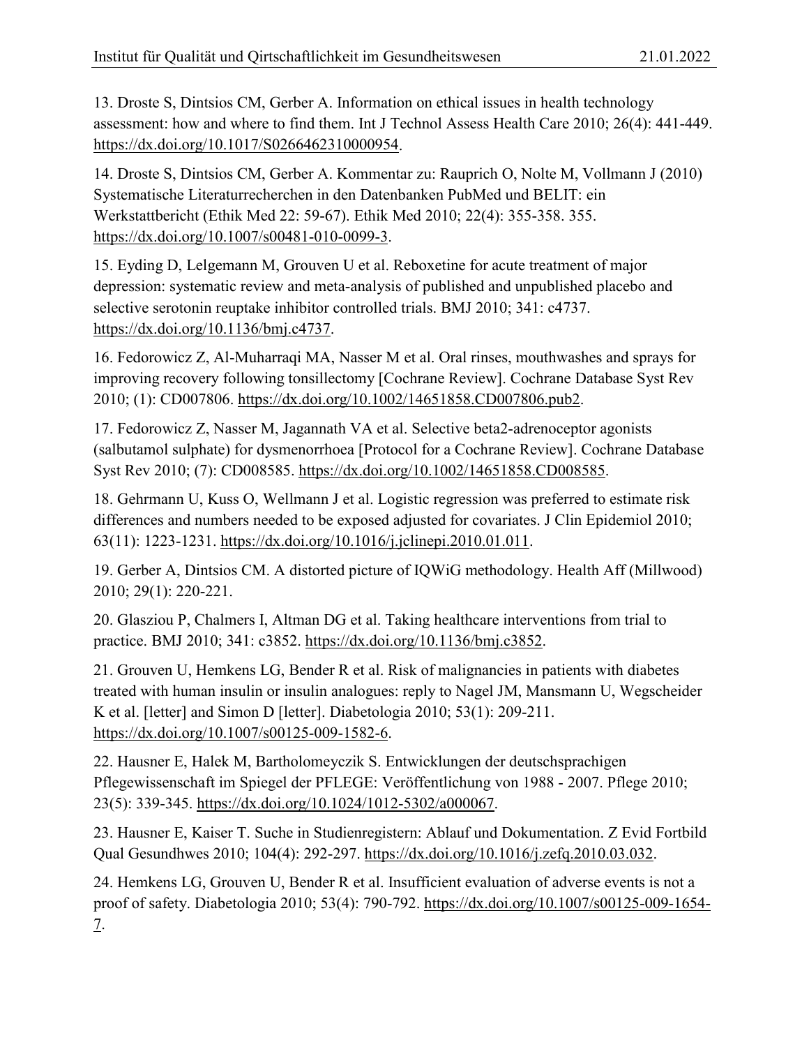13. Droste S, Dintsios CM, Gerber A. Information on ethical issues in health technology assessment: how and where to find them. Int J Technol Assess Health Care 2010; 26(4): 441-449. https://dx.doi.org/10.1017/S0266462310000954.

14. Droste S, Dintsios CM, Gerber A. Kommentar zu: Rauprich O, Nolte M, Vollmann J (2010) Systematische Literaturrecherchen in den Datenbanken PubMed und BELIT: ein Werkstattbericht (Ethik Med 22: 59-67). Ethik Med 2010; 22(4): 355-358. 355. https://dx.doi.org/10.1007/s00481-010-0099-3.

15. Eyding D, Lelgemann M, Grouven U et al. Reboxetine for acute treatment of major depression: systematic review and meta-analysis of published and unpublished placebo and selective serotonin reuptake inhibitor controlled trials. BMJ 2010; 341: c4737. https://dx.doi.org/10.1136/bmj.c4737.

16. Fedorowicz Z, Al-Muharraqi MA, Nasser M et al. Oral rinses, mouthwashes and sprays for improving recovery following tonsillectomy [Cochrane Review]. Cochrane Database Syst Rev 2010; (1): CD007806. https://dx.doi.org/10.1002/14651858.CD007806.pub2.

17. Fedorowicz Z, Nasser M, Jagannath VA et al. Selective beta2-adrenoceptor agonists (salbutamol sulphate) for dysmenorrhoea [Protocol for a Cochrane Review]. Cochrane Database Syst Rev 2010; (7): CD008585. https://dx.doi.org/10.1002/14651858.CD008585.

18. Gehrmann U, Kuss O, Wellmann J et al. Logistic regression was preferred to estimate risk differences and numbers needed to be exposed adjusted for covariates. J Clin Epidemiol 2010; 63(11): 1223-1231. https://dx.doi.org/10.1016/j.jclinepi.2010.01.011.

19. Gerber A, Dintsios CM. A distorted picture of IQWiG methodology. Health Aff (Millwood) 2010; 29(1): 220-221.

20. Glasziou P, Chalmers I, Altman DG et al. Taking healthcare interventions from trial to practice. BMJ 2010; 341: c3852. https://dx.doi.org/10.1136/bmj.c3852.

21. Grouven U, Hemkens LG, Bender R et al. Risk of malignancies in patients with diabetes treated with human insulin or insulin analogues: reply to Nagel JM, Mansmann U, Wegscheider K et al. [letter] and Simon D [letter]. Diabetologia 2010; 53(1): 209-211. https://dx.doi.org/10.1007/s00125-009-1582-6.

22. Hausner E, Halek M, Bartholomeyczik S. Entwicklungen der deutschsprachigen Pflegewissenschaft im Spiegel der PFLEGE: Veröffentlichung von 1988 - 2007. Pflege 2010; 23(5): 339-345. https://dx.doi.org/10.1024/1012-5302/a000067.

23. Hausner E, Kaiser T. Suche in Studienregistern: Ablauf und Dokumentation. Z Evid Fortbild Qual Gesundhwes 2010; 104(4): 292-297. https://dx.doi.org/10.1016/j.zefq.2010.03.032.

24. Hemkens LG, Grouven U, Bender R et al. Insufficient evaluation of adverse events is not a proof of safety. Diabetologia 2010; 53(4): 790-792. https://dx.doi.org/10.1007/s00125-009-1654-7.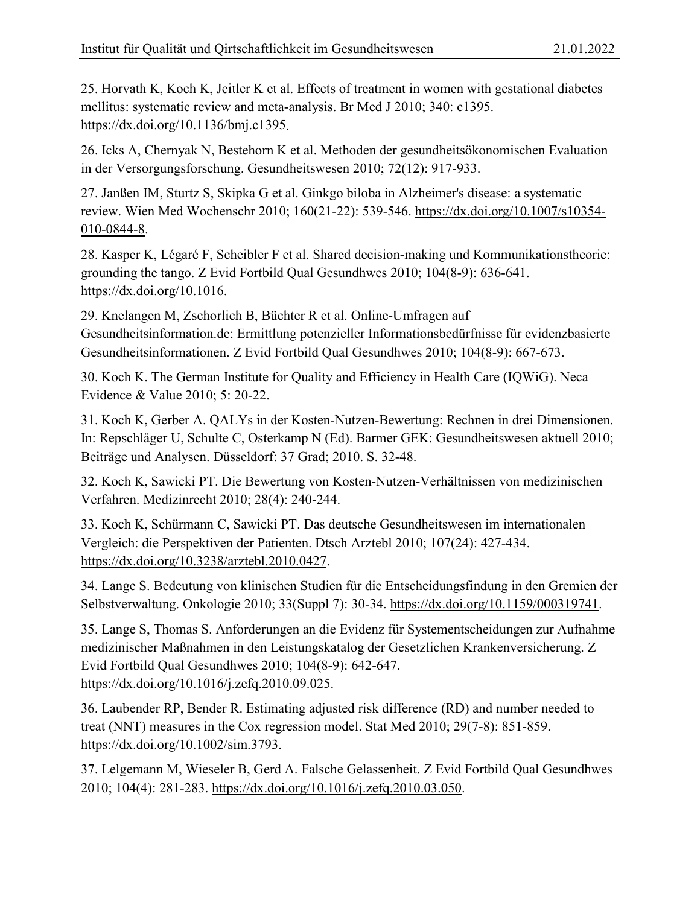25. Horvath K, Koch K, Jeitler K et al. Effects of treatment in women with gestational diabetes mellitus: systematic review and meta-analysis. Br Med J 2010; 340: c1395. https://dx.doi.org/10.1136/bmj.c1395.

26. Icks A, Chernyak N, Bestehorn K et al. Methoden der gesundheitsökonomischen Evaluation in der Versorgungsforschung. Gesundheitswesen 2010; 72(12): 917-933.

27. Janßen IM, Sturtz S, Skipka G et al. Ginkgo biloba in Alzheimer's disease: a systematic review. Wien Med Wochenschr 2010; 160(21-22): 539-546. https://dx.doi.org/10.1007/s10354-010-0844-8.

28. Kasper K, Légaré F, Scheibler F et al. Shared decision-making und Kommunikationstheorie: grounding the tango. Z Evid Fortbild Qual Gesundhwes 2010; 104(8-9): 636-641. https://dx.doi.org/10.1016.

29. Knelangen M, Zschorlich B, Büchter R et al. Online-Umfragen auf Gesundheitsinformation.de: Ermittlung potenzieller Informationsbedürfnisse für evidenzbasierte Gesundheitsinformationen. Z Evid Fortbild Qual Gesundhwes 2010; 104(8-9): 667-673.

30. Koch K. The German Institute for Quality and Efficiency in Health Care (IQWiG). Neca Evidence & Value 2010; 5: 20-22.

31. Koch K, Gerber A. QALYs in der Kosten-Nutzen-Bewertung: Rechnen in drei Dimensionen. In: Repschläger U, Schulte C, Osterkamp N (Ed). Barmer GEK: Gesundheitswesen aktuell 2010; Beiträge und Analysen. Düsseldorf: 37 Grad; 2010. S. 32-48.

32. Koch K, Sawicki PT. Die Bewertung von Kosten-Nutzen-Verhältnissen von medizinischen Verfahren. Medizinrecht 2010; 28(4): 240-244.

33. Koch K, Schürmann C, Sawicki PT. Das deutsche Gesundheitswesen im internationalen Vergleich: die Perspektiven der Patienten. Dtsch Arztebl 2010; 107(24): 427-434. https://dx.doi.org/10.3238/arztebl.2010.0427.

34. Lange S. Bedeutung von klinischen Studien für die Entscheidungsfindung in den Gremien der Selbstverwaltung. Onkologie 2010; 33(Suppl 7): 30-34. https://dx.doi.org/10.1159/000319741.

35. Lange S, Thomas S. Anforderungen an die Evidenz für Systementscheidungen zur Aufnahme medizinischer Maßnahmen in den Leistungskatalog der Gesetzlichen Krankenversicherung. Z Evid Fortbild Qual Gesundhwes 2010; 104(8-9): 642-647. https://dx.doi.org/10.1016/j.zefq.2010.09.025.

36. Laubender RP, Bender R. Estimating adjusted risk difference (RD) and number needed to treat (NNT) measures in the Cox regression model. Stat Med 2010; 29(7-8): 851-859. https://dx.doi.org/10.1002/sim.3793.

37. Lelgemann M, Wieseler B, Gerd A. Falsche Gelassenheit. Z Evid Fortbild Qual Gesundhwes 2010; 104(4): 281-283. https://dx.doi.org/10.1016/j.zefq.2010.03.050.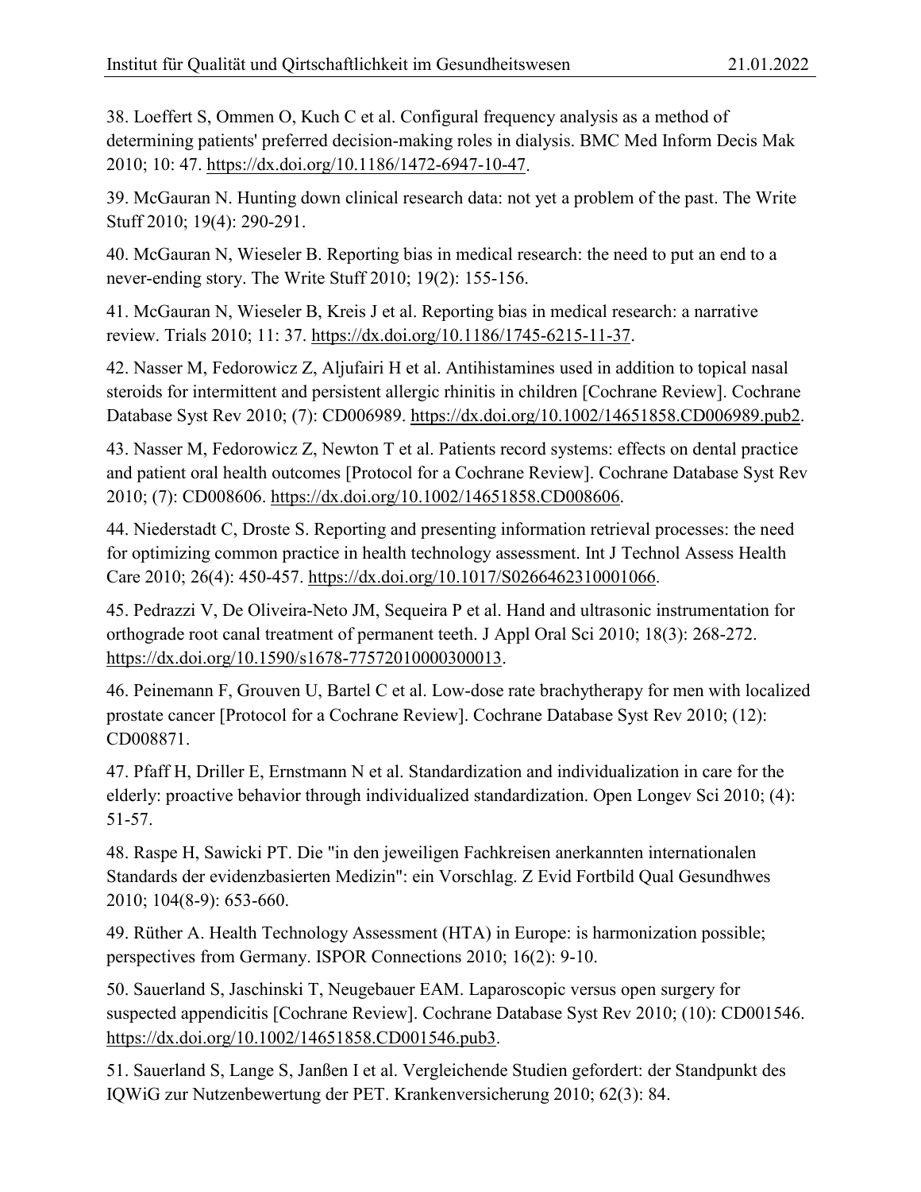38. Loeffert S, Ommen O, Kuch C et al. Configural frequency analysis as a method of determining patients' preferred decision-making roles in dialysis. BMC Med Inform Decis Mak 2010; 10: 47. https://dx.doi.org/10.1186/1472-6947-10-47.

39. McGauran N. Hunting down clinical research data: not yet a problem of the past. The Write Stuff 2010; 19(4): 290-291.

40. McGauran N, Wieseler B. Reporting bias in medical research: the need to put an end to a never-ending story. The Write Stuff 2010; 19(2): 155-156.

41. McGauran N, Wieseler B, Kreis J et al. Reporting bias in medical research: a narrative review. Trials 2010; 11: 37. https://dx.doi.org/10.1186/1745-6215-11-37.

42. Nasser M, Fedorowicz Z, Aljufairi H et al. Antihistamines used in addition to topical nasal steroids for intermittent and persistent allergic rhinitis in children [Cochrane Review]. Cochrane Database Syst Rev 2010; (7): CD006989. https://dx.doi.org/10.1002/14651858.CD006989.pub2.

43. Nasser M, Fedorowicz Z, Newton T et al. Patients record systems: effects on dental practice and patient oral health outcomes [Protocol for a Cochrane Review]. Cochrane Database Syst Rev 2010; (7): CD008606. https://dx.doi.org/10.1002/14651858.CD008606.

44. Niederstadt C, Droste S. Reporting and presenting information retrieval processes: the need for optimizing common practice in health technology assessment. Int J Technol Assess Health Care 2010; 26(4): 450-457. https://dx.doi.org/10.1017/S0266462310001066.

45. Pedrazzi V, De Oliveira-Neto JM, Sequeira P et al. Hand and ultrasonic instrumentation for orthograde root canal treatment of permanent teeth. J Appl Oral Sci 2010; 18(3): 268-272. https://dx.doi.org/10.1590/s1678-77572010000300013.

46. Peinemann F, Grouven U, Bartel C et al. Low-dose rate brachytherapy for men with localized prostate cancer [Protocol for a Cochrane Review]. Cochrane Database Syst Rev 2010; (12): CD008871.

47. Pfaff H, Driller E, Ernstmann N et al. Standardization and individualization in care for the elderly: proactive behavior through individualized standardization. Open Longev Sci 2010; (4): 51-57.

48. Raspe H, Sawicki PT. Die "in den jeweiligen Fachkreisen anerkannten internationalen Standards der evidenzbasierten Medizin": ein Vorschlag. Z Evid Fortbild Qual Gesundhwes 2010; 104(8-9): 653-660.

49. Rüther A. Health Technology Assessment (HTA) in Europe: is harmonization possible; perspectives from Germany. ISPOR Connections 2010; 16(2): 9-10.

50. Sauerland S, Jaschinski T, Neugebauer EAM. Laparoscopic versus open surgery for suspected appendicitis [Cochrane Review]. Cochrane Database Syst Rev 2010; (10): CD001546. https://dx.doi.org/10.1002/14651858.CD001546.pub3.

51. Sauerland S, Lange S, Janßen I et al. Vergleichende Studien gefordert: der Standpunkt des IQWiG zur Nutzenbewertung der PET. Krankenversicherung 2010; 62(3): 84.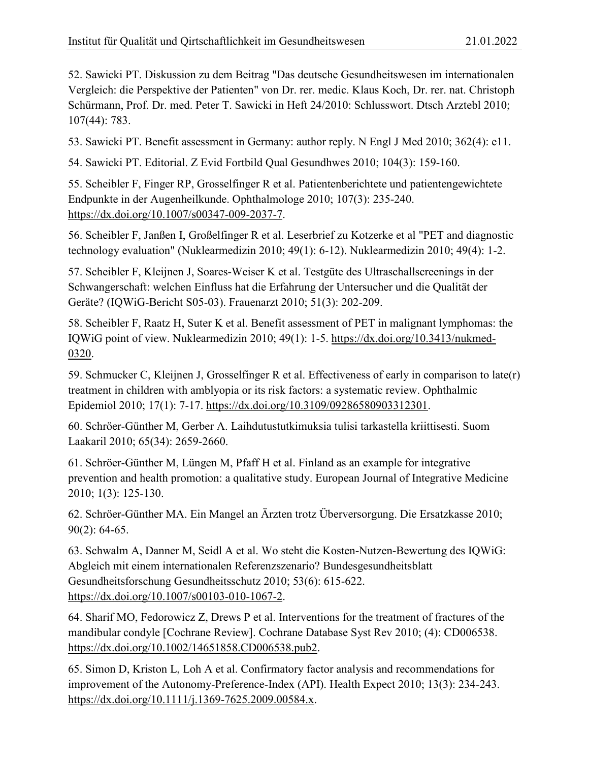52. Sawicki PT. Diskussion zu dem Beitrag "Das deutsche Gesundheitswesen im internationalen Vergleich: die Perspektive der Patienten" von Dr. rer. medic. Klaus Koch, Dr. rer. nat. Christoph Schürmann, Prof. Dr. med. Peter T. Sawicki in Heft 24/2010: Schlusswort. Dtsch Arztebl 2010; 107(44): 783.

53. Sawicki PT. Benefit assessment in Germany: author reply. N Engl J Med 2010; 362(4): e11.

54. Sawicki PT. Editorial. Z Evid Fortbild Qual Gesundhwes 2010; 104(3): 159-160.

55. Scheibler F, Finger RP, Grosselfinger R et al. Patientenberichtete und patientengewichtete Endpunkte in der Augenheilkunde. Ophthalmologe 2010; 107(3): 235-240. https://dx.doi.org/10.1007/s00347-009-2037-7.

56. Scheibler F, Janßen I, Großelfinger R et al. Leserbrief zu Kotzerke et al "PET and diagnostic technology evaluation" (Nuklearmedizin 2010; 49(1): 6-12). Nuklearmedizin 2010; 49(4): 1-2.

57. Scheibler F, Kleijnen J, Soares-Weiser K et al. Testgüte des Ultraschallscreenings in der Schwangerschaft: welchen Einfluss hat die Erfahrung der Untersucher und die Qualität der Geräte? (IQWiG-Bericht S05-03). Frauenarzt 2010; 51(3): 202-209.

58. Scheibler F, Raatz H, Suter K et al. Benefit assessment of PET in malignant lymphomas: the IQWiG point of view. Nuklearmedizin 2010; 49(1): 1-5. https://dx.doi.org/10.3413/nukmed-0320.

59. Schmucker C, Kleijnen J, Grosselfinger R et al. Effectiveness of early in comparison to late(r) treatment in children with amblyopia or its risk factors: a systematic review. Ophthalmic Epidemiol 2010; 17(1): 7-17. https://dx.doi.org/10.3109/09286580903312301.

60. Schröer-Günther M, Gerber A. Laihdutustutkimuksia tulisi tarkastella kriittisesti. Suom Laakaril 2010; 65(34): 2659-2660.

61. Schröer-Günther M, Lüngen M, Pfaff H et al. Finland as an example for integrative prevention and health promotion: a qualitative study. European Journal of Integrative Medicine 2010; 1(3): 125-130.

62. Schröer-Günther MA. Ein Mangel an Ärzten trotz Überversorgung. Die Ersatzkasse 2010; 90(2): 64-65.

63. Schwalm A, Danner M, Seidl A et al. Wo steht die Kosten-Nutzen-Bewertung des IQWiG: Abgleich mit einem internationalen Referenzszenario? Bundesgesundheitsblatt Gesundheitsforschung Gesundheitsschutz 2010; 53(6): 615-622. https://dx.doi.org/10.1007/s00103-010-1067-2.

64. Sharif MO, Fedorowicz Z, Drews P et al. Interventions for the treatment of fractures of the mandibular condyle [Cochrane Review]. Cochrane Database Syst Rev 2010; (4): CD006538. https://dx.doi.org/10.1002/14651858.CD006538.pub2.

65. Simon D, Kriston L, Loh A et al. Confirmatory factor analysis and recommendations for improvement of the Autonomy-Preference-Index (API). Health Expect 2010; 13(3): 234-243. https://dx.doi.org/10.1111/j.1369-7625.2009.00584.x.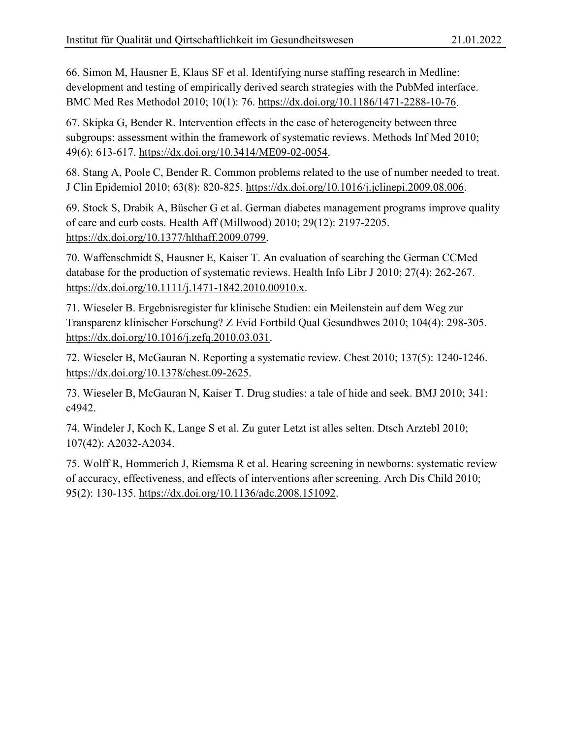66. Simon M, Hausner E, Klaus SF et al. Identifying nurse staffing research in Medline: development and testing of empirically derived search strategies with the PubMed interface. BMC Med Res Methodol 2010; 10(1): 76. https://dx.doi.org/10.1186/1471-2288-10-76.

67. Skipka G, Bender R. Intervention effects in the case of heterogeneity between three subgroups: assessment within the framework of systematic reviews. Methods Inf Med 2010; 49(6): 613-617. https://dx.doi.org/10.3414/ME09-02-0054.

68. Stang A, Poole C, Bender R. Common problems related to the use of number needed to treat. J Clin Epidemiol 2010; 63(8): 820-825. https://dx.doi.org/10.1016/j.jclinepi.2009.08.006.

69. Stock S, Drabik A, Büscher G et al. German diabetes management programs improve quality of care and curb costs. Health Aff (Millwood) 2010; 29(12): 2197-2205. https://dx.doi.org/10.1377/hlthaff.2009.0799.

70. Waffenschmidt S, Hausner E, Kaiser T. An evaluation of searching the German CCMed database for the production of systematic reviews. Health Info Libr J 2010; 27(4): 262-267. https://dx.doi.org/10.1111/j.1471-1842.2010.00910.x.

71. Wieseler B. Ergebnisregister fur klinische Studien: ein Meilenstein auf dem Weg zur Transparenz klinischer Forschung? Z Evid Fortbild Qual Gesundhwes 2010; 104(4): 298-305. https://dx.doi.org/10.1016/j.zefq.2010.03.031.

72. Wieseler B, McGauran N. Reporting a systematic review. Chest 2010; 137(5): 1240-1246. https://dx.doi.org/10.1378/chest.09-2625.

73. Wieseler B, McGauran N, Kaiser T. Drug studies: a tale of hide and seek. BMJ 2010; 341: c4942.

74. Windeler J, Koch K, Lange S et al. Zu guter Letzt ist alles selten. Dtsch Arztebl 2010; 107(42): A2032-A2034.

75. Wolff R, Hommerich J, Riemsma R et al. Hearing screening in newborns: systematic review of accuracy, effectiveness, and effects of interventions after screening. Arch Dis Child 2010; 95(2): 130-135. https://dx.doi.org/10.1136/adc.2008.151092.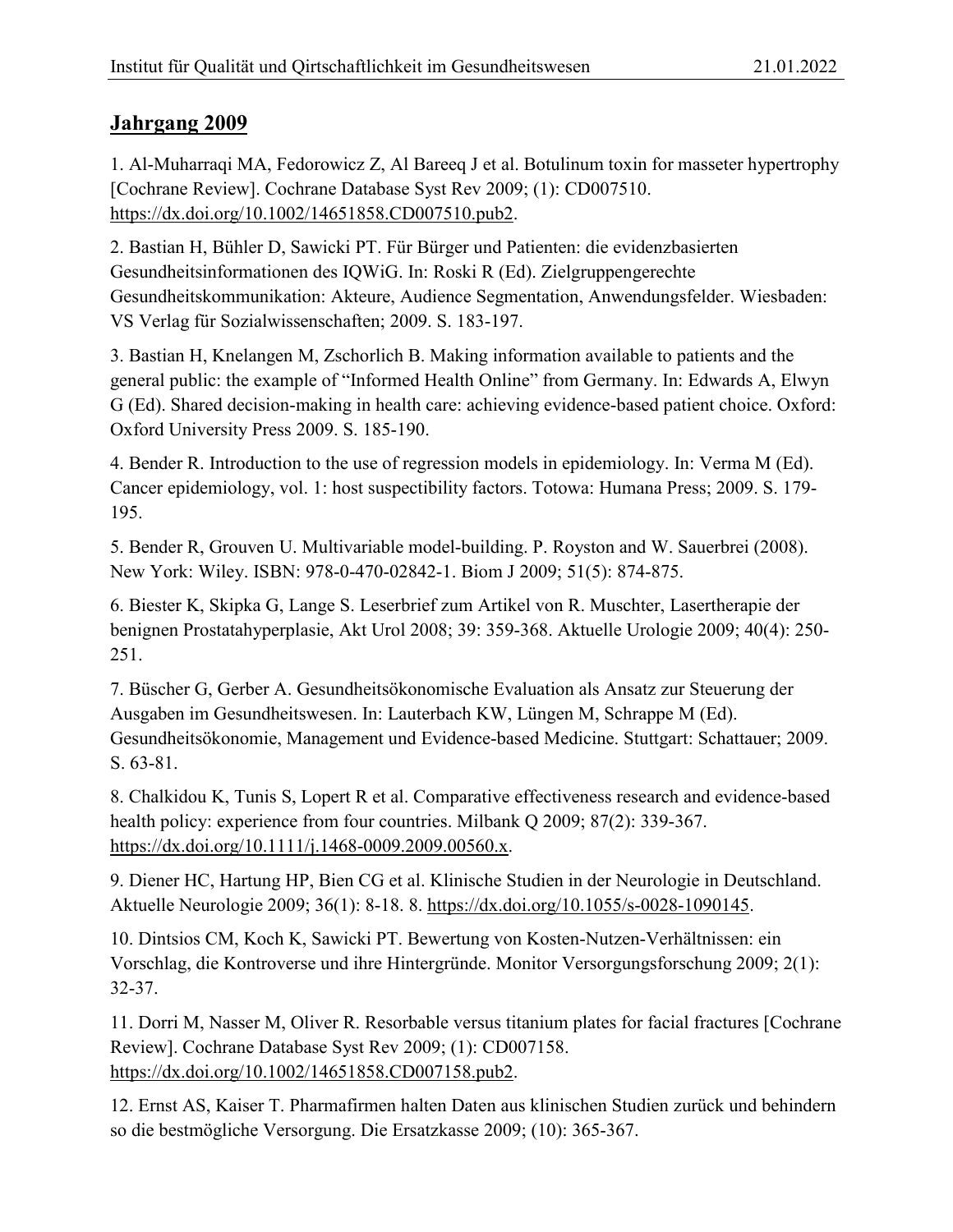## Jahrgang 2009

1. Al-Muharraqi MA, Fedorowicz Z, Al Bareeq J et al. Botulinum toxin for masseter hypertrophy [Cochrane Review]. Cochrane Database Syst Rev 2009; (1): CD007510. https://dx.doi.org/10.1002/14651858.CD007510.pub2.

2. Bastian H, Bühler D, Sawicki PT. Für Bürger und Patienten: die evidenzbasierten Gesundheitsinformationen des IQWiG. In: Roski R (Ed). Zielgruppengerechte Gesundheitskommunikation: Akteure, Audience Segmentation, Anwendungsfelder. Wiesbaden: VS Verlag für Sozialwissenschaften; 2009. S. 183-197.

3. Bastian H, Knelangen M, Zschorlich B. Making information available to patients and the general public: the example of "Informed Health Online" from Germany. In: Edwards A, Elwyn G (Ed). Shared decision-making in health care: achieving evidence-based patient choice. Oxford: Oxford University Press 2009. S. 185-190.

4. Bender R. Introduction to the use of regression models in epidemiology. In: Verma M (Ed). Cancer epidemiology, vol. 1: host suspectibility factors. Totowa: Humana Press; 2009. S. 179-195.

5. Bender R, Grouven U. Multivariable model-building. P. Royston and W. Sauerbrei (2008). New York: Wiley. ISBN: 978-0-470-02842-1. Biom J 2009; 51(5): 874-875.

6. Biester K, Skipka G, Lange S. Leserbrief zum Artikel von R. Muschter, Lasertherapie der benignen Prostatahyperplasie, Akt Urol 2008; 39: 359-368. Aktuelle Urologie 2009; 40(4): 250-251.

7. Büscher G, Gerber A. Gesundheitsökonomische Evaluation als Ansatz zur Steuerung der Ausgaben im Gesundheitswesen. In: Lauterbach KW, Lüngen M, Schrappe M (Ed). Gesundheitsökonomie, Management und Evidence-based Medicine. Stuttgart: Schattauer; 2009. S. 63-81.

8. Chalkidou K, Tunis S, Lopert R et al. Comparative effectiveness research and evidence-based health policy: experience from four countries. Milbank Q 2009; 87(2): 339-367. https://dx.doi.org/10.1111/j.1468-0009.2009.00560.x.

9. Diener HC, Hartung HP, Bien CG et al. Klinische Studien in der Neurologie in Deutschland. Aktuelle Neurologie 2009; 36(1): 8-18. 8. https://dx.doi.org/10.1055/s-0028-1090145.

10. Dintsios CM, Koch K, Sawicki PT. Bewertung von Kosten-Nutzen-Verhältnissen: ein Vorschlag, die Kontroverse und ihre Hintergründe. Monitor Versorgungsforschung 2009; 2(1): 32-37.

11. Dorri M, Nasser M, Oliver R. Resorbable versus titanium plates for facial fractures [Cochrane Review]. Cochrane Database Syst Rev 2009; (1): CD007158. https://dx.doi.org/10.1002/14651858.CD007158.pub2.

12. Ernst AS, Kaiser T. Pharmafirmen halten Daten aus klinischen Studien zurück und behindern so die bestmögliche Versorgung. Die Ersatzkasse 2009; (10): 365-367.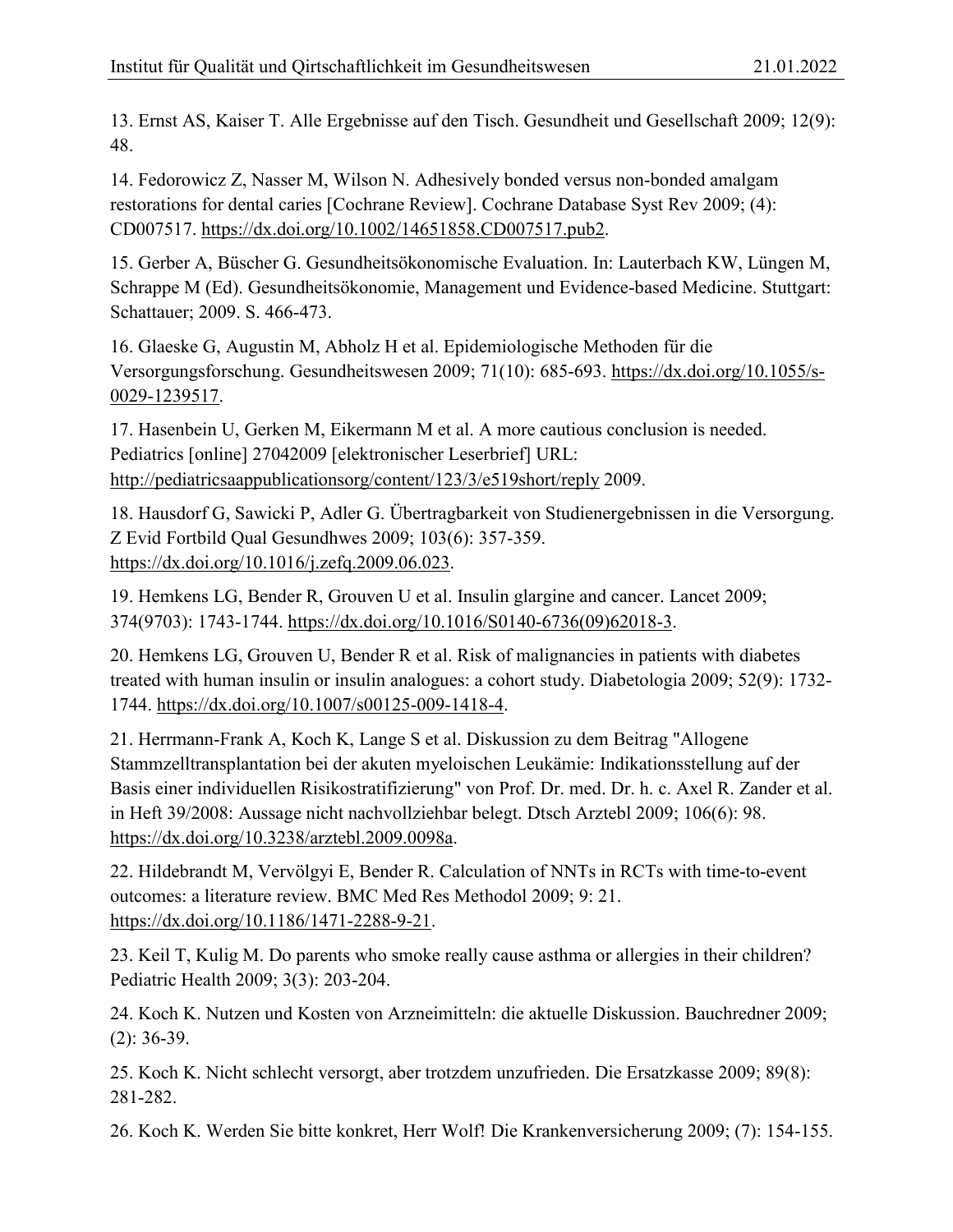13. Ernst AS, Kaiser T. Alle Ergebnisse auf den Tisch. Gesundheit und Gesellschaft 2009; 12(9): 48.

14. Fedorowicz Z, Nasser M, Wilson N. Adhesively bonded versus non-bonded amalgam restorations for dental caries [Cochrane Review]. Cochrane Database Syst Rev 2009; (4): CD007517. https://dx.doi.org/10.1002/14651858.CD007517.pub2.

15. Gerber A, Büscher G. Gesundheitsökonomische Evaluation. In: Lauterbach KW, Lüngen M, Schrappe M (Ed). Gesundheitsökonomie, Management und Evidence-based Medicine. Stuttgart: Schattauer; 2009. S. 466-473.

16. Glaeske G, Augustin M, Abholz H et al. Epidemiologische Methoden für die Versorgungsforschung. Gesundheitswesen 2009; 71(10): 685-693. https://dx.doi.org/10.1055/s-0029-1239517.

17. Hasenbein U, Gerken M, Eikermann M et al. A more cautious conclusion is needed. Pediatrics [online] 27042009 [elektronischer Leserbrief] URL: http://pediatricsaappublicationsorg/content/123/3/e519short/reply 2009.

18. Hausdorf G, Sawicki P, Adler G. Übertragbarkeit von Studienergebnissen in die Versorgung. Z Evid Fortbild Qual Gesundhwes 2009; 103(6): 357-359. https://dx.doi.org/10.1016/j.zefq.2009.06.023.

19. Hemkens LG, Bender R, Grouven U et al. Insulin glargine and cancer. Lancet 2009; 374(9703): 1743-1744. https://dx.doi.org/10.1016/S0140-6736(09)62018-3.

20. Hemkens LG, Grouven U, Bender R et al. Risk of malignancies in patients with diabetes treated with human insulin or insulin analogues: a cohort study. Diabetologia 2009; 52(9): 1732-1744. https://dx.doi.org/10.1007/s00125-009-1418-4.

21. Herrmann-Frank A, Koch K, Lange S et al. Diskussion zu dem Beitrag "Allogene Stammzelltransplantation bei der akuten myeloischen Leukämie: Indikationsstellung auf der Basis einer individuellen Risikostratifizierung" von Prof. Dr. med. Dr. h. c. Axel R. Zander et al. in Heft 39/2008: Aussage nicht nachvollziehbar belegt. Dtsch Arztebl 2009; 106(6): 98. https://dx.doi.org/10.3238/arztebl.2009.0098a.

22. Hildebrandt M, Vervölgyi E, Bender R. Calculation of NNTs in RCTs with time-to-event outcomes: a literature review. BMC Med Res Methodol 2009; 9: 21. https://dx.doi.org/10.1186/1471-2288-9-21.

23. Keil T, Kulig M. Do parents who smoke really cause asthma or allergies in their children? Pediatric Health 2009; 3(3): 203-204.

24. Koch K. Nutzen und Kosten von Arzneimitteln: die aktuelle Diskussion. Bauchredner 2009; (2): 36-39.

25. Koch K. Nicht schlecht versorgt, aber trotzdem unzufrieden. Die Ersatzkasse 2009; 89(8): 281-282.

26. Koch K. Werden Sie bitte konkret, Herr Wolf! Die Krankenversicherung 2009; (7): 154-155.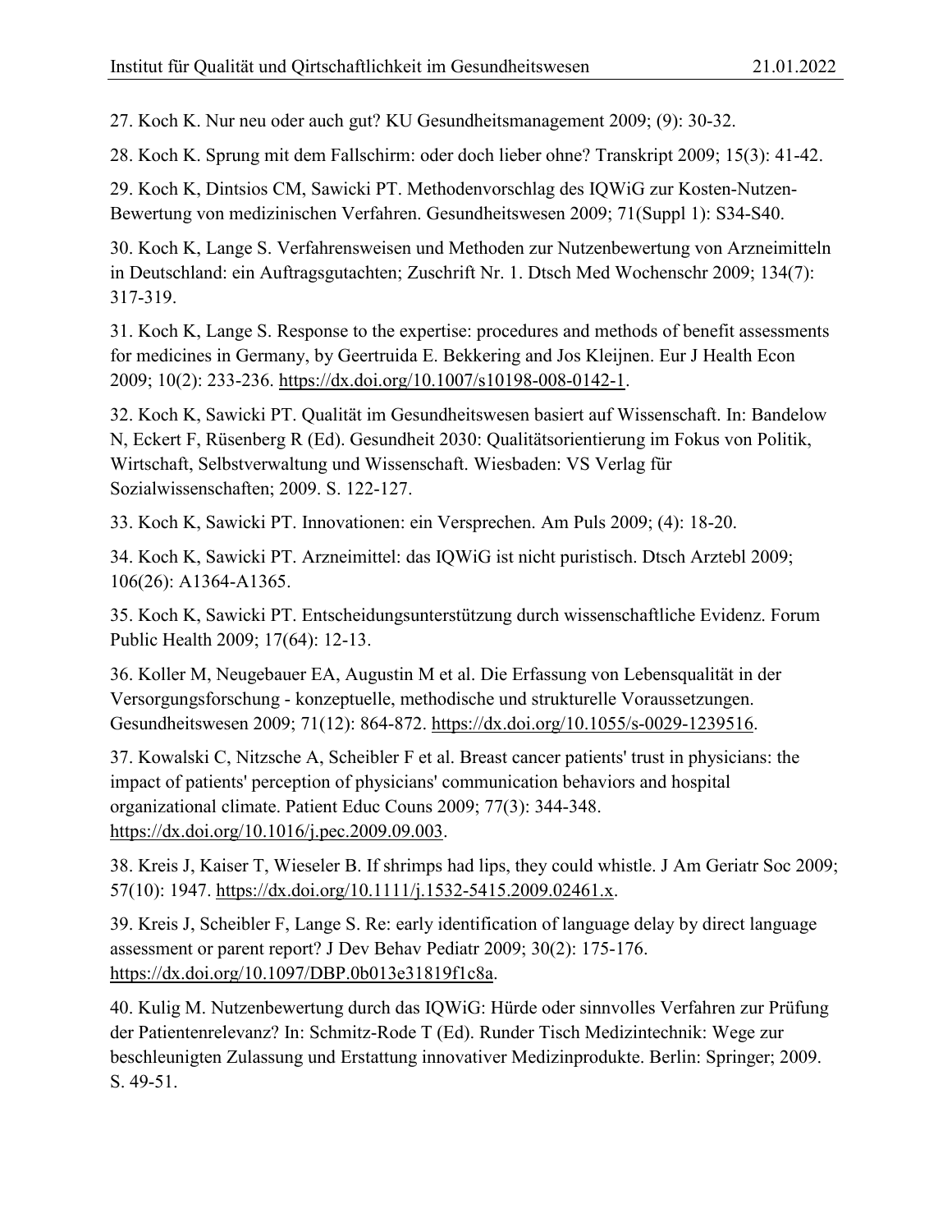27. Koch K. Nur neu oder auch gut? KU Gesundheitsmanagement 2009; (9): 30-32.

28. Koch K. Sprung mit dem Fallschirm: oder doch lieber ohne? Transkript 2009; 15(3): 41-42.

29. Koch K, Dintsios CM, Sawicki PT. Methodenvorschlag des IQWiG zur Kosten-Nutzen-Bewertung von medizinischen Verfahren. Gesundheitswesen 2009; 71(Suppl 1): S34-S40.

30. Koch K, Lange S. Verfahrensweisen und Methoden zur Nutzenbewertung von Arzneimitteln in Deutschland: ein Auftragsgutachten; Zuschrift Nr. 1. Dtsch Med Wochenschr 2009; 134(7): 317-319.

31. Koch K, Lange S. Response to the expertise: procedures and methods of benefit assessments for medicines in Germany, by Geertruida E. Bekkering and Jos Kleijnen. Eur J Health Econ 2009; 10(2): 233-236. https://dx.doi.org/10.1007/s10198-008-0142-1.

32. Koch K, Sawicki PT. Qualität im Gesundheitswesen basiert auf Wissenschaft. In: Bandelow N, Eckert F, Rüsenberg R (Ed). Gesundheit 2030: Qualitätsorientierung im Fokus von Politik, Wirtschaft, Selbstverwaltung und Wissenschaft. Wiesbaden: VS Verlag für Sozialwissenschaften; 2009. S. 122-127.

33. Koch K, Sawicki PT. Innovationen: ein Versprechen. Am Puls 2009; (4): 18-20.

34. Koch K, Sawicki PT. Arzneimittel: das IQWiG ist nicht puristisch. Dtsch Arztebl 2009; 106(26): A1364-A1365.

35. Koch K, Sawicki PT. Entscheidungsunterstützung durch wissenschaftliche Evidenz. Forum Public Health 2009; 17(64): 12-13.

36. Koller M, Neugebauer EA, Augustin M et al. Die Erfassung von Lebensqualität in der Versorgungsforschung - konzeptuelle, methodische und strukturelle Voraussetzungen. Gesundheitswesen 2009; 71(12): 864-872. https://dx.doi.org/10.1055/s-0029-1239516.

37. Kowalski C, Nitzsche A, Scheibler F et al. Breast cancer patients' trust in physicians: the impact of patients' perception of physicians' communication behaviors and hospital organizational climate. Patient Educ Couns 2009; 77(3): 344-348. https://dx.doi.org/10.1016/j.pec.2009.09.003.

38. Kreis J, Kaiser T, Wieseler B. If shrimps had lips, they could whistle. J Am Geriatr Soc 2009; 57(10): 1947. https://dx.doi.org/10.1111/j.1532-5415.2009.02461.x.

39. Kreis J, Scheibler F, Lange S. Re: early identification of language delay by direct language assessment or parent report? J Dev Behav Pediatr 2009; 30(2): 175-176. https://dx.doi.org/10.1097/DBP.0b013e31819f1c8a.

40. Kulig M. Nutzenbewertung durch das IQWiG: Hürde oder sinnvolles Verfahren zur Prüfung der Patientenrelevanz? In: Schmitz-Rode T (Ed). Runder Tisch Medizintechnik: Wege zur beschleunigten Zulassung und Erstattung innovativer Medizinprodukte. Berlin: Springer; 2009. S. 49-51.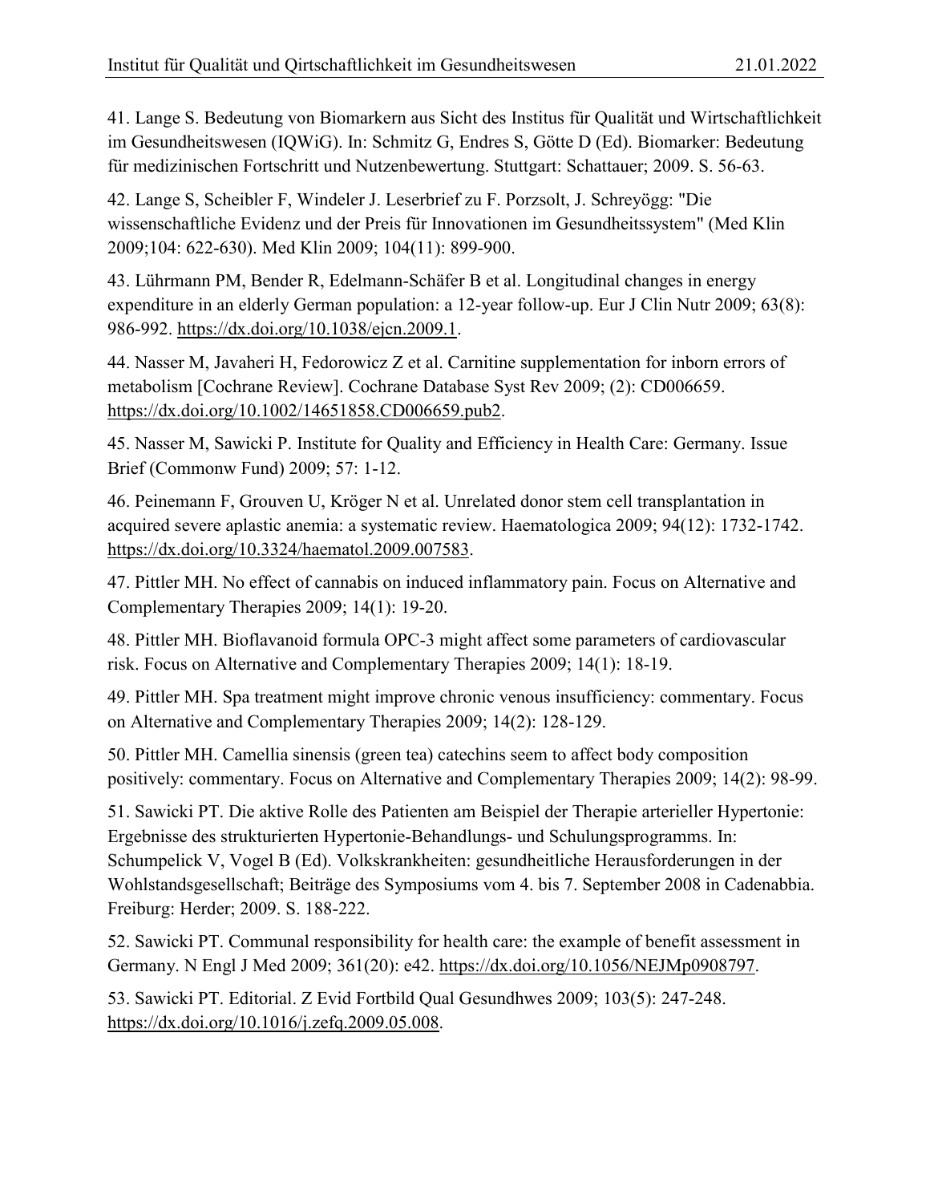41. Lange S. Bedeutung von Biomarkern aus Sicht des Institus für Qualität und Wirtschaftlichkeit im Gesundheitswesen (IQWiG). In: Schmitz G, Endres S, Götte D (Ed). Biomarker: Bedeutung für medizinischen Fortschritt und Nutzenbewertung. Stuttgart: Schattauer; 2009. S. 56-63.

42. Lange S, Scheibler F, Windeler J. Leserbrief zu F. Porzsolt, J. Schreyögg: "Die wissenschaftliche Evidenz und der Preis für Innovationen im Gesundheitssystem" (Med Klin 2009;104: 622-630). Med Klin 2009; 104(11): 899-900.

43. Lührmann PM, Bender R, Edelmann-Schäfer B et al. Longitudinal changes in energy expenditure in an elderly German population: a 12-year follow-up. Eur J Clin Nutr 2009; 63(8): 986-992. https://dx.doi.org/10.1038/ejcn.2009.1.

44. Nasser M, Javaheri H, Fedorowicz Z et al. Carnitine supplementation for inborn errors of metabolism [Cochrane Review]. Cochrane Database Syst Rev 2009; (2): CD006659. https://dx.doi.org/10.1002/14651858.CD006659.pub2.

45. Nasser M, Sawicki P. Institute for Quality and Efficiency in Health Care: Germany. Issue Brief (Commonw Fund) 2009; 57: 1-12.

46. Peinemann F, Grouven U, Kröger N et al. Unrelated donor stem cell transplantation in acquired severe aplastic anemia: a systematic review. Haematologica 2009; 94(12): 1732-1742. https://dx.doi.org/10.3324/haematol.2009.007583.

47. Pittler MH. No effect of cannabis on induced inflammatory pain. Focus on Alternative and Complementary Therapies 2009; 14(1): 19-20.

48. Pittler MH. Bioflavanoid formula OPC-3 might affect some parameters of cardiovascular risk. Focus on Alternative and Complementary Therapies 2009; 14(1): 18-19.

49. Pittler MH. Spa treatment might improve chronic venous insufficiency: commentary. Focus on Alternative and Complementary Therapies 2009; 14(2): 128-129.

50. Pittler MH. Camellia sinensis (green tea) catechins seem to affect body composition positively: commentary. Focus on Alternative and Complementary Therapies 2009; 14(2): 98-99.

51. Sawicki PT. Die aktive Rolle des Patienten am Beispiel der Therapie arterieller Hypertonie: Ergebnisse des strukturierten Hypertonie-Behandlungs- und Schulungsprogramms. In: Schumpelick V, Vogel B (Ed). Volkskrankheiten: gesundheitliche Herausforderungen in der Wohlstandsgesellschaft; Beiträge des Symposiums vom 4. bis 7. September 2008 in Cadenabbia. Freiburg: Herder; 2009. S. 188-222.

52. Sawicki PT. Communal responsibility for health care: the example of benefit assessment in Germany. N Engl J Med 2009; 361(20): e42. https://dx.doi.org/10.1056/NEJMp0908797.

53. Sawicki PT. Editorial. Z Evid Fortbild Qual Gesundhwes 2009; 103(5): 247-248. https://dx.doi.org/10.1016/j.zefq.2009.05.008.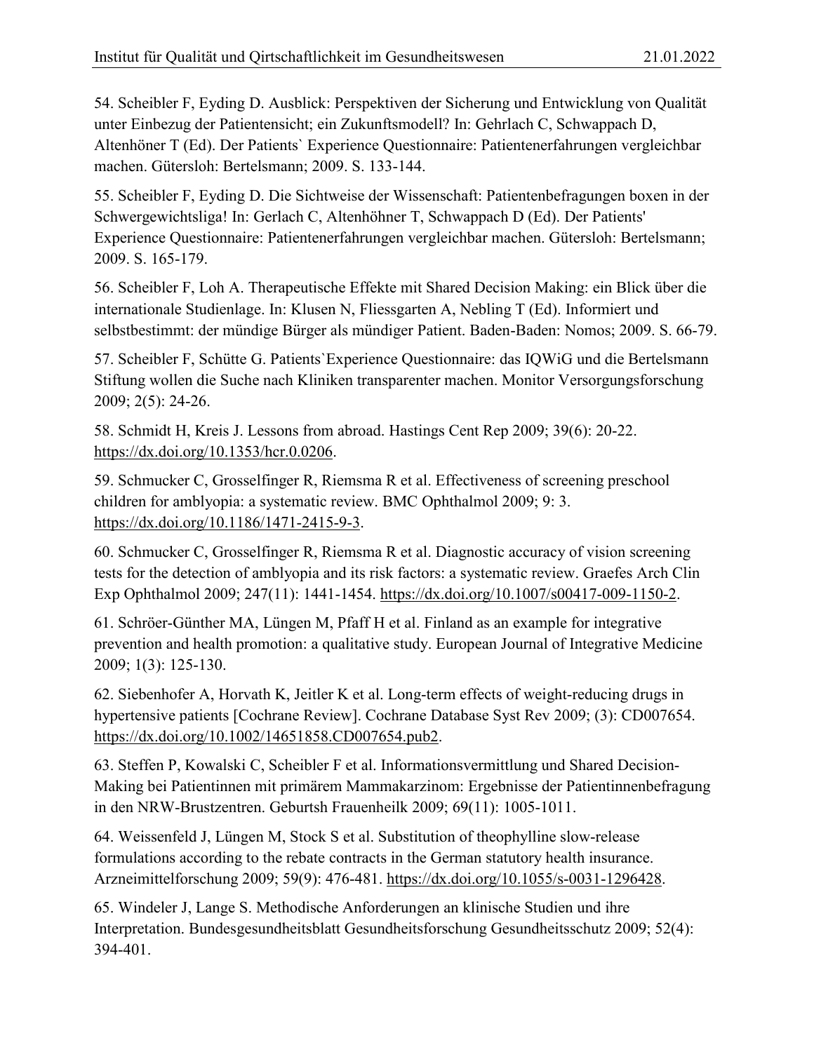54. Scheibler F, Eyding D. Ausblick: Perspektiven der Sicherung und Entwicklung von Qualität unter Einbezug der Patientensicht; ein Zukunftsmodell? In: Gehrlach C, Schwappach D, Altenhöner T (Ed). Der Patients` Experience Questionnaire: Patientenerfahrungen vergleichbar machen. Gütersloh: Bertelsmann; 2009. S. 133-144.

55. Scheibler F, Eyding D. Die Sichtweise der Wissenschaft: Patientenbefragungen boxen in der Schwergewichtsliga! In: Gerlach C, Altenhöhner T, Schwappach D (Ed). Der Patients' Experience Questionnaire: Patientenerfahrungen vergleichbar machen. Gütersloh: Bertelsmann; 2009. S. 165-179.

56. Scheibler F, Loh A. Therapeutische Effekte mit Shared Decision Making: ein Blick über die internationale Studienlage. In: Klusen N, Fliessgarten A, Nebling T (Ed). Informiert und selbstbestimmt: der mündige Bürger als mündiger Patient. Baden-Baden: Nomos; 2009. S. 66-79.

57. Scheibler F, Schütte G. Patients`Experience Questionnaire: das IQWiG und die Bertelsmann Stiftung wollen die Suche nach Kliniken transparenter machen. Monitor Versorgungsforschung 2009; 2(5): 24-26.

58. Schmidt H, Kreis J. Lessons from abroad. Hastings Cent Rep 2009; 39(6): 20-22. https://dx.doi.org/10.1353/hcr.0.0206.

59. Schmucker C, Grosselfinger R, Riemsma R et al. Effectiveness of screening preschool children for amblyopia: a systematic review. BMC Ophthalmol 2009; 9: 3. https://dx.doi.org/10.1186/1471-2415-9-3.

60. Schmucker C, Grosselfinger R, Riemsma R et al. Diagnostic accuracy of vision screening tests for the detection of amblyopia and its risk factors: a systematic review. Graefes Arch Clin Exp Ophthalmol 2009; 247(11): 1441-1454. https://dx.doi.org/10.1007/s00417-009-1150-2.

61. Schröer-Günther MA, Lüngen M, Pfaff H et al. Finland as an example for integrative prevention and health promotion: a qualitative study. European Journal of Integrative Medicine 2009; 1(3): 125-130.

62. Siebenhofer A, Horvath K, Jeitler K et al. Long-term effects of weight-reducing drugs in hypertensive patients [Cochrane Review]. Cochrane Database Syst Rev 2009; (3): CD007654. https://dx.doi.org/10.1002/14651858.CD007654.pub2.

63. Steffen P, Kowalski C, Scheibler F et al. Informationsvermittlung und Shared Decision-Making bei Patientinnen mit primärem Mammakarzinom: Ergebnisse der Patientinnenbefragung in den NRW-Brustzentren. Geburtsh Frauenheilk 2009; 69(11): 1005-1011.

64. Weissenfeld J, Lüngen M, Stock S et al. Substitution of theophylline slow-release formulations according to the rebate contracts in the German statutory health insurance. Arzneimittelforschung 2009; 59(9): 476-481. https://dx.doi.org/10.1055/s-0031-1296428.

65. Windeler J, Lange S. Methodische Anforderungen an klinische Studien und ihre Interpretation. Bundesgesundheitsblatt Gesundheitsforschung Gesundheitsschutz 2009; 52(4): 394-401.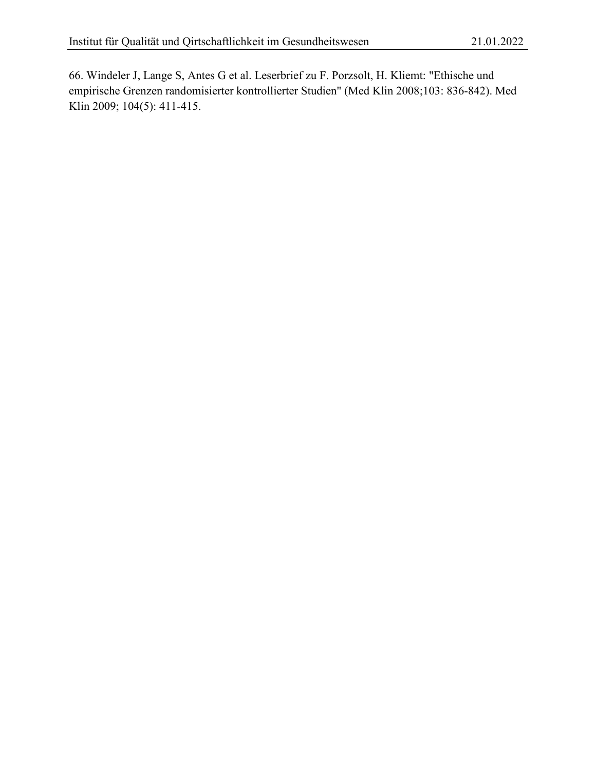66. Windeler J, Lange S, Antes G et al. Leserbrief zu F. Porzsolt, H. Kliemt: "Ethische und empirische Grenzen randomisierter kontrollierter Studien" (Med Klin 2008;103: 836-842). Med Klin 2009; 104(5): 411-415.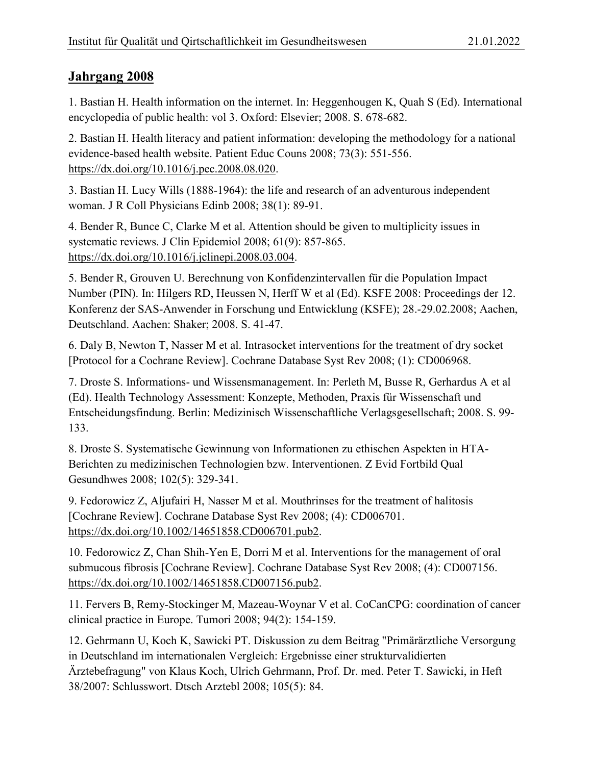## Jahrgang 2008

1. Bastian H. Health information on the internet. In: Heggenhougen K, Quah S (Ed). International encyclopedia of public health: vol 3. Oxford: Elsevier; 2008. S. 678-682.

2. Bastian H. Health literacy and patient information: developing the methodology for a national evidence-based health website. Patient Educ Couns 2008; 73(3): 551-556. https://dx.doi.org/10.1016/j.pec.2008.08.020.

3. Bastian H. Lucy Wills (1888-1964): the life and research of an adventurous independent woman. J R Coll Physicians Edinb 2008; 38(1): 89-91.

4. Bender R, Bunce C, Clarke M et al. Attention should be given to multiplicity issues in systematic reviews. J Clin Epidemiol 2008; 61(9): 857-865. https://dx.doi.org/10.1016/j.jclinepi.2008.03.004.

5. Bender R, Grouven U. Berechnung von Konfidenzintervallen für die Population Impact Number (PIN). In: Hilgers RD, Heussen N, Herff W et al (Ed). KSFE 2008: Proceedings der 12. Konferenz der SAS-Anwender in Forschung und Entwicklung (KSFE); 28.-29.02.2008; Aachen, Deutschland. Aachen: Shaker; 2008. S. 41-47.

6. Daly B, Newton T, Nasser M et al. Intrasocket interventions for the treatment of dry socket [Protocol for a Cochrane Review]. Cochrane Database Syst Rev 2008; (1): CD006968.

7. Droste S. Informations- und Wissensmanagement. In: Perleth M, Busse R, Gerhardus A et al (Ed). Health Technology Assessment: Konzepte, Methoden, Praxis für Wissenschaft und Entscheidungsfindung. Berlin: Medizinisch Wissenschaftliche Verlagsgesellschaft; 2008. S. 99-133.

8. Droste S. Systematische Gewinnung von Informationen zu ethischen Aspekten in HTA-Berichten zu medizinischen Technologien bzw. Interventionen. Z Evid Fortbild Qual Gesundhwes 2008; 102(5): 329-341.

9. Fedorowicz Z, Aljufairi H, Nasser M et al. Mouthrinses for the treatment of halitosis [Cochrane Review]. Cochrane Database Syst Rev 2008; (4): CD006701. https://dx.doi.org/10.1002/14651858.CD006701.pub2.

10. Fedorowicz Z, Chan Shih-Yen E, Dorri M et al. Interventions for the management of oral submucous fibrosis [Cochrane Review]. Cochrane Database Syst Rev 2008; (4): CD007156. https://dx.doi.org/10.1002/14651858.CD007156.pub2.

11. Fervers B, Remy-Stockinger M, Mazeau-Woynar V et al. CoCanCPG: coordination of cancer clinical practice in Europe. Tumori 2008; 94(2): 154-159.

12. Gehrmann U, Koch K, Sawicki PT. Diskussion zu dem Beitrag "Primärärztliche Versorgung in Deutschland im internationalen Vergleich: Ergebnisse einer strukturvalidierten Ärztebefragung" von Klaus Koch, Ulrich Gehrmann, Prof. Dr. med. Peter T. Sawicki, in Heft 38/2007: Schlusswort. Dtsch Arztebl 2008; 105(5): 84.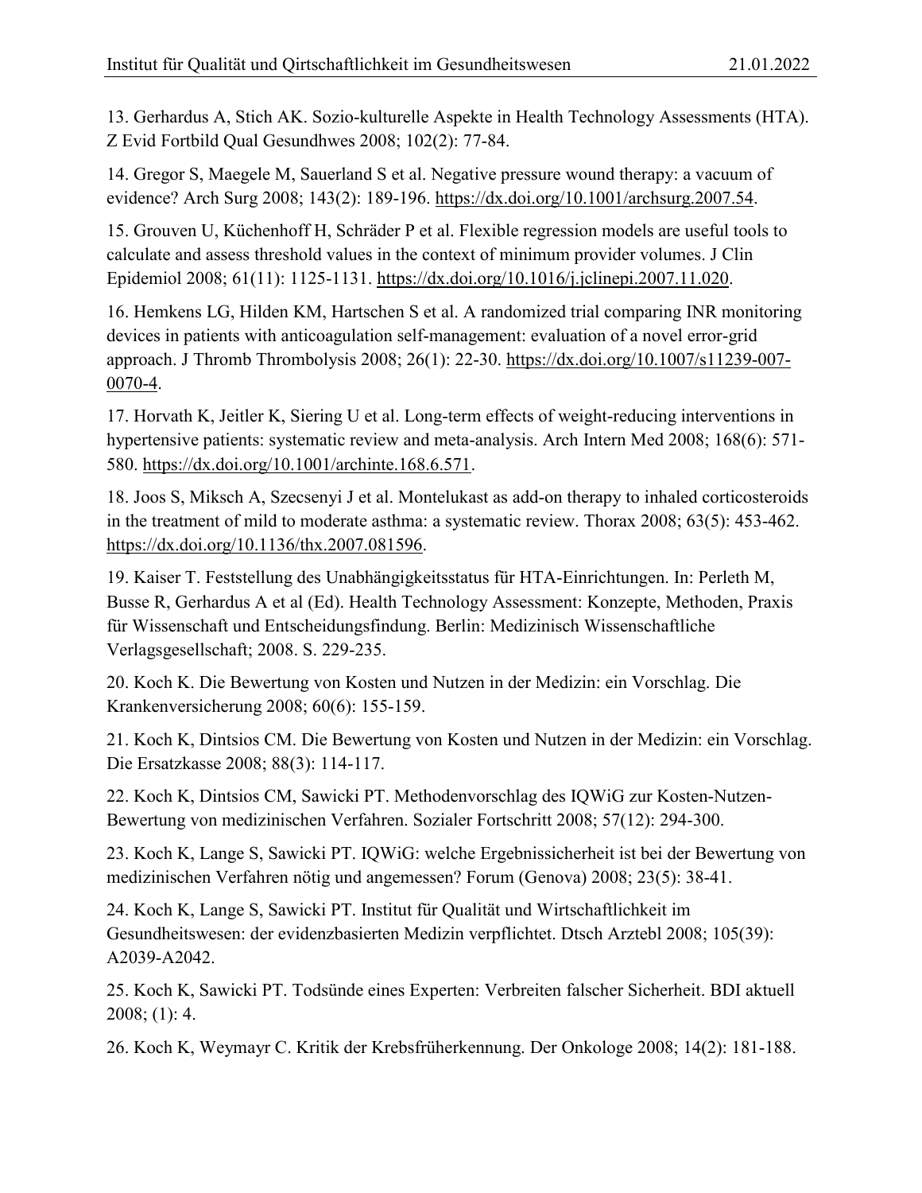13. Gerhardus A, Stich AK. Sozio-kulturelle Aspekte in Health Technology Assessments (HTA). Z Evid Fortbild Qual Gesundhwes 2008; 102(2): 77-84.

14. Gregor S, Maegele M, Sauerland S et al. Negative pressure wound therapy: a vacuum of evidence? Arch Surg 2008; 143(2): 189-196. https://dx.doi.org/10.1001/archsurg.2007.54.

15. Grouven U, Küchenhoff H, Schräder P et al. Flexible regression models are useful tools to calculate and assess threshold values in the context of minimum provider volumes. J Clin Epidemiol 2008; 61(11): 1125-1131. https://dx.doi.org/10.1016/j.jclinepi.2007.11.020.

16. Hemkens LG, Hilden KM, Hartschen S et al. A randomized trial comparing INR monitoring devices in patients with anticoagulation self-management: evaluation of a novel error-grid approach. J Thromb Thrombolysis 2008; 26(1): 22-30. https://dx.doi.org/10.1007/s11239-007-0070-4.

17. Horvath K, Jeitler K, Siering U et al. Long-term effects of weight-reducing interventions in hypertensive patients: systematic review and meta-analysis. Arch Intern Med 2008; 168(6): 571-580. https://dx.doi.org/10.1001/archinte.168.6.571.

18. Joos S, Miksch A, Szecsenyi J et al. Montelukast as add-on therapy to inhaled corticosteroids in the treatment of mild to moderate asthma: a systematic review. Thorax 2008; 63(5): 453-462. https://dx.doi.org/10.1136/thx.2007.081596.

19. Kaiser T. Feststellung des Unabhängigkeitsstatus für HTA-Einrichtungen. In: Perleth M, Busse R, Gerhardus A et al (Ed). Health Technology Assessment: Konzepte, Methoden, Praxis für Wissenschaft und Entscheidungsfindung. Berlin: Medizinisch Wissenschaftliche Verlagsgesellschaft; 2008. S. 229-235.

20. Koch K. Die Bewertung von Kosten und Nutzen in der Medizin: ein Vorschlag. Die Krankenversicherung 2008; 60(6): 155-159.

21. Koch K, Dintsios CM. Die Bewertung von Kosten und Nutzen in der Medizin: ein Vorschlag. Die Ersatzkasse 2008; 88(3): 114-117.

22. Koch K, Dintsios CM, Sawicki PT. Methodenvorschlag des IQWiG zur Kosten-Nutzen-Bewertung von medizinischen Verfahren. Sozialer Fortschritt 2008; 57(12): 294-300.

23. Koch K, Lange S, Sawicki PT. IQWiG: welche Ergebnissicherheit ist bei der Bewertung von medizinischen Verfahren nötig und angemessen? Forum (Genova) 2008; 23(5): 38-41.

24. Koch K, Lange S, Sawicki PT. Institut für Qualität und Wirtschaftlichkeit im Gesundheitswesen: der evidenzbasierten Medizin verpflichtet. Dtsch Arztebl 2008; 105(39): A2039-A2042.

25. Koch K, Sawicki PT. Todsünde eines Experten: Verbreiten falscher Sicherheit. BDI aktuell 2008; (1): 4.

26. Koch K, Weymayr C. Kritik der Krebsfrüherkennung. Der Onkologe 2008; 14(2): 181-188.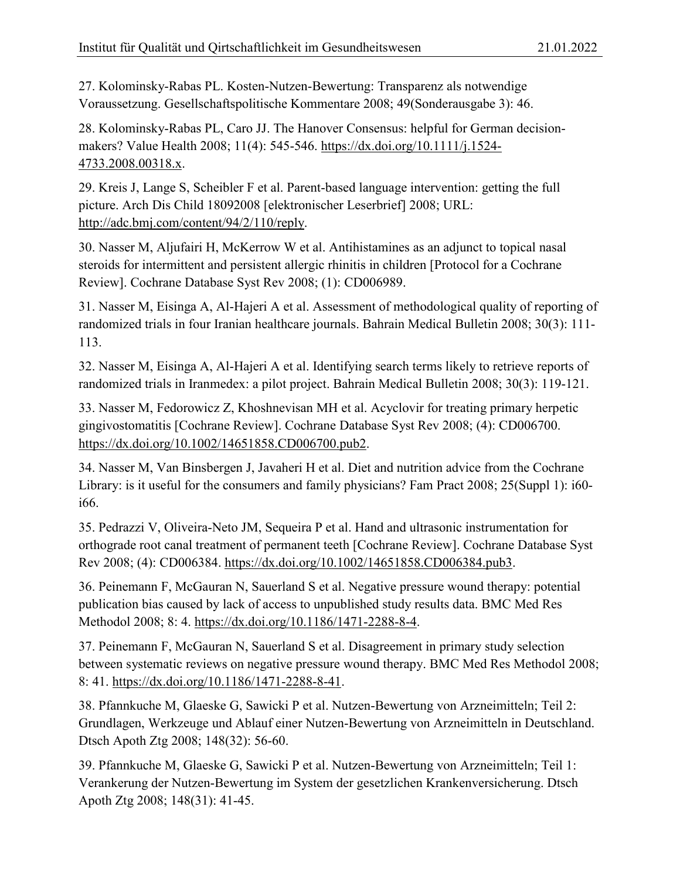27. Kolominsky-Rabas PL. Kosten-Nutzen-Bewertung: Transparenz als notwendige Voraussetzung. Gesellschaftspolitische Kommentare 2008; 49(Sonderausgabe 3): 46.

28. Kolominsky-Rabas PL, Caro JJ. The Hanover Consensus: helpful for German decision-makers? Value Health 2008; 11(4): 545-546. https://dx.doi.org/10.1111/j.1524-4733.2008.00318.x.

29. Kreis J, Lange S, Scheibler F et al. Parent-based language intervention: getting the full picture. Arch Dis Child 18092008 [elektronischer Leserbrief] 2008; URL: http://adc.bmj.com/content/94/2/110/reply.

30. Nasser M, Aljufairi H, McKerrow W et al. Antihistamines as an adjunct to topical nasal steroids for intermittent and persistent allergic rhinitis in children [Protocol for a Cochrane Review]. Cochrane Database Syst Rev 2008; (1): CD006989.

31. Nasser M, Eisinga A, Al-Hajeri A et al. Assessment of methodological quality of reporting of randomized trials in four Iranian healthcare journals. Bahrain Medical Bulletin 2008; 30(3): 111-113.

32. Nasser M, Eisinga A, Al-Hajeri A et al. Identifying search terms likely to retrieve reports of randomized trials in Iranmedex: a pilot project. Bahrain Medical Bulletin 2008; 30(3): 119-121.

33. Nasser M, Fedorowicz Z, Khoshnevisan MH et al. Acyclovir for treating primary herpetic gingivostomatitis [Cochrane Review]. Cochrane Database Syst Rev 2008; (4): CD006700. https://dx.doi.org/10.1002/14651858.CD006700.pub2.

34. Nasser M, Van Binsbergen J, Javaheri H et al. Diet and nutrition advice from the Cochrane Library: is it useful for the consumers and family physicians? Fam Pract 2008; 25(Suppl 1): i60-i66.

35. Pedrazzi V, Oliveira-Neto JM, Sequeira P et al. Hand and ultrasonic instrumentation for orthograde root canal treatment of permanent teeth [Cochrane Review]. Cochrane Database Syst Rev 2008; (4): CD006384. https://dx.doi.org/10.1002/14651858.CD006384.pub3.

36. Peinemann F, McGauran N, Sauerland S et al. Negative pressure wound therapy: potential publication bias caused by lack of access to unpublished study results data. BMC Med Res Methodol 2008; 8: 4. https://dx.doi.org/10.1186/1471-2288-8-4.

37. Peinemann F, McGauran N, Sauerland S et al. Disagreement in primary study selection between systematic reviews on negative pressure wound therapy. BMC Med Res Methodol 2008; 8: 41. https://dx.doi.org/10.1186/1471-2288-8-41.

38. Pfannkuche M, Glaeske G, Sawicki P et al. Nutzen-Bewertung von Arzneimitteln; Teil 2: Grundlagen, Werkzeuge und Ablauf einer Nutzen-Bewertung von Arzneimitteln in Deutschland. Dtsch Apoth Ztg 2008; 148(32): 56-60.

39. Pfannkuche M, Glaeske G, Sawicki P et al. Nutzen-Bewertung von Arzneimitteln; Teil 1: Verankerung der Nutzen-Bewertung im System der gesetzlichen Krankenversicherung. Dtsch Apoth Ztg 2008; 148(31): 41-45.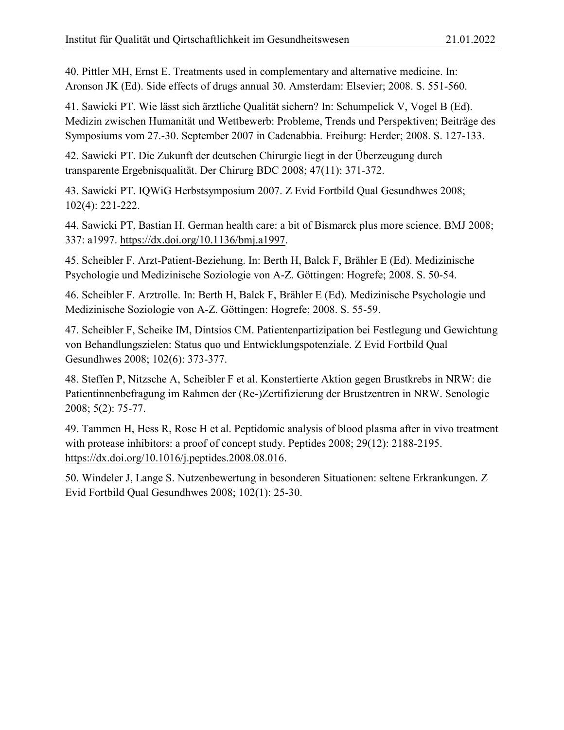40. Pittler MH, Ernst E. Treatments used in complementary and alternative medicine. In: Aronson JK (Ed). Side effects of drugs annual 30. Amsterdam: Elsevier; 2008. S. 551-560.

41. Sawicki PT. Wie lässt sich ärztliche Qualität sichern? In: Schumpelick V, Vogel B (Ed). Medizin zwischen Humanität und Wettbewerb: Probleme, Trends und Perspektiven; Beiträge des Symposiums vom 27.-30. September 2007 in Cadenabbia. Freiburg: Herder; 2008. S. 127-133.

42. Sawicki PT. Die Zukunft der deutschen Chirurgie liegt in der Überzeugung durch transparente Ergebnisqualität. Der Chirurg BDC 2008; 47(11): 371-372.

43. Sawicki PT. IQWiG Herbstsymposium 2007. Z Evid Fortbild Qual Gesundhwes 2008; 102(4): 221-222.

44. Sawicki PT, Bastian H. German health care: a bit of Bismarck plus more science. BMJ 2008; 337: a1997. https://dx.doi.org/10.1136/bmj.a1997.

45. Scheibler F. Arzt-Patient-Beziehung. In: Berth H, Balck F, Brähler E (Ed). Medizinische Psychologie und Medizinische Soziologie von A-Z. Göttingen: Hogrefe; 2008. S. 50-54.

46. Scheibler F. Arztrolle. In: Berth H, Balck F, Brähler E (Ed). Medizinische Psychologie und Medizinische Soziologie von A-Z. Göttingen: Hogrefe; 2008. S. 55-59.

47. Scheibler F, Scheike IM, Dintsios CM. Patientenpartizipation bei Festlegung und Gewichtung von Behandlungszielen: Status quo und Entwicklungspotenziale. Z Evid Fortbild Qual Gesundhwes 2008; 102(6): 373-377.

48. Steffen P, Nitzsche A, Scheibler F et al. Konstertierte Aktion gegen Brustkrebs in NRW: die Patientinnenbefragung im Rahmen der (Re-)Zertifizierung der Brustzentren in NRW. Senologie 2008; 5(2): 75-77.

49. Tammen H, Hess R, Rose H et al. Peptidomic analysis of blood plasma after in vivo treatment with protease inhibitors: a proof of concept study. Peptides 2008; 29(12): 2188-2195. https://dx.doi.org/10.1016/j.peptides.2008.08.016.

50. Windeler J, Lange S. Nutzenbewertung in besonderen Situationen: seltene Erkrankungen. Z Evid Fortbild Qual Gesundhwes 2008; 102(1): 25-30.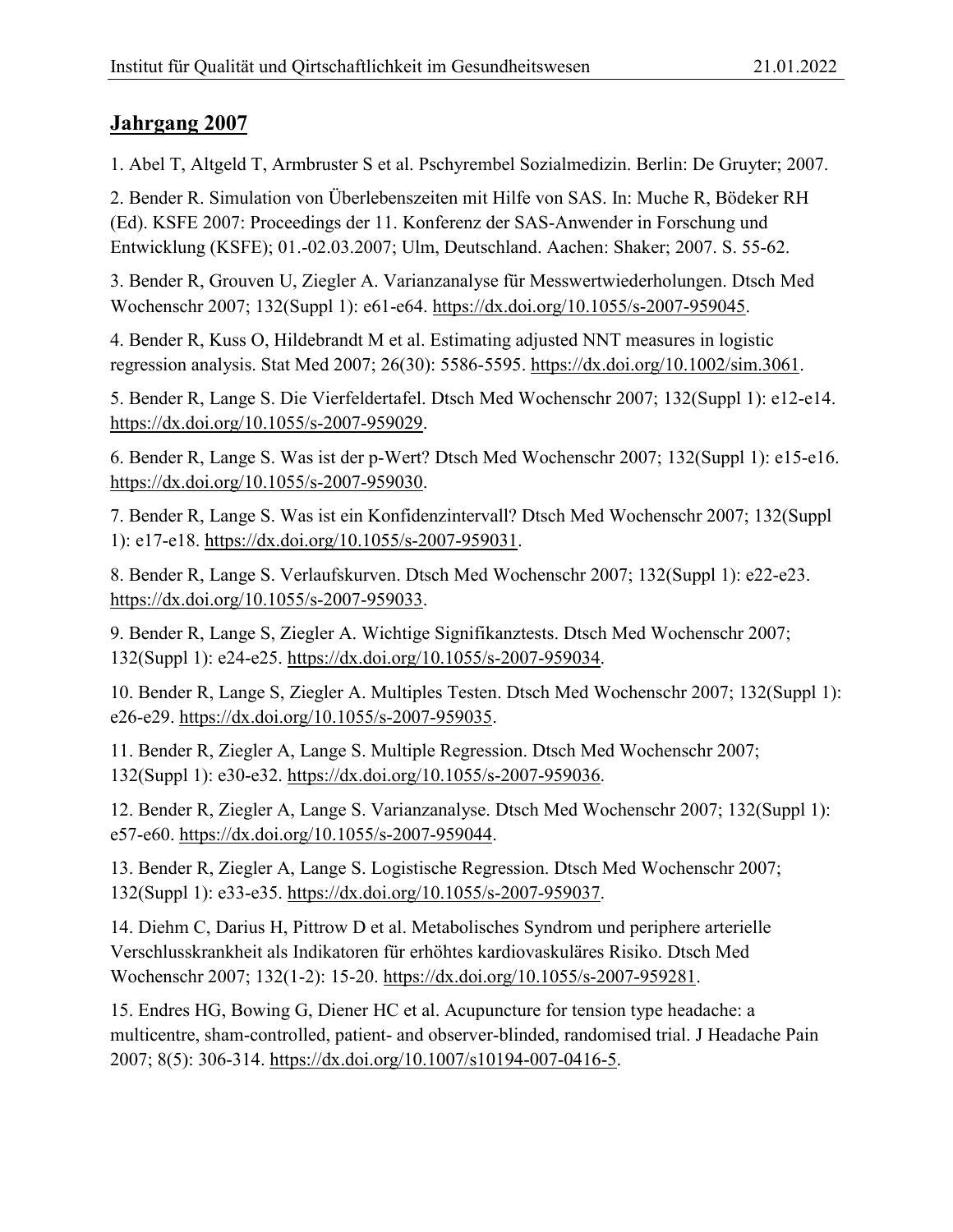## Jahrgang 2007

1. Abel T, Altgeld T, Armbruster S et al. Pschyrembel Sozialmedizin. Berlin: De Gruyter; 2007.

2. Bender R. Simulation von Überlebenszeiten mit Hilfe von SAS. In: Muche R, Bödeker RH (Ed). KSFE 2007: Proceedings der 11. Konferenz der SAS-Anwender in Forschung und Entwicklung (KSFE); 01.-02.03.2007; Ulm, Deutschland. Aachen: Shaker; 2007. S. 55-62.

3. Bender R, Grouven U, Ziegler A. Varianzanalyse für Messwertwiederholungen. Dtsch Med Wochenschr 2007; 132(Suppl 1): e61-e64. https://dx.doi.org/10.1055/s-2007-959045.

4. Bender R, Kuss O, Hildebrandt M et al. Estimating adjusted NNT measures in logistic regression analysis. Stat Med 2007; 26(30): 5586-5595. https://dx.doi.org/10.1002/sim.3061.

5. Bender R, Lange S. Die Vierfeldertafel. Dtsch Med Wochenschr 2007; 132(Suppl 1): e12-e14. https://dx.doi.org/10.1055/s-2007-959029.

6. Bender R, Lange S. Was ist der p-Wert? Dtsch Med Wochenschr 2007; 132(Suppl 1): e15-e16. https://dx.doi.org/10.1055/s-2007-959030.

7. Bender R, Lange S. Was ist ein Konfidenzintervall? Dtsch Med Wochenschr 2007; 132(Suppl 1): e17-e18. https://dx.doi.org/10.1055/s-2007-959031.

8. Bender R, Lange S. Verlaufskurven. Dtsch Med Wochenschr 2007; 132(Suppl 1): e22-e23. https://dx.doi.org/10.1055/s-2007-959033.

9. Bender R, Lange S, Ziegler A. Wichtige Signifikanztests. Dtsch Med Wochenschr 2007; 132(Suppl 1): e24-e25. https://dx.doi.org/10.1055/s-2007-959034.

10. Bender R, Lange S, Ziegler A. Multiples Testen. Dtsch Med Wochenschr 2007; 132(Suppl 1): e26-e29. https://dx.doi.org/10.1055/s-2007-959035.

11. Bender R, Ziegler A, Lange S. Multiple Regression. Dtsch Med Wochenschr 2007; 132(Suppl 1): e30-e32. https://dx.doi.org/10.1055/s-2007-959036.

12. Bender R, Ziegler A, Lange S. Varianzanalyse. Dtsch Med Wochenschr 2007; 132(Suppl 1): e57-e60. https://dx.doi.org/10.1055/s-2007-959044.

13. Bender R, Ziegler A, Lange S. Logistische Regression. Dtsch Med Wochenschr 2007; 132(Suppl 1): e33-e35. https://dx.doi.org/10.1055/s-2007-959037.

14. Diehm C, Darius H, Pittrow D et al. Metabolisches Syndrom und periphere arterielle Verschlusskrankheit als Indikatoren für erhöhtes kardiovaskuläres Risiko. Dtsch Med Wochenschr 2007; 132(1-2): 15-20. https://dx.doi.org/10.1055/s-2007-959281.

15. Endres HG, Bowing G, Diener HC et al. Acupuncture for tension type headache: a multicentre, sham-controlled, patient- and observer-blinded, randomised trial. J Headache Pain 2007; 8(5): 306-314. https://dx.doi.org/10.1007/s10194-007-0416-5.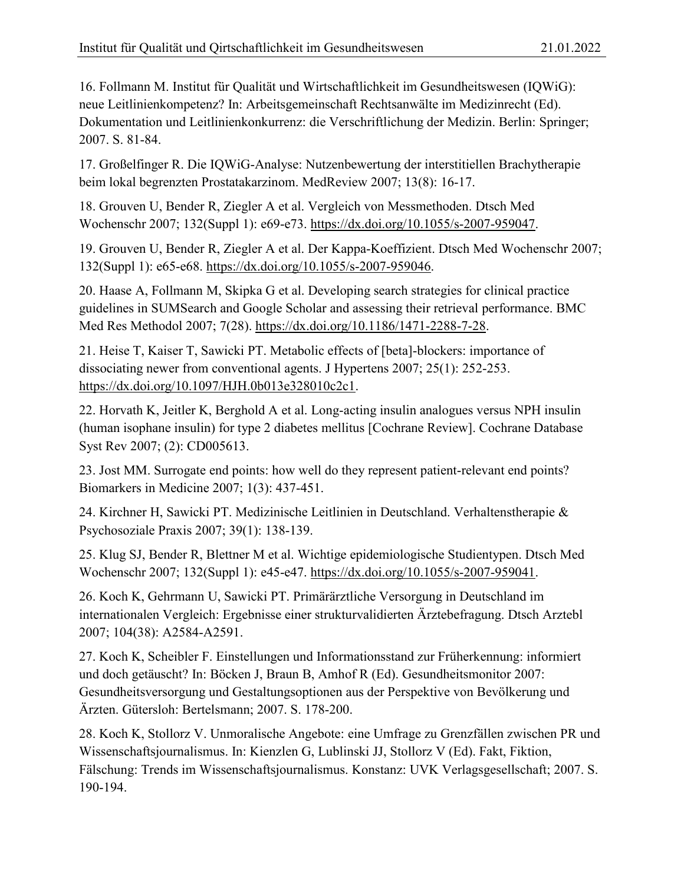16. Follmann M. Institut für Qualität und Wirtschaftlichkeit im Gesundheitswesen (IQWiG): neue Leitlinienkompetenz? In: Arbeitsgemeinschaft Rechtsanwälte im Medizinrecht (Ed). Dokumentation und Leitlinienkonkurrenz: die Verschriftlichung der Medizin. Berlin: Springer; 2007. S. 81-84.

17. Großelfinger R. Die IQWiG-Analyse: Nutzenbewertung der interstitiellen Brachytherapie beim lokal begrenzten Prostatakarzinom. MedReview 2007; 13(8): 16-17.

18. Grouven U, Bender R, Ziegler A et al. Vergleich von Messmethoden. Dtsch Med Wochenschr 2007; 132(Suppl 1): e69-e73. https://dx.doi.org/10.1055/s-2007-959047.

19. Grouven U, Bender R, Ziegler A et al. Der Kappa-Koeffizient. Dtsch Med Wochenschr 2007; 132(Suppl 1): e65-e68. https://dx.doi.org/10.1055/s-2007-959046.

20. Haase A, Follmann M, Skipka G et al. Developing search strategies for clinical practice guidelines in SUMSearch and Google Scholar and assessing their retrieval performance. BMC Med Res Methodol 2007; 7(28). https://dx.doi.org/10.1186/1471-2288-7-28.

21. Heise T, Kaiser T, Sawicki PT. Metabolic effects of [beta]-blockers: importance of dissociating newer from conventional agents. J Hypertens 2007; 25(1): 252-253. https://dx.doi.org/10.1097/HJH.0b013e328010c2c1.

22. Horvath K, Jeitler K, Berghold A et al. Long-acting insulin analogues versus NPH insulin (human isophane insulin) for type 2 diabetes mellitus [Cochrane Review]. Cochrane Database Syst Rev 2007; (2): CD005613.

23. Jost MM. Surrogate end points: how well do they represent patient-relevant end points? Biomarkers in Medicine 2007; 1(3): 437-451.

24. Kirchner H, Sawicki PT. Medizinische Leitlinien in Deutschland. Verhaltenstherapie & Psychosoziale Praxis 2007; 39(1): 138-139.

25. Klug SJ, Bender R, Blettner M et al. Wichtige epidemiologische Studientypen. Dtsch Med Wochenschr 2007; 132(Suppl 1): e45-e47. https://dx.doi.org/10.1055/s-2007-959041.

26. Koch K, Gehrmann U, Sawicki PT. Primärärztliche Versorgung in Deutschland im internationalen Vergleich: Ergebnisse einer strukturvalidierten Ärztebefragung. Dtsch Arztebl 2007; 104(38): A2584-A2591.

27. Koch K, Scheibler F. Einstellungen und Informationsstand zur Früherkennung: informiert und doch getäuscht? In: Böcken J, Braun B, Amhof R (Ed). Gesundheitsmonitor 2007: Gesundheitsversorgung und Gestaltungsoptionen aus der Perspektive von Bevölkerung und Ärzten. Gütersloh: Bertelsmann; 2007. S. 178-200.

28. Koch K, Stollorz V. Unmoralische Angebote: eine Umfrage zu Grenzfällen zwischen PR und Wissenschaftsjournalismus. In: Kienzlen G, Lublinski JJ, Stollorz V (Ed). Fakt, Fiktion, Fälschung: Trends im Wissenschaftsjournalismus. Konstanz: UVK Verlagsgesellschaft; 2007. S. 190-194.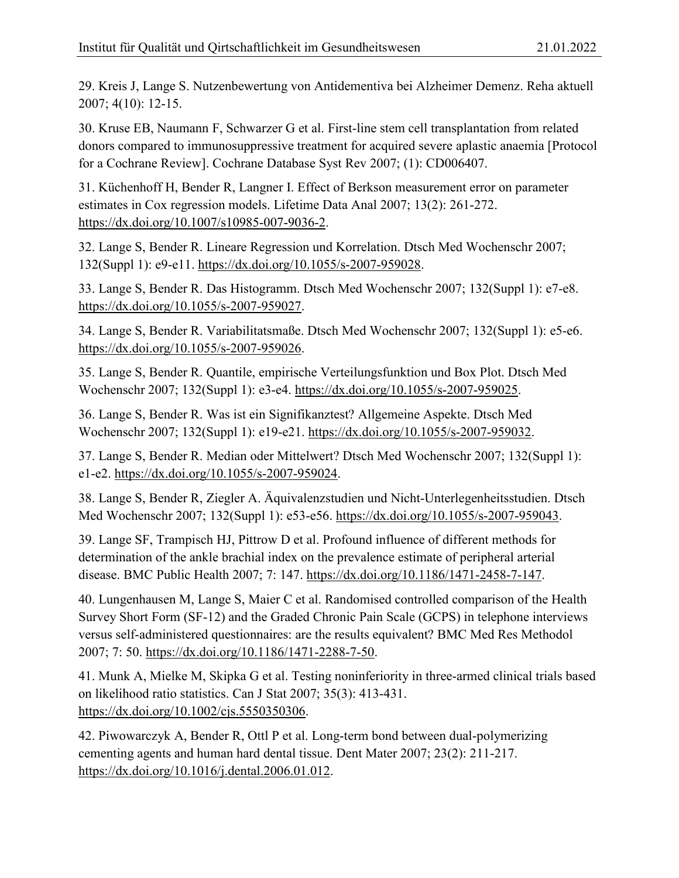29. Kreis J, Lange S. Nutzenbewertung von Antidementiva bei Alzheimer Demenz. Reha aktuell 2007; 4(10): 12-15.

30. Kruse EB, Naumann F, Schwarzer G et al. First-line stem cell transplantation from related donors compared to immunosuppressive treatment for acquired severe aplastic anaemia [Protocol for a Cochrane Review]. Cochrane Database Syst Rev 2007; (1): CD006407.

31. Küchenhoff H, Bender R, Langner I. Effect of Berkson measurement error on parameter estimates in Cox regression models. Lifetime Data Anal 2007; 13(2): 261-272. https://dx.doi.org/10.1007/s10985-007-9036-2.

32. Lange S, Bender R. Lineare Regression und Korrelation. Dtsch Med Wochenschr 2007; 132(Suppl 1): e9-e11. https://dx.doi.org/10.1055/s-2007-959028.

33. Lange S, Bender R. Das Histogramm. Dtsch Med Wochenschr 2007; 132(Suppl 1): e7-e8. https://dx.doi.org/10.1055/s-2007-959027.

34. Lange S, Bender R. Variabilitatsmaße. Dtsch Med Wochenschr 2007; 132(Suppl 1): e5-e6. https://dx.doi.org/10.1055/s-2007-959026.

35. Lange S, Bender R. Quantile, empirische Verteilungsfunktion und Box Plot. Dtsch Med Wochenschr 2007; 132(Suppl 1): e3-e4. https://dx.doi.org/10.1055/s-2007-959025.

36. Lange S, Bender R. Was ist ein Signifikanztest? Allgemeine Aspekte. Dtsch Med Wochenschr 2007; 132(Suppl 1): e19-e21. https://dx.doi.org/10.1055/s-2007-959032.

37. Lange S, Bender R. Median oder Mittelwert? Dtsch Med Wochenschr 2007; 132(Suppl 1): e1-e2. https://dx.doi.org/10.1055/s-2007-959024.

38. Lange S, Bender R, Ziegler A. Äquivalenzstudien und Nicht-Unterlegenheitsstudien. Dtsch Med Wochenschr 2007; 132(Suppl 1): e53-e56. https://dx.doi.org/10.1055/s-2007-959043.

39. Lange SF, Trampisch HJ, Pittrow D et al. Profound influence of different methods for determination of the ankle brachial index on the prevalence estimate of peripheral arterial disease. BMC Public Health 2007; 7: 147. https://dx.doi.org/10.1186/1471-2458-7-147.

40. Lungenhausen M, Lange S, Maier C et al. Randomised controlled comparison of the Health Survey Short Form (SF-12) and the Graded Chronic Pain Scale (GCPS) in telephone interviews versus self-administered questionnaires: are the results equivalent? BMC Med Res Methodol 2007; 7: 50. https://dx.doi.org/10.1186/1471-2288-7-50.

41. Munk A, Mielke M, Skipka G et al. Testing noninferiority in three-armed clinical trials based on likelihood ratio statistics. Can J Stat 2007; 35(3): 413-431. https://dx.doi.org/10.1002/cjs.5550350306.

42. Piwowarczyk A, Bender R, Ottl P et al. Long-term bond between dual-polymerizing cementing agents and human hard dental tissue. Dent Mater 2007; 23(2): 211-217. https://dx.doi.org/10.1016/j.dental.2006.01.012.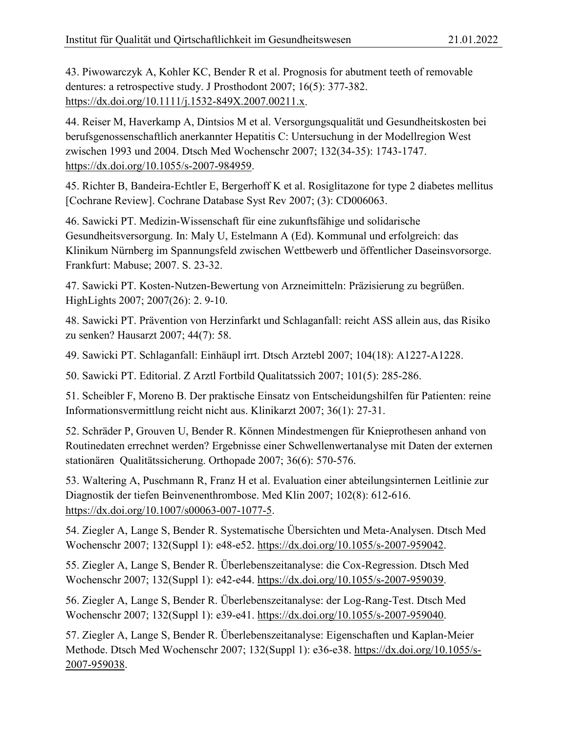43. Piwowarczyk A, Kohler KC, Bender R et al. Prognosis for abutment teeth of removable dentures: a retrospective study. J Prosthodont 2007; 16(5): 377-382. https://dx.doi.org/10.1111/j.1532-849X.2007.00211.x.

44. Reiser M, Haverkamp A, Dintsios M et al. Versorgungsqualität und Gesundheitskosten bei berufsgenossenschaftlich anerkannter Hepatitis C: Untersuchung in der Modellregion West zwischen 1993 und 2004. Dtsch Med Wochenschr 2007; 132(34-35): 1743-1747. https://dx.doi.org/10.1055/s-2007-984959.

45. Richter B, Bandeira-Echtler E, Bergerhoff K et al. Rosiglitazone for type 2 diabetes mellitus [Cochrane Review]. Cochrane Database Syst Rev 2007; (3): CD006063.

46. Sawicki PT. Medizin-Wissenschaft für eine zukunftsfähige und solidarische Gesundheitsversorgung. In: Maly U, Estelmann A (Ed). Kommunal und erfolgreich: das Klinikum Nürnberg im Spannungsfeld zwischen Wettbewerb und öffentlicher Daseinsvorsorge. Frankfurt: Mabuse; 2007. S. 23-32.

47. Sawicki PT. Kosten-Nutzen-Bewertung von Arzneimitteln: Präzisierung zu begrüßen. HighLights 2007; 2007(26): 2. 9-10.

48. Sawicki PT. Prävention von Herzinfarkt und Schlaganfall: reicht ASS allein aus, das Risiko zu senken? Hausarzt 2007; 44(7): 58.

49. Sawicki PT. Schlaganfall: Einhäupl irrt. Dtsch Arztebl 2007; 104(18): A1227-A1228.

50. Sawicki PT. Editorial. Z Arztl Fortbild Qualitatssich 2007; 101(5): 285-286.

51. Scheibler F, Moreno B. Der praktische Einsatz von Entscheidungshilfen für Patienten: reine Informationsvermittlung reicht nicht aus. Klinikarzt 2007; 36(1): 27-31.

52. Schräder P, Grouven U, Bender R. Können Mindestmengen für Knieprothesen anhand von Routinedaten errechnet werden? Ergebnisse einer Schwellenwertanalyse mit Daten der externen stationären Qualitätssicherung. Orthopade 2007; 36(6): 570-576.

53. Waltering A, Puschmann R, Franz H et al. Evaluation einer abteilungsinternen Leitlinie zur Diagnostik der tiefen Beinvenenthrombose. Med Klin 2007; 102(8): 612-616. https://dx.doi.org/10.1007/s00063-007-1077-5.

54. Ziegler A, Lange S, Bender R. Systematische Übersichten und Meta-Analysen. Dtsch Med Wochenschr 2007; 132(Suppl 1): e48-e52. https://dx.doi.org/10.1055/s-2007-959042.

55. Ziegler A, Lange S, Bender R. Überlebenszeitanalyse: die Cox-Regression. Dtsch Med Wochenschr 2007; 132(Suppl 1): e42-e44. https://dx.doi.org/10.1055/s-2007-959039.

56. Ziegler A, Lange S, Bender R. Überlebenszeitanalyse: der Log-Rang-Test. Dtsch Med Wochenschr 2007; 132(Suppl 1): e39-e41. https://dx.doi.org/10.1055/s-2007-959040.

57. Ziegler A, Lange S, Bender R. Überlebenszeitanalyse: Eigenschaften und Kaplan-Meier Methode. Dtsch Med Wochenschr 2007; 132(Suppl 1): e36-e38. https://dx.doi.org/10.1055/s-2007-959038.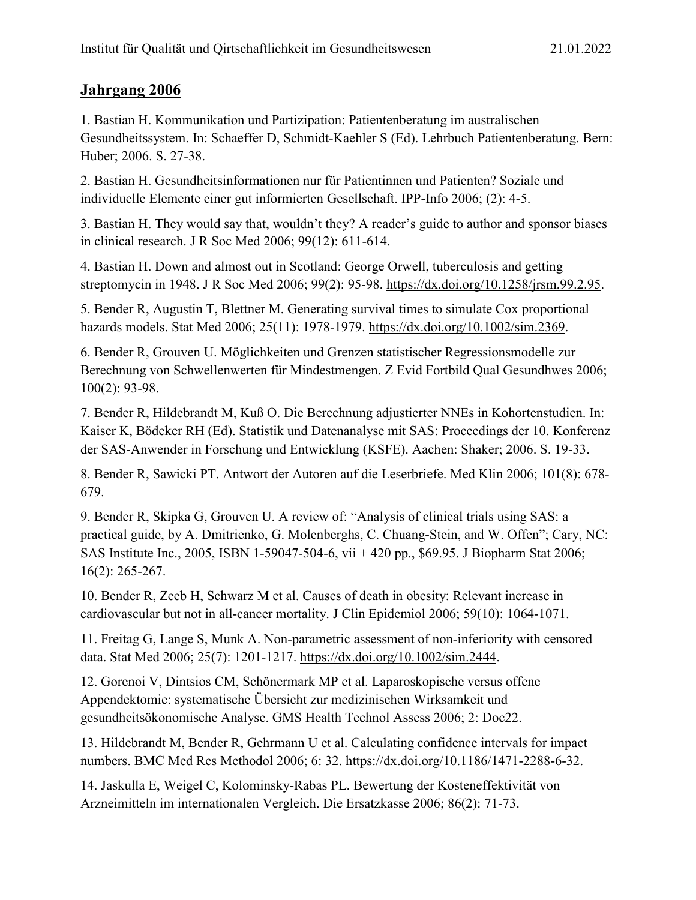## Jahrgang 2006

1. Bastian H. Kommunikation und Partizipation: Patientenberatung im australischen Gesundheitssystem. In: Schaeffer D, Schmidt-Kaehler S (Ed). Lehrbuch Patientenberatung. Bern: Huber; 2006. S. 27-38.

2. Bastian H. Gesundheitsinformationen nur für Patientinnen und Patienten? Soziale und individuelle Elemente einer gut informierten Gesellschaft. IPP-Info 2006; (2): 4-5.

3. Bastian H. They would say that, wouldn't they? A reader's guide to author and sponsor biases in clinical research. J R Soc Med 2006; 99(12): 611-614.

4. Bastian H. Down and almost out in Scotland: George Orwell, tuberculosis and getting streptomycin in 1948. J R Soc Med 2006; 99(2): 95-98. https://dx.doi.org/10.1258/jrsm.99.2.95.

5. Bender R, Augustin T, Blettner M. Generating survival times to simulate Cox proportional hazards models. Stat Med 2006; 25(11): 1978-1979. https://dx.doi.org/10.1002/sim.2369.

6. Bender R, Grouven U. Möglichkeiten und Grenzen statistischer Regressionsmodelle zur Berechnung von Schwellenwerten für Mindestmengen. Z Evid Fortbild Qual Gesundhwes 2006; 100(2): 93-98.

7. Bender R, Hildebrandt M, Kuß O. Die Berechnung adjustierter NNEs in Kohortenstudien. In: Kaiser K, Bödeker RH (Ed). Statistik und Datenanalyse mit SAS: Proceedings der 10. Konferenz der SAS-Anwender in Forschung und Entwicklung (KSFE). Aachen: Shaker; 2006. S. 19-33.

8. Bender R, Sawicki PT. Antwort der Autoren auf die Leserbriefe. Med Klin 2006; 101(8): 678-679.

9. Bender R, Skipka G, Grouven U. A review of: "Analysis of clinical trials using SAS: a practical guide, by A. Dmitrienko, G. Molenberghs, C. Chuang-Stein, and W. Offen"; Cary, NC: SAS Institute Inc., 2005, ISBN 1-59047-504-6, vii + 420 pp., $69.95. J Biopharm Stat 2006; 16(2): 265-267.

10. Bender R, Zeeb H, Schwarz M et al. Causes of death in obesity: Relevant increase in cardiovascular but not in all-cancer mortality. J Clin Epidemiol 2006; 59(10): 1064-1071.

11. Freitag G, Lange S, Munk A. Non-parametric assessment of non-inferiority with censored data. Stat Med 2006; 25(7): 1201-1217. https://dx.doi.org/10.1002/sim.2444.

12. Gorenoi V, Dintsios CM, Schönermark MP et al. Laparoskopische versus offene Appendektomie: systematische Übersicht zur medizinischen Wirksamkeit und gesundheitsökonomische Analyse. GMS Health Technol Assess 2006; 2: Doc22.

13. Hildebrandt M, Bender R, Gehrmann U et al. Calculating confidence intervals for impact numbers. BMC Med Res Methodol 2006; 6: 32. https://dx.doi.org/10.1186/1471-2288-6-32.

14. Jaskulla E, Weigel C, Kolominsky-Rabas PL. Bewertung der Kosteneffektivität von Arzneimitteln im internationalen Vergleich. Die Ersatzkasse 2006; 86(2): 71-73.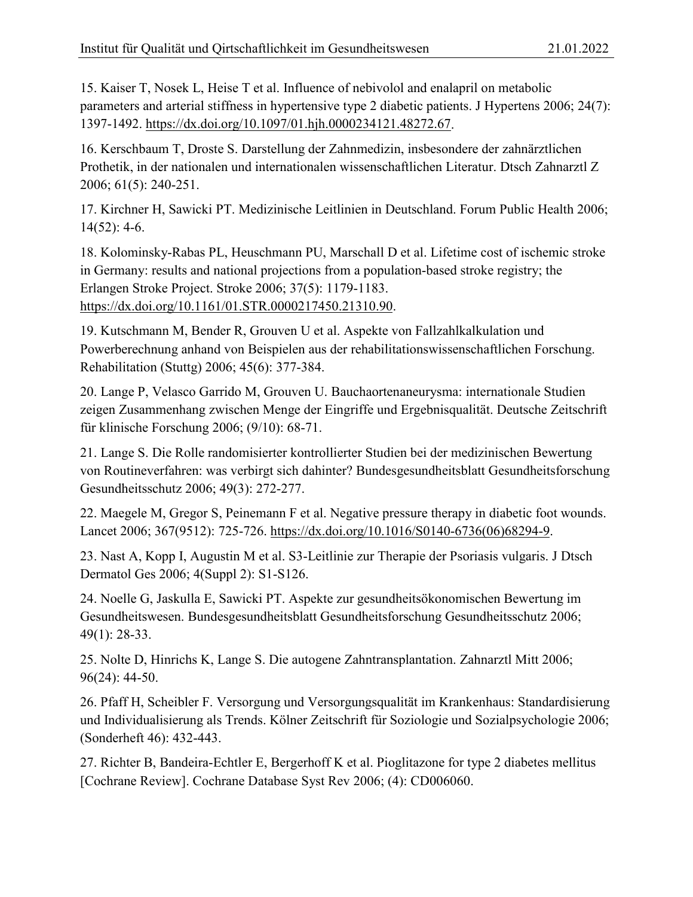15. Kaiser T, Nosek L, Heise T et al. Influence of nebivolol and enalapril on metabolic parameters and arterial stiffness in hypertensive type 2 diabetic patients. J Hypertens 2006; 24(7): 1397-1492. https://dx.doi.org/10.1097/01.hjh.0000234121.48272.67.

16. Kerschbaum T, Droste S. Darstellung der Zahnmedizin, insbesondere der zahnärztlichen Prothetik, in der nationalen und internationalen wissenschaftlichen Literatur. Dtsch Zahnarztl Z 2006; 61(5): 240-251.

17. Kirchner H, Sawicki PT. Medizinische Leitlinien in Deutschland. Forum Public Health 2006; 14(52): 4-6.

18. Kolominsky-Rabas PL, Heuschmann PU, Marschall D et al. Lifetime cost of ischemic stroke in Germany: results and national projections from a population-based stroke registry; the Erlangen Stroke Project. Stroke 2006; 37(5): 1179-1183. https://dx.doi.org/10.1161/01.STR.0000217450.21310.90.

19. Kutschmann M, Bender R, Grouven U et al. Aspekte von Fallzahlkalkulation und Powerberechnung anhand von Beispielen aus der rehabilitationswissenschaftlichen Forschung. Rehabilitation (Stuttg) 2006; 45(6): 377-384.

20. Lange P, Velasco Garrido M, Grouven U. Bauchaortenaneurysma: internationale Studien zeigen Zusammenhang zwischen Menge der Eingriffe und Ergebnisqualität. Deutsche Zeitschrift für klinische Forschung 2006; (9/10): 68-71.

21. Lange S. Die Rolle randomisierter kontrollierter Studien bei der medizinischen Bewertung von Routineverfahren: was verbirgt sich dahinter? Bundesgesundheitsblatt Gesundheitsforschung Gesundheitsschutz 2006; 49(3): 272-277.

22. Maegele M, Gregor S, Peinemann F et al. Negative pressure therapy in diabetic foot wounds. Lancet 2006; 367(9512): 725-726. https://dx.doi.org/10.1016/S0140-6736(06)68294-9.

23. Nast A, Kopp I, Augustin M et al. S3-Leitlinie zur Therapie der Psoriasis vulgaris. J Dtsch Dermatol Ges 2006; 4(Suppl 2): S1-S126.

24. Noelle G, Jaskulla E, Sawicki PT. Aspekte zur gesundheitsökonomischen Bewertung im Gesundheitswesen. Bundesgesundheitsblatt Gesundheitsforschung Gesundheitsschutz 2006; 49(1): 28-33.

25. Nolte D, Hinrichs K, Lange S. Die autogene Zahntransplantation. Zahnarztl Mitt 2006; 96(24): 44-50.

26. Pfaff H, Scheibler F. Versorgung und Versorgungsqualität im Krankenhaus: Standardisierung und Individualisierung als Trends. Kölner Zeitschrift für Soziologie und Sozialpsychologie 2006; (Sonderheft 46): 432-443.

27. Richter B, Bandeira-Echtler E, Bergerhoff K et al. Pioglitazone for type 2 diabetes mellitus [Cochrane Review]. Cochrane Database Syst Rev 2006; (4): CD006060.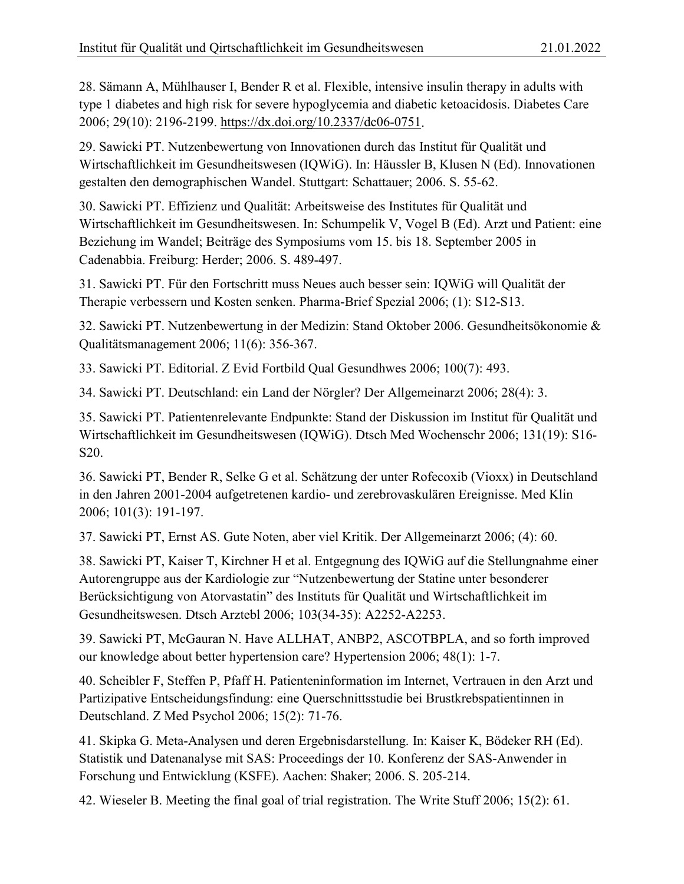28. Sämann A, Mühlhauser I, Bender R et al. Flexible, intensive insulin therapy in adults with type 1 diabetes and high risk for severe hypoglycemia and diabetic ketoacidosis. Diabetes Care 2006; 29(10): 2196-2199. https://dx.doi.org/10.2337/dc06-0751.

29. Sawicki PT. Nutzenbewertung von Innovationen durch das Institut für Qualität und Wirtschaftlichkeit im Gesundheitswesen (IQWiG). In: Häussler B, Klusen N (Ed). Innovationen gestalten den demographischen Wandel. Stuttgart: Schattauer; 2006. S. 55-62.

30. Sawicki PT. Effizienz und Qualität: Arbeitsweise des Institutes für Qualität und Wirtschaftlichkeit im Gesundheitswesen. In: Schumpelik V, Vogel B (Ed). Arzt und Patient: eine Beziehung im Wandel; Beiträge des Symposiums vom 15. bis 18. September 2005 in Cadenabbia. Freiburg: Herder; 2006. S. 489-497.

31. Sawicki PT. Für den Fortschritt muss Neues auch besser sein: IQWiG will Qualität der Therapie verbessern und Kosten senken. Pharma-Brief Spezial 2006; (1): S12-S13.

32. Sawicki PT. Nutzenbewertung in der Medizin: Stand Oktober 2006. Gesundheitsökonomie & Qualitätsmanagement 2006; 11(6): 356-367.

33. Sawicki PT. Editorial. Z Evid Fortbild Qual Gesundhwes 2006; 100(7): 493.

34. Sawicki PT. Deutschland: ein Land der Nörgler? Der Allgemeinarzt 2006; 28(4): 3.

35. Sawicki PT. Patientenrelevante Endpunkte: Stand der Diskussion im Institut für Qualität und Wirtschaftlichkeit im Gesundheitswesen (IQWiG). Dtsch Med Wochenschr 2006; 131(19): S16-S20.

36. Sawicki PT, Bender R, Selke G et al. Schätzung der unter Rofecoxib (Vioxx) in Deutschland in den Jahren 2001-2004 aufgetretenen kardio- und zerebrovaskulären Ereignisse. Med Klin 2006; 101(3): 191-197.

37. Sawicki PT, Ernst AS. Gute Noten, aber viel Kritik. Der Allgemeinarzt 2006; (4): 60.

38. Sawicki PT, Kaiser T, Kirchner H et al. Entgegnung des IQWiG auf die Stellungnahme einer Autorengruppe aus der Kardiologie zur "Nutzenbewertung der Statine unter besonderer Berücksichtigung von Atorvastatin" des Instituts für Qualität und Wirtschaftlichkeit im Gesundheitswesen. Dtsch Arztebl 2006; 103(34-35): A2252-A2253.

39. Sawicki PT, McGauran N. Have ALLHAT, ANBP2, ASCOTBPLA, and so forth improved our knowledge about better hypertension care? Hypertension 2006; 48(1): 1-7.

40. Scheibler F, Steffen P, Pfaff H. Patienteninformation im Internet, Vertrauen in den Arzt und Partizipative Entscheidungsfindung: eine Querschnittsstudie bei Brustkrebspatientinnen in Deutschland. Z Med Psychol 2006; 15(2): 71-76.

41. Skipka G. Meta-Analysen und deren Ergebnisdarstellung. In: Kaiser K, Bödeker RH (Ed). Statistik und Datenanalyse mit SAS: Proceedings der 10. Konferenz der SAS-Anwender in Forschung und Entwicklung (KSFE). Aachen: Shaker; 2006. S. 205-214.

42. Wieseler B. Meeting the final goal of trial registration. The Write Stuff 2006; 15(2): 61.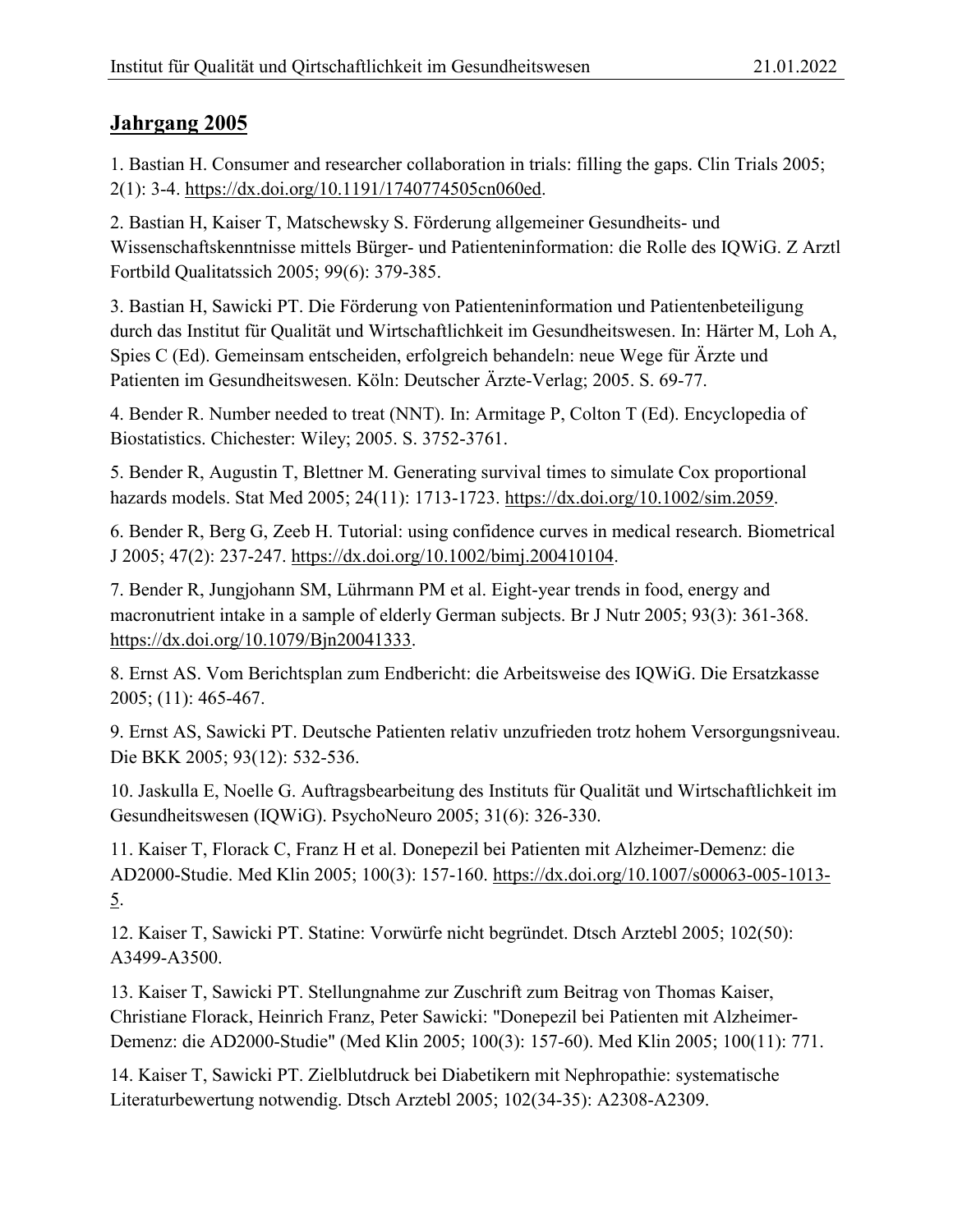## Jahrgang 2005

1. Bastian H. Consumer and researcher collaboration in trials: filling the gaps. Clin Trials 2005; 2(1): 3-4. https://dx.doi.org/10.1191/1740774505cn060ed.

2. Bastian H, Kaiser T, Matschewsky S. Förderung allgemeiner Gesundheits- und Wissenschaftskenntnisse mittels Bürger- und Patienteninformation: die Rolle des IQWiG. Z Arztl Fortbild Qualitatssich 2005; 99(6): 379-385.

3. Bastian H, Sawicki PT. Die Förderung von Patienteninformation und Patientenbeteiligung durch das Institut für Qualität und Wirtschaftlichkeit im Gesundheitswesen. In: Härter M, Loh A, Spies C (Ed). Gemeinsam entscheiden, erfolgreich behandeln: neue Wege für Ärzte und Patienten im Gesundheitswesen. Köln: Deutscher Ärzte-Verlag; 2005. S. 69-77.

4. Bender R. Number needed to treat (NNT). In: Armitage P, Colton T (Ed). Encyclopedia of Biostatistics. Chichester: Wiley; 2005. S. 3752-3761.

5. Bender R, Augustin T, Blettner M. Generating survival times to simulate Cox proportional hazards models. Stat Med 2005; 24(11): 1713-1723. https://dx.doi.org/10.1002/sim.2059.

6. Bender R, Berg G, Zeeb H. Tutorial: using confidence curves in medical research. Biometrical J 2005; 47(2): 237-247. https://dx.doi.org/10.1002/bimj.200410104.

7. Bender R, Jungjohann SM, Lührmann PM et al. Eight-year trends in food, energy and macronutrient intake in a sample of elderly German subjects. Br J Nutr 2005; 93(3): 361-368. https://dx.doi.org/10.1079/Bjn20041333.

8. Ernst AS. Vom Berichtsplan zum Endbericht: die Arbeitsweise des IQWiG. Die Ersatzkasse 2005; (11): 465-467.

9. Ernst AS, Sawicki PT. Deutsche Patienten relativ unzufrieden trotz hohem Versorgungsniveau. Die BKK 2005; 93(12): 532-536.

10. Jaskulla E, Noelle G. Auftragsbearbeitung des Instituts für Qualität und Wirtschaftlichkeit im Gesundheitswesen (IQWiG). PsychoNeuro 2005; 31(6): 326-330.

11. Kaiser T, Florack C, Franz H et al. Donepezil bei Patienten mit Alzheimer-Demenz: die AD2000-Studie. Med Klin 2005; 100(3): 157-160. https://dx.doi.org/10.1007/s00063-005-1013-5.

12. Kaiser T, Sawicki PT. Statine: Vorwürfe nicht begründet. Dtsch Arztebl 2005; 102(50): A3499-A3500.

13. Kaiser T, Sawicki PT. Stellungnahme zur Zuschrift zum Beitrag von Thomas Kaiser, Christiane Florack, Heinrich Franz, Peter Sawicki: "Donepezil bei Patienten mit Alzheimer-Demenz: die AD2000-Studie" (Med Klin 2005; 100(3): 157-60). Med Klin 2005; 100(11): 771.

14. Kaiser T, Sawicki PT. Zielblutdruck bei Diabetikern mit Nephropathie: systematische Literaturbewertung notwendig. Dtsch Arztebl 2005; 102(34-35): A2308-A2309.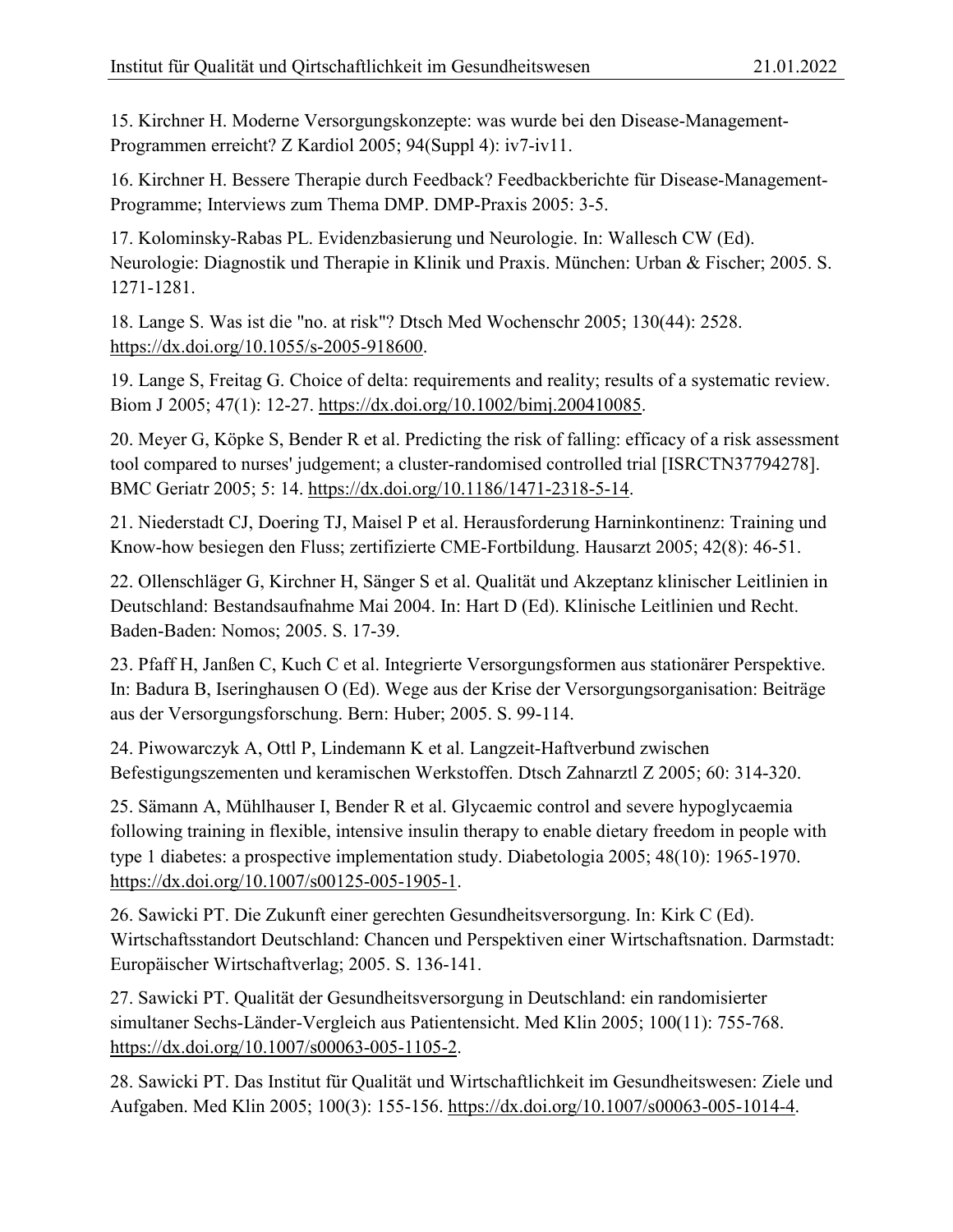15. Kirchner H. Moderne Versorgungskonzepte: was wurde bei den Disease-Management-Programmen erreicht? Z Kardiol 2005; 94(Suppl 4): iv7-iv11.

16. Kirchner H. Bessere Therapie durch Feedback? Feedbackberichte für Disease-Management-Programme; Interviews zum Thema DMP. DMP-Praxis 2005: 3-5.

17. Kolominsky-Rabas PL. Evidenzbasierung und Neurologie. In: Wallesch CW (Ed). Neurologie: Diagnostik und Therapie in Klinik und Praxis. München: Urban & Fischer; 2005. S. 1271-1281.

18. Lange S. Was ist die "no. at risk"? Dtsch Med Wochenschr 2005; 130(44): 2528. https://dx.doi.org/10.1055/s-2005-918600.

19. Lange S, Freitag G. Choice of delta: requirements and reality; results of a systematic review. Biom J 2005; 47(1): 12-27. https://dx.doi.org/10.1002/bimj.200410085.

20. Meyer G, Köpke S, Bender R et al. Predicting the risk of falling: efficacy of a risk assessment tool compared to nurses' judgement; a cluster-randomised controlled trial [ISRCTN37794278]. BMC Geriatr 2005; 5: 14. https://dx.doi.org/10.1186/1471-2318-5-14.

21. Niederstadt CJ, Doering TJ, Maisel P et al. Herausforderung Harninkontinenz: Training und Know-how besiegen den Fluss; zertifizierte CME-Fortbildung. Hausarzt 2005; 42(8): 46-51.

22. Ollenschläger G, Kirchner H, Sänger S et al. Qualität und Akzeptanz klinischer Leitlinien in Deutschland: Bestandsaufnahme Mai 2004. In: Hart D (Ed). Klinische Leitlinien und Recht. Baden-Baden: Nomos; 2005. S. 17-39.

23. Pfaff H, Janßen C, Kuch C et al. Integrierte Versorgungsformen aus stationärer Perspektive. In: Badura B, Iseringhausen O (Ed). Wege aus der Krise der Versorgungsorganisation: Beiträge aus der Versorgungsforschung. Bern: Huber; 2005. S. 99-114.

24. Piwowarczyk A, Ottl P, Lindemann K et al. Langzeit-Haftverbund zwischen Befestigungszementen und keramischen Werkstoffen. Dtsch Zahnarztl Z 2005; 60: 314-320.

25. Sämann A, Mühlhauser I, Bender R et al. Glycaemic control and severe hypoglycaemia following training in flexible, intensive insulin therapy to enable dietary freedom in people with type 1 diabetes: a prospective implementation study. Diabetologia 2005; 48(10): 1965-1970. https://dx.doi.org/10.1007/s00125-005-1905-1.

26. Sawicki PT. Die Zukunft einer gerechten Gesundheitsversorgung. In: Kirk C (Ed). Wirtschaftsstandort Deutschland: Chancen und Perspektiven einer Wirtschaftsnation. Darmstadt: Europäischer Wirtschaftverlag; 2005. S. 136-141.

27. Sawicki PT. Qualität der Gesundheitsversorgung in Deutschland: ein randomisierter simultaner Sechs-Länder-Vergleich aus Patientensicht. Med Klin 2005; 100(11): 755-768. https://dx.doi.org/10.1007/s00063-005-1105-2.

28. Sawicki PT. Das Institut für Qualität und Wirtschaftlichkeit im Gesundheitswesen: Ziele und Aufgaben. Med Klin 2005; 100(3): 155-156. https://dx.doi.org/10.1007/s00063-005-1014-4.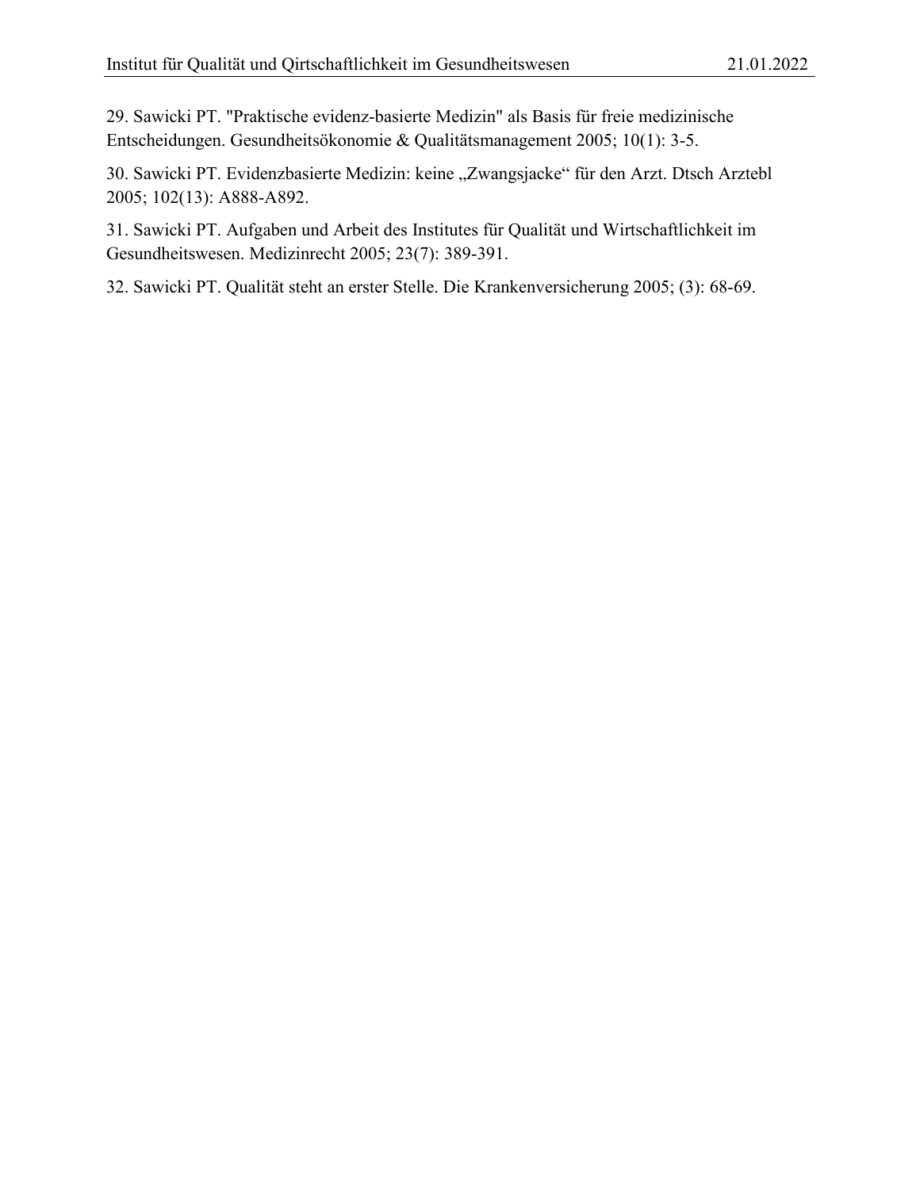29. Sawicki PT. "Praktische evidenz-basierte Medizin" als Basis für freie medizinische Entscheidungen. Gesundheitsökonomie & Qualitätsmanagement 2005; 10(1): 3-5.

30. Sawicki PT. Evidenzbasierte Medizin: keine „Zwangsjacke" für den Arzt. Dtsch Arztebl 2005; 102(13): A888-A892.

31. Sawicki PT. Aufgaben und Arbeit des Institutes für Qualität und Wirtschaftlichkeit im Gesundheitswesen. Medizinrecht 2005; 23(7): 389-391.

32. Sawicki PT. Qualität steht an erster Stelle. Die Krankenversicherung 2005; (3): 68-69.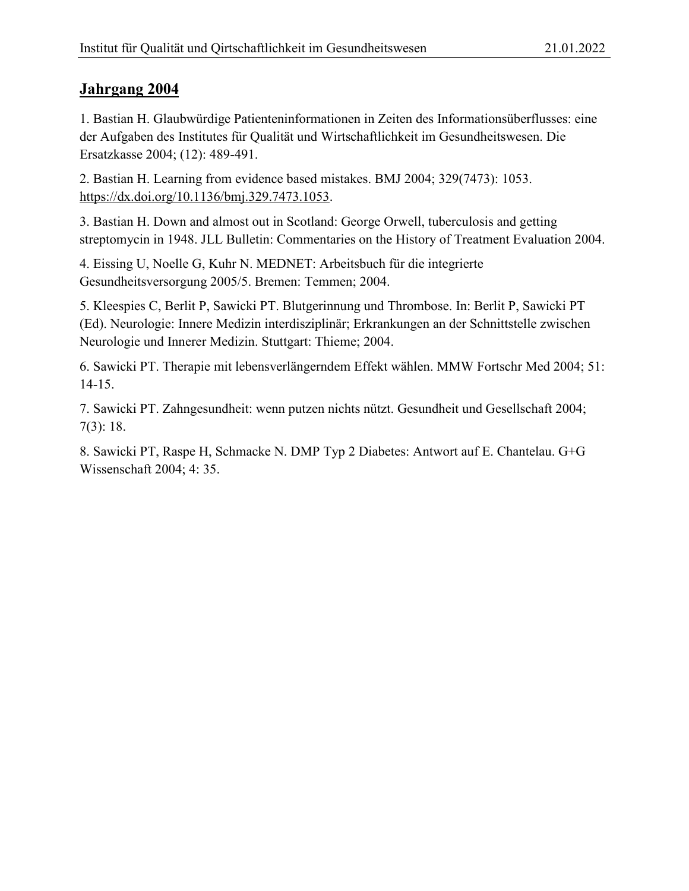## Jahrgang 2004

1. Bastian H. Glaubwürdige Patienteninformationen in Zeiten des Informationsüberflusses: eine der Aufgaben des Institutes für Qualität und Wirtschaftlichkeit im Gesundheitswesen. Die Ersatzkasse 2004; (12): 489-491.

2. Bastian H. Learning from evidence based mistakes. BMJ 2004; 329(7473): 1053. https://dx.doi.org/10.1136/bmj.329.7473.1053.

3. Bastian H. Down and almost out in Scotland: George Orwell, tuberculosis and getting streptomycin in 1948. JLL Bulletin: Commentaries on the History of Treatment Evaluation 2004.

4. Eissing U, Noelle G, Kuhr N. MEDNET: Arbeitsbuch für die integrierte Gesundheitsversorgung 2005/5. Bremen: Temmen; 2004.

5. Kleespies C, Berlit P, Sawicki PT. Blutgerinnung und Thrombose. In: Berlit P, Sawicki PT (Ed). Neurologie: Innere Medizin interdisziplinär; Erkrankungen an der Schnittstelle zwischen Neurologie und Innerer Medizin. Stuttgart: Thieme; 2004.

6. Sawicki PT. Therapie mit lebensverlängerndem Effekt wählen. MMW Fortschr Med 2004; 51: 14-15.

7. Sawicki PT. Zahngesundheit: wenn putzen nichts nützt. Gesundheit und Gesellschaft 2004; 7(3): 18.

8. Sawicki PT, Raspe H, Schmacke N. DMP Typ 2 Diabetes: Antwort auf E. Chantelau. G+G Wissenschaft 2004; 4: 35.